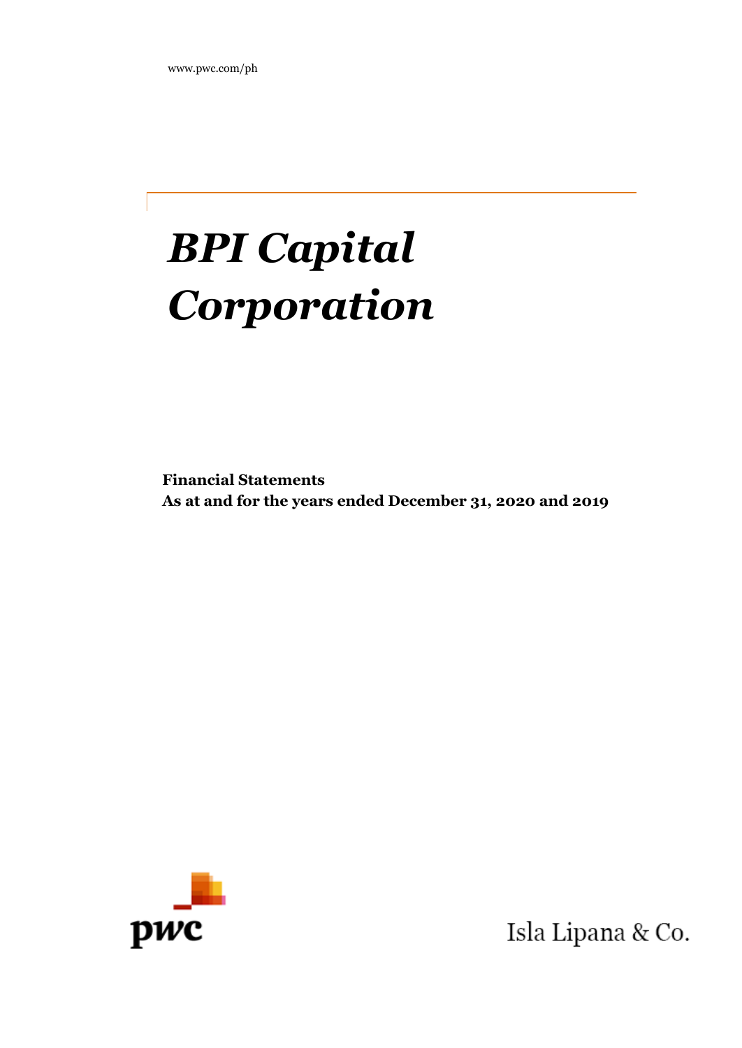www.pwc.com/ph

# *BPI Capital Corporation*

**Financial Statements**
**As at and for the years ended December 31, 2020 and 2019**

pwc

Isla Lipana & Co.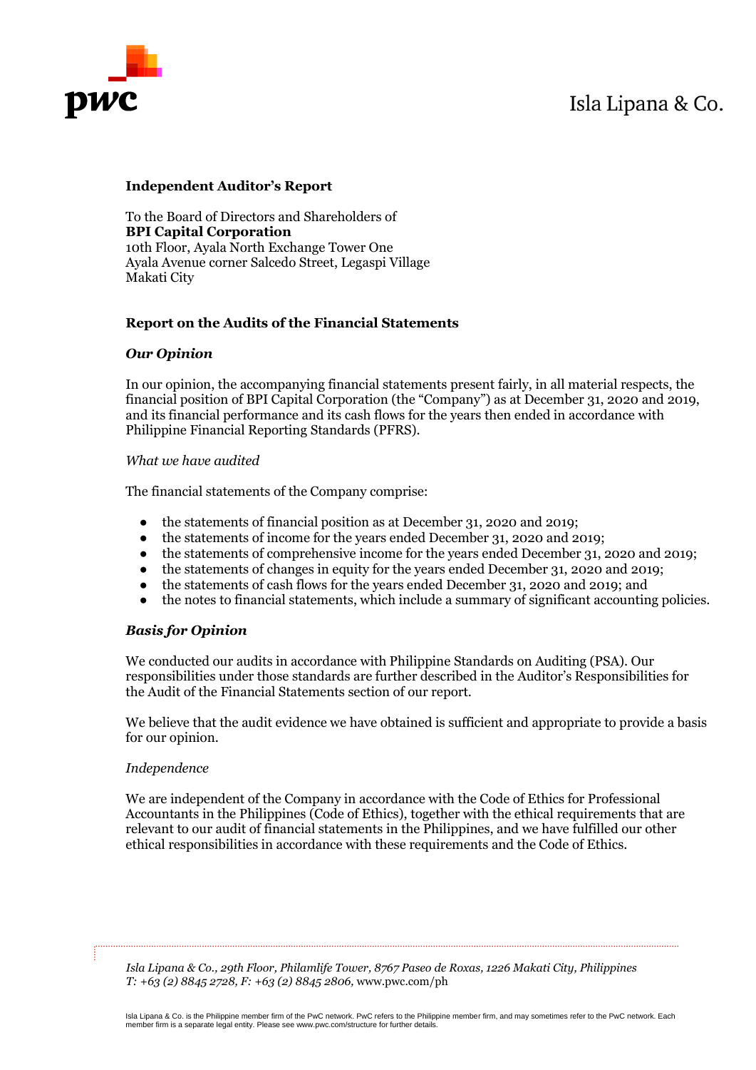**Independent Auditor's Report**

To the Board of Directors and Shareholders of
**BPI Capital Corporation**
10th Floor, Ayala North Exchange Tower One
Ayala Avenue corner Salcedo Street, Legaspi Village
Makati City

## Report on the Audits of the Financial Statements

### *Our Opinion*

In our opinion, the accompanying financial statements present fairly, in all material respects, the financial position of BPI Capital Corporation (the "Company") as at December 31, 2020 and 2019, and its financial performance and its cash flows for the years then ended in accordance with Philippine Financial Reporting Standards (PFRS).

*What we have audited*

The financial statements of the Company comprise:

- the statements of financial position as at December 31, 2020 and 2019;
- the statements of income for the years ended December 31, 2020 and 2019;
- the statements of comprehensive income for the years ended December 31, 2020 and 2019;
- the statements of changes in equity for the years ended December 31, 2020 and 2019;
- the statements of cash flows for the years ended December 31, 2020 and 2019; and
- the notes to financial statements, which include a summary of significant accounting policies.

### *Basis for Opinion*

We conducted our audits in accordance with Philippine Standards on Auditing (PSA). Our responsibilities under those standards are further described in the Auditor's Responsibilities for the Audit of the Financial Statements section of our report.

We believe that the audit evidence we have obtained is sufficient and appropriate to provide a basis for our opinion.

*Independence*

We are independent of the Company in accordance with the Code of Ethics for Professional Accountants in the Philippines (Code of Ethics), together with the ethical requirements that are relevant to our audit of financial statements in the Philippines, and we have fulfilled our other ethical responsibilities in accordance with these requirements and the Code of Ethics.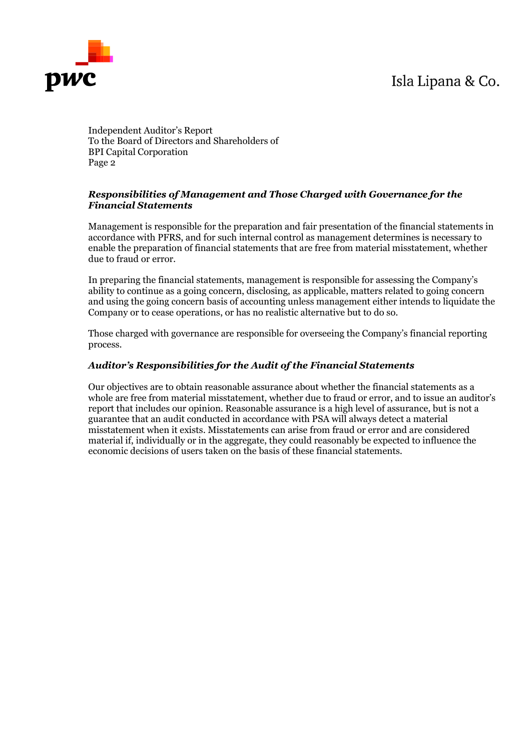Independent Auditor's Report
To the Board of Directors and Shareholders of
BPI Capital Corporation

### ***Responsibilities of Management and Those Charged with Governance for the Financial Statements***

Management is responsible for the preparation and fair presentation of the financial statements in accordance with PFRS, and for such internal control as management determines is necessary to enable the preparation of financial statements that are free from material misstatement, whether due to fraud or error.

In preparing the financial statements, management is responsible for assessing the Company's ability to continue as a going concern, disclosing, as applicable, matters related to going concern and using the going concern basis of accounting unless management either intends to liquidate the Company or to cease operations, or has no realistic alternative but to do so.

Those charged with governance are responsible for overseeing the Company's financial reporting process.

### ***Auditor's Responsibilities for the Audit of the Financial Statements***

Our objectives are to obtain reasonable assurance about whether the financial statements as a whole are free from material misstatement, whether due to fraud or error, and to issue an auditor's report that includes our opinion. Reasonable assurance is a high level of assurance, but is not a guarantee that an audit conducted in accordance with PSA will always detect a material misstatement when it exists. Misstatements can arise from fraud or error and are considered material if, individually or in the aggregate, they could reasonably be expected to influence the economic decisions of users taken on the basis of these financial statements.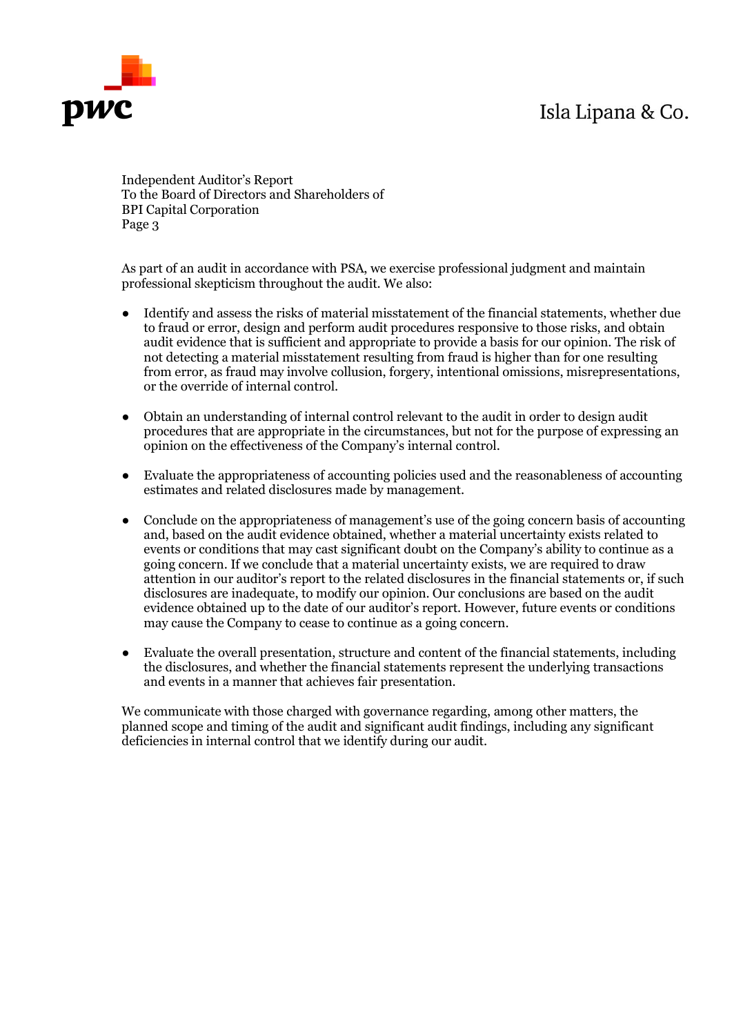As part of an audit in accordance with PSA, we exercise professional judgment and maintain professional skepticism throughout the audit. We also:

- Identify and assess the risks of material misstatement of the financial statements, whether due to fraud or error, design and perform audit procedures responsive to those risks, and obtain audit evidence that is sufficient and appropriate to provide a basis for our opinion. The risk of not detecting a material misstatement resulting from fraud is higher than for one resulting from error, as fraud may involve collusion, forgery, intentional omissions, misrepresentations, or the override of internal control.

- Obtain an understanding of internal control relevant to the audit in order to design audit procedures that are appropriate in the circumstances, but not for the purpose of expressing an opinion on the effectiveness of the Company's internal control.

- Evaluate the appropriateness of accounting policies used and the reasonableness of accounting estimates and related disclosures made by management.

- Conclude on the appropriateness of management's use of the going concern basis of accounting and, based on the audit evidence obtained, whether a material uncertainty exists related to events or conditions that may cast significant doubt on the Company's ability to continue as a going concern. If we conclude that a material uncertainty exists, we are required to draw attention in our auditor's report to the related disclosures in the financial statements or, if such disclosures are inadequate, to modify our opinion. Our conclusions are based on the audit evidence obtained up to the date of our auditor's report. However, future events or conditions may cause the Company to cease to continue as a going concern.

- Evaluate the overall presentation, structure and content of the financial statements, including the disclosures, and whether the financial statements represent the underlying transactions and events in a manner that achieves fair presentation.

We communicate with those charged with governance regarding, among other matters, the planned scope and timing of the audit and significant audit findings, including any significant deficiencies in internal control that we identify during our audit.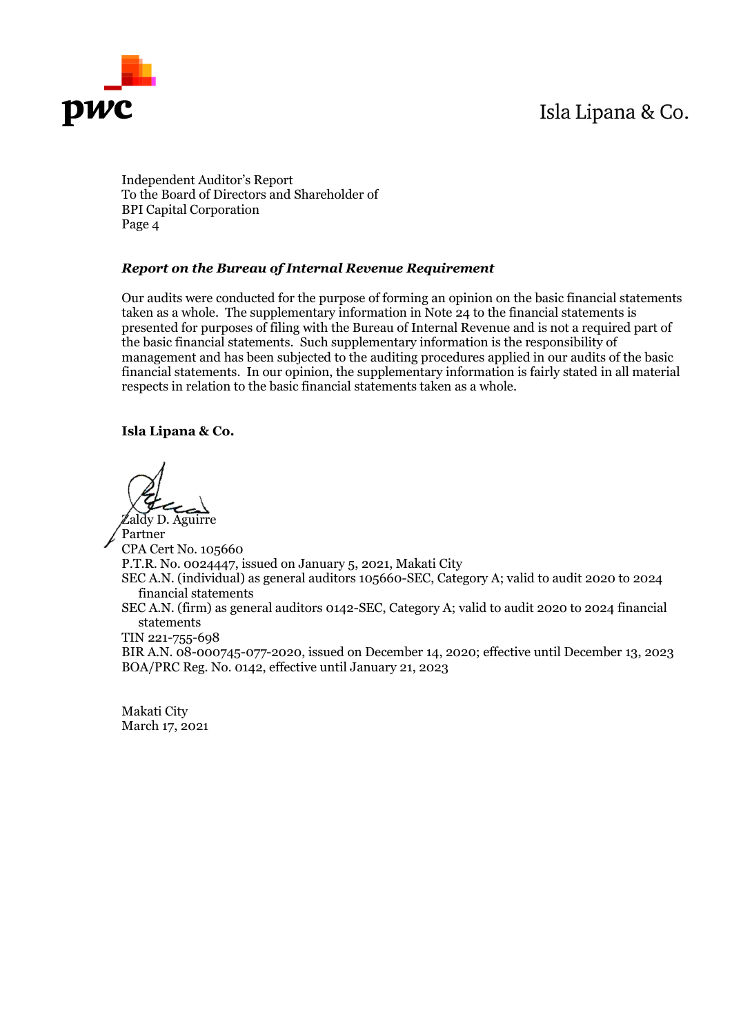Independent Auditor's Report
To the Board of Directors and Shareholder of
BPI Capital Corporation
Page 4

***Report on the Bureau of Internal Revenue Requirement***

Our audits were conducted for the purpose of forming an opinion on the basic financial statements taken as a whole. The supplementary information in Note 24 to the financial statements is presented for purposes of filing with the Bureau of Internal Revenue and is not a required part of the basic financial statements. Such supplementary information is the responsibility of management and has been subjected to the auditing procedures applied in our audits of the basic financial statements. In our opinion, the supplementary information is fairly stated in all material respects in relation to the basic financial statements taken as a whole.

**Isla Lipana & Co.**

Zaldy D. Aguirre
Partner
CPA Cert No. 105660
P.T.R. No. 0024447, issued on January 5, 2021, Makati City
SEC A.N. (individual) as general auditors 105660-SEC, Category A; valid to audit 2020 to 2024 financial statements
SEC A.N. (firm) as general auditors 0142-SEC, Category A; valid to audit 2020 to 2024 financial statements
TIN 221-755-698
BIR A.N. 08-000745-077-2020, issued on December 14, 2020; effective until December 13, 2023
BOA/PRC Reg. No. 0142, effective until January 21, 2023

Makati City
March 17, 2021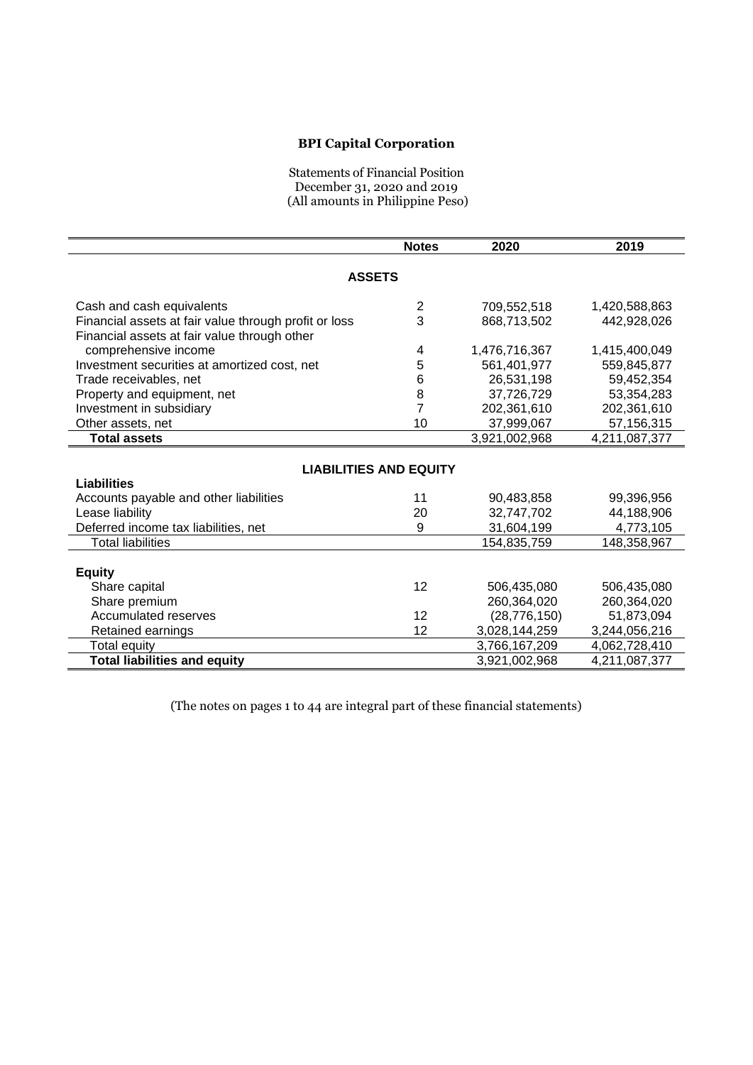**BPI Capital Corporation**

Statements of Financial Position
December 31, 2020 and 2019
(All amounts in Philippine Peso)

| | Notes | 2020 | 2019 |
|---|---|---|---|
| **ASSETS** | | | |
| Cash and cash equivalents | 2 | 709,552,518 | 1,420,588,863 |
| Financial assets at fair value through profit or loss | 3 | 868,713,502 | 442,928,026 |
| Financial assets at fair value through other comprehensive income | 4 | 1,476,716,367 | 1,415,400,049 |
| Investment securities at amortized cost, net | 5 | 561,401,977 | 559,845,877 |
| Trade receivables, net | 6 | 26,531,198 | 59,452,354 |
| Property and equipment, net | 8 | 37,726,729 | 53,354,283 |
| Investment in subsidiary | 7 | 202,361,610 | 202,361,610 |
| Other assets, net | 10 | 37,999,067 | 57,156,315 |
| **Total assets** | | 3,921,002,968 | 4,211,087,377 |
| **LIABILITIES AND EQUITY** | | | |
| **Liabilities** | | | |
| Accounts payable and other liabilities | 11 | 90,483,858 | 99,396,956 |
| Lease liability | 20 | 32,747,702 | 44,188,906 |
| Deferred income tax liabilities, net | 9 | 31,604,199 | 4,773,105 |
| Total liabilities | | 154,835,759 | 148,358,967 |
| **Equity** | | | |
| Share capital | 12 | 506,435,080 | 506,435,080 |
| Share premium | | 260,364,020 | 260,364,020 |
| Accumulated reserves | 12 | (28,776,150) | 51,873,094 |
| Retained earnings | 12 | 3,028,144,259 | 3,244,056,216 |
| Total equity | | 3,766,167,209 | 4,062,728,410 |
| **Total liabilities and equity** | | 3,921,002,968 | 4,211,087,377 |

(The notes on pages 1 to 44 are integral part of these financial statements)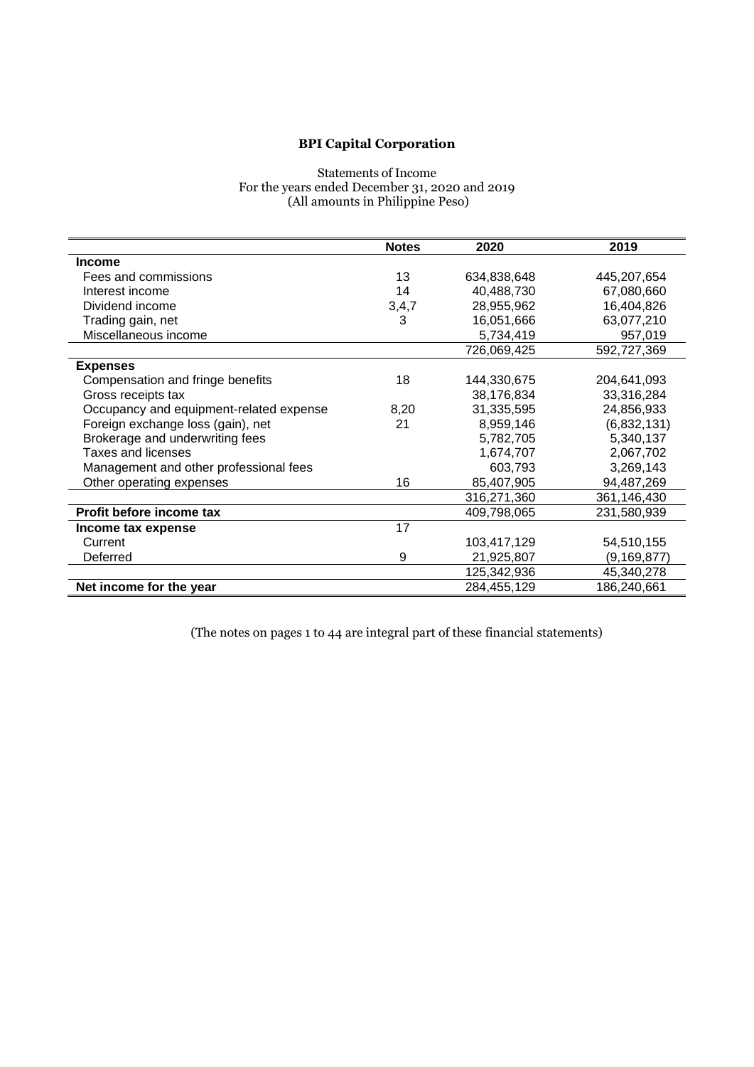# BPI Capital Corporation

Statements of Income
For the years ended December 31, 2020 and 2019
(All amounts in Philippine Peso)

| | Notes | 2020 | 2019 |
|---|---|---|---|
| **Income** | | | |
| Fees and commissions | 13 | 634,838,648 | 445,207,654 |
| Interest income | 14 | 40,488,730 | 67,080,660 |
| Dividend income | 3,4,7 | 28,955,962 | 16,404,826 |
| Trading gain, net | 3 | 16,051,666 | 63,077,210 |
| Miscellaneous income | | 5,734,419 | 957,019 |
| | | 726,069,425 | 592,727,369 |
| **Expenses** | | | |
| Compensation and fringe benefits | 18 | 144,330,675 | 204,641,093 |
| Gross receipts tax | | 38,176,834 | 33,316,284 |
| Occupancy and equipment-related expense | 8,20 | 31,335,595 | 24,856,933 |
| Foreign exchange loss (gain), net | 21 | 8,959,146 | (6,832,131) |
| Brokerage and underwriting fees | | 5,782,705 | 5,340,137 |
| Taxes and licenses | | 1,674,707 | 2,067,702 |
| Management and other professional fees | | 603,793 | 3,269,143 |
| Other operating expenses | 16 | 85,407,905 | 94,487,269 |
| | | 316,271,360 | 361,146,430 |
| **Profit before income tax** | | 409,798,065 | 231,580,939 |
| **Income tax expense** | 17 | | |
| Current | | 103,417,129 | 54,510,155 |
| Deferred | 9 | 21,925,807 | (9,169,877) |
| | | 125,342,936 | 45,340,278 |
| **Net income for the year** | | 284,455,129 | 186,240,661 |

(The notes on pages 1 to 44 are integral part of these financial statements)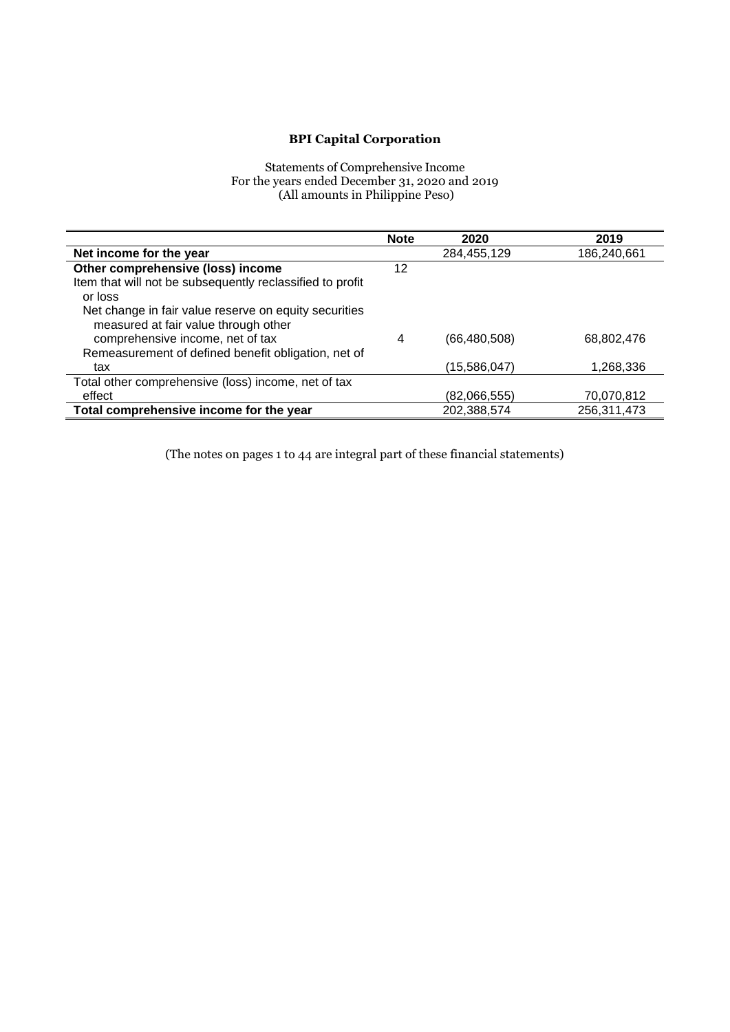**BPI Capital Corporation**

Statements of Comprehensive Income
For the years ended December 31, 2020 and 2019
(All amounts in Philippine Peso)

| | Note | 2020 | 2019 |
|---|---|---|---|
| **Net income for the year** | | 284,455,129 | 186,240,661 |
| **Other comprehensive (loss) income** | 12 | | |
| Item that will not be subsequently reclassified to profit or loss | | | |
| Net change in fair value reserve on equity securities measured at fair value through other comprehensive income, net of tax | 4 | (66,480,508) | 68,802,476 |
| Remeasurement of defined benefit obligation, net of tax | | (15,586,047) | 1,268,336 |
| Total other comprehensive (loss) income, net of tax effect | | (82,066,555) | 70,070,812 |
| **Total comprehensive income for the year** | | 202,388,574 | 256,311,473 |

(The notes on pages 1 to 44 are integral part of these financial statements)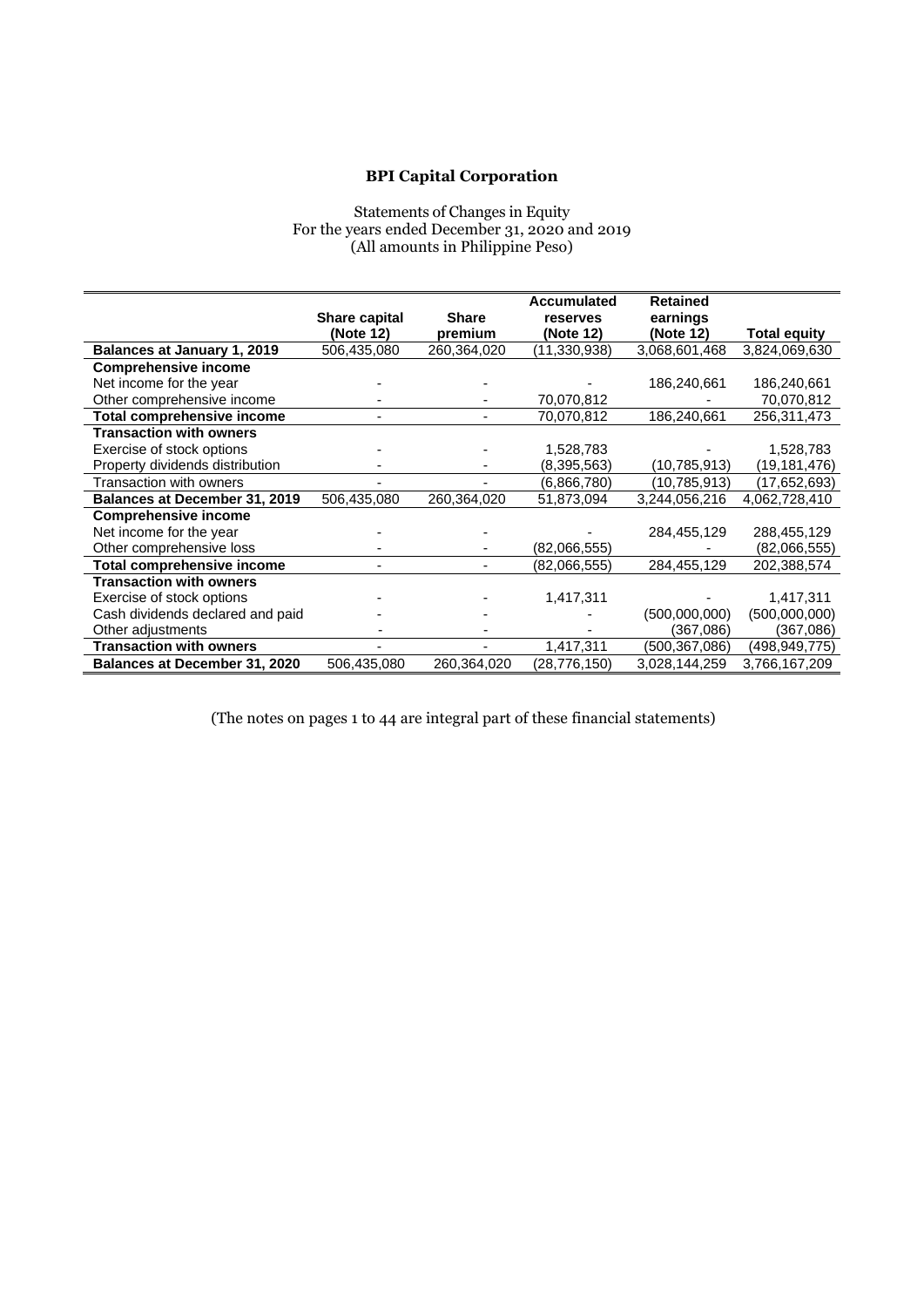# BPI Capital Corporation

Statements of Changes in Equity
For the years ended December 31, 2020 and 2019
(All amounts in Philippine Peso)

| | Share capital (Note 12) | Share premium | Accumulated reserves (Note 12) | Retained earnings (Note 12) | Total equity |
|---|---|---|---|---|---|
| **Balances at January 1, 2019** | 506,435,080 | 260,364,020 | (11,330,938) | 3,068,601,468 | 3,824,069,630 |
| **Comprehensive income** | | | | | |
| Net income for the year | - | - | - | 186,240,661 | 186,240,661 |
| Other comprehensive income | - | - | 70,070,812 | - | 70,070,812 |
| **Total comprehensive income** | - | - | 70,070,812 | 186,240,661 | 256,311,473 |
| **Transaction with owners** | | | | | |
| Exercise of stock options | - | - | 1,528,783 | - | 1,528,783 |
| Property dividends distribution | - | - | (8,395,563) | (10,785,913) | (19,181,476) |
| Transaction with owners | - | - | (6,866,780) | (10,785,913) | (17,652,693) |
| **Balances at December 31, 2019** | 506,435,080 | 260,364,020 | 51,873,094 | 3,244,056,216 | 4,062,728,410 |
| **Comprehensive income** | | | | | |
| Net income for the year | - | - | - | 284,455,129 | 288,455,129 |
| Other comprehensive loss | - | - | (82,066,555) | - | (82,066,555) |
| **Total comprehensive income** | - | - | (82,066,555) | 284,455,129 | 202,388,574 |
| **Transaction with owners** | | | | | |
| Exercise of stock options | - | - | 1,417,311 | - | 1,417,311 |
| Cash dividends declared and paid | - | - | - | (500,000,000) | (500,000,000) |
| Other adjustments | - | - | - | (367,086) | (367,086) |
| **Transaction with owners** | - | - | 1,417,311 | (500,367,086) | (498,949,775) |
| **Balances at December 31, 2020** | 506,435,080 | 260,364,020 | (28,776,150) | 3,028,144,259 | 3,766,167,209 |

(The notes on pages 1 to 44 are integral part of these financial statements)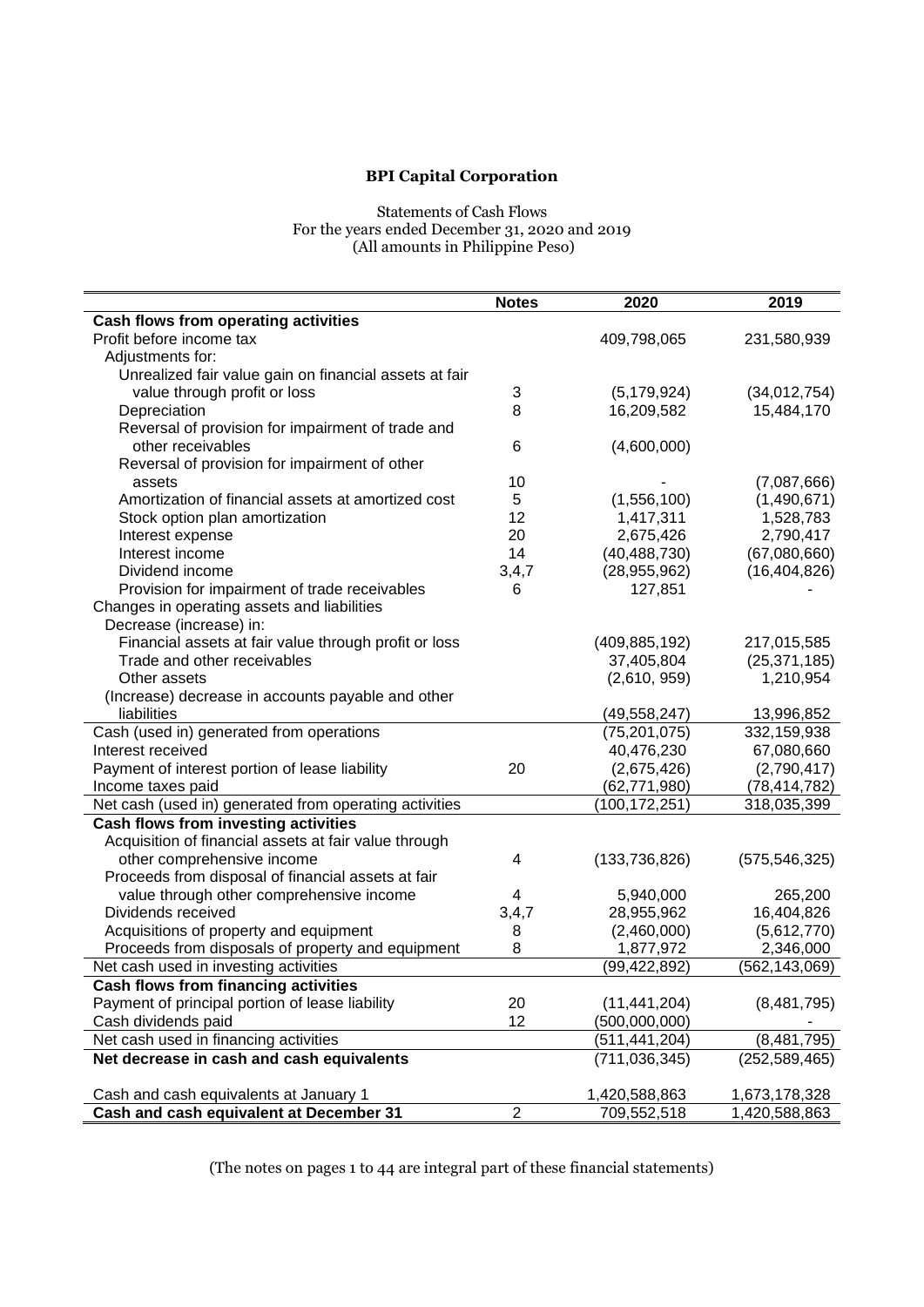# BPI Capital Corporation

Statements of Cash Flows
For the years ended December 31, 2020 and 2019
(All amounts in Philippine Peso)

| | Notes | 2020 | 2019 |
|---|---|---|---|
| **Cash flows from operating activities** | | | |
| Profit before income tax | | 409,798,065 | 231,580,939 |
| Adjustments for: | | | |
| Unrealized fair value gain on financial assets at fair value through profit or loss | 3 | (5,179,924) | (34,012,754) |
| Depreciation | 8 | 16,209,582 | 15,484,170 |
| Reversal of provision for impairment of trade and other receivables | 6 | (4,600,000) | |
| Reversal of provision for impairment of other assets | 10 | - | (7,087,666) |
| Amortization of financial assets at amortized cost | 5 | (1,556,100) | (1,490,671) |
| Stock option plan amortization | 12 | 1,417,311 | 1,528,783 |
| Interest expense | 20 | 2,675,426 | 2,790,417 |
| Interest income | 14 | (40,488,730) | (67,080,660) |
| Dividend income | 3,4,7 | (28,955,962) | (16,404,826) |
| Provision for impairment of trade receivables | 6 | 127,851 | - |
| Changes in operating assets and liabilities | | | |
| Decrease (increase) in: | | | |
| Financial assets at fair value through profit or loss | | (409,885,192) | 217,015,585 |
| Trade and other receivables | | 37,405,804 | (25,371,185) |
| Other assets | | (2,610, 959) | 1,210,954 |
| (Increase) decrease in accounts payable and other liabilities | | (49,558,247) | 13,996,852 |
| Cash (used in) generated from operations | | (75,201,075) | 332,159,938 |
| Interest received | | 40,476,230 | 67,080,660 |
| Payment of interest portion of lease liability | 20 | (2,675,426) | (2,790,417) |
| Income taxes paid | | (62,771,980) | (78,414,782) |
| Net cash (used in) generated from operating activities | | (100,172,251) | 318,035,399 |
| **Cash flows from investing activities** | | | |
| Acquisition of financial assets at fair value through other comprehensive income | 4 | (133,736,826) | (575,546,325) |
| Proceeds from disposal of financial assets at fair value through other comprehensive income | 4 | 5,940,000 | 265,200 |
| Dividends received | 3,4,7 | 28,955,962 | 16,404,826 |
| Acquisitions of property and equipment | 8 | (2,460,000) | (5,612,770) |
| Proceeds from disposals of property and equipment | 8 | 1,877,972 | 2,346,000 |
| Net cash used in investing activities | | (99,422,892) | (562,143,069) |
| **Cash flows from financing activities** | | | |
| Payment of principal portion of lease liability | 20 | (11,441,204) | (8,481,795) |
| Cash dividends paid | 12 | (500,000,000) | - |
| Net cash used in financing activities | | (511,441,204) | (8,481,795) |
| **Net decrease in cash and cash equivalents** | | (711,036,345) | (252,589,465) |
| Cash and cash equivalents at January 1 | | 1,420,588,863 | 1,673,178,328 |
| **Cash and cash equivalent at December 31** | 2 | 709,552,518 | 1,420,588,863 |

(The notes on pages 1 to 44 are integral part of these financial statements)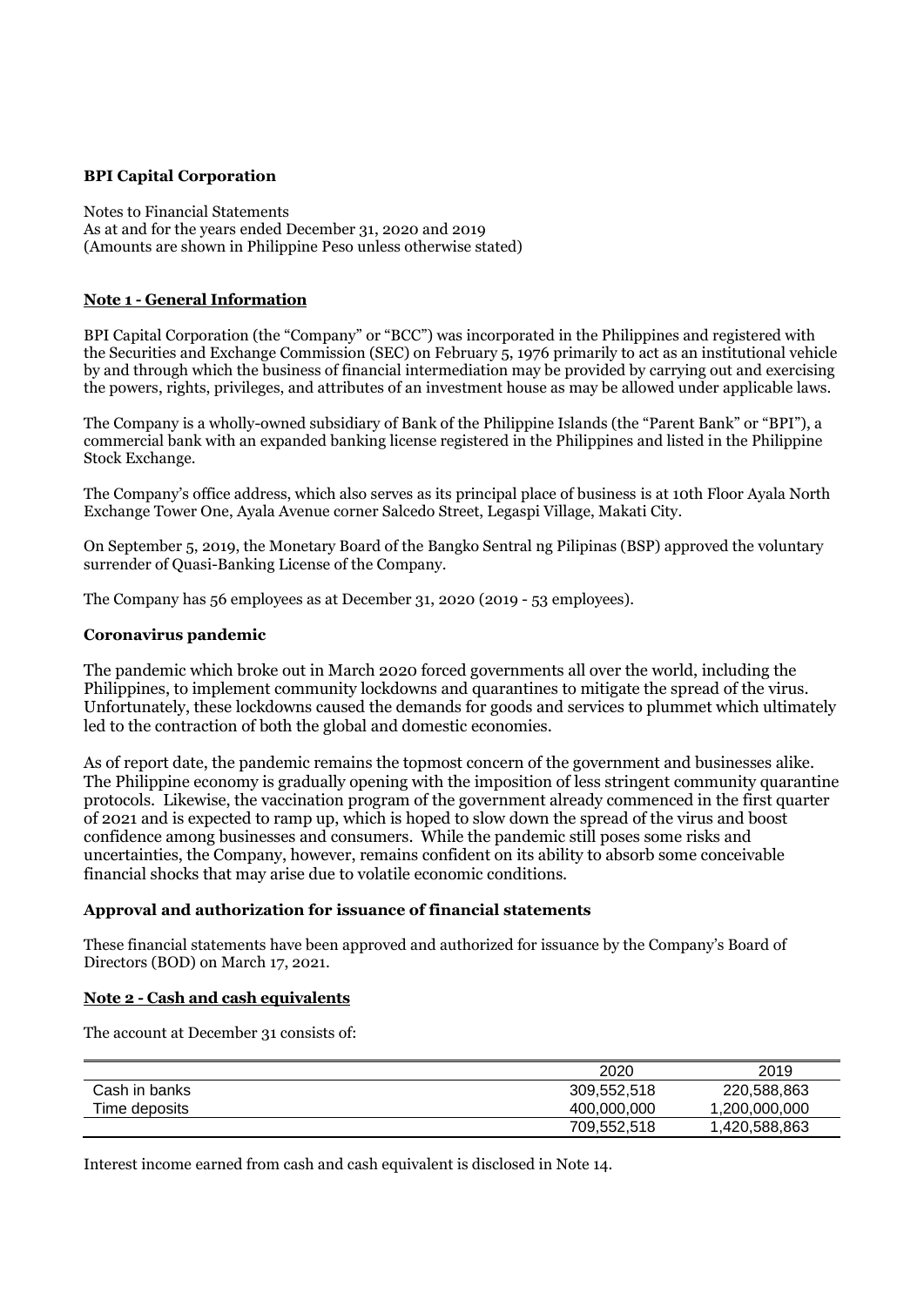**BPI Capital Corporation**

Notes to Financial Statements
As at and for the years ended December 31, 2020 and 2019
(Amounts are shown in Philippine Peso unless otherwise stated)

## Note 1 - General Information

BPI Capital Corporation (the "Company" or "BCC") was incorporated in the Philippines and registered with the Securities and Exchange Commission (SEC) on February 5, 1976 primarily to act as an institutional vehicle by and through which the business of financial intermediation may be provided by carrying out and exercising the powers, rights, privileges, and attributes of an investment house as may be allowed under applicable laws.

The Company is a wholly-owned subsidiary of Bank of the Philippine Islands (the "Parent Bank" or "BPI"), a commercial bank with an expanded banking license registered in the Philippines and listed in the Philippine Stock Exchange.

The Company's office address, which also serves as its principal place of business is at 10th Floor Ayala North Exchange Tower One, Ayala Avenue corner Salcedo Street, Legaspi Village, Makati City.

On September 5, 2019, the Monetary Board of the Bangko Sentral ng Pilipinas (BSP) approved the voluntary surrender of Quasi-Banking License of the Company.

The Company has 56 employees as at December 31, 2020 (2019 - 53 employees).

### Coronavirus pandemic

The pandemic which broke out in March 2020 forced governments all over the world, including the Philippines, to implement community lockdowns and quarantines to mitigate the spread of the virus. Unfortunately, these lockdowns caused the demands for goods and services to plummet which ultimately led to the contraction of both the global and domestic economies.

As of report date, the pandemic remains the topmost concern of the government and businesses alike. The Philippine economy is gradually opening with the imposition of less stringent community quarantine protocols. Likewise, the vaccination program of the government already commenced in the first quarter of 2021 and is expected to ramp up, which is hoped to slow down the spread of the virus and boost confidence among businesses and consumers. While the pandemic still poses some risks and uncertainties, the Company, however, remains confident on its ability to absorb some conceivable financial shocks that may arise due to volatile economic conditions.

### Approval and authorization for issuance of financial statements

These financial statements have been approved and authorized for issuance by the Company's Board of Directors (BOD) on March 17, 2021.

## Note 2 - Cash and cash equivalents

The account at December 31 consists of:

| | 2020 | 2019 |
|---|---|---|
| Cash in banks | 309,552,518 | 220,588,863 |
| Time deposits | 400,000,000 | 1,200,000,000 |
| | 709,552,518 | 1,420,588,863 |

Interest income earned from cash and cash equivalent is disclosed in Note 14.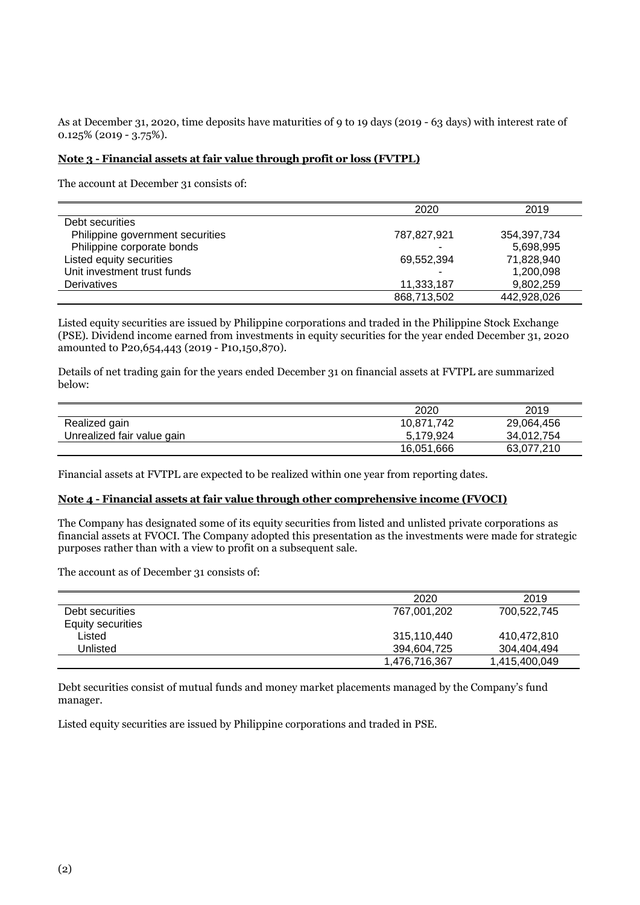As at December 31, 2020, time deposits have maturities of 9 to 19 days (2019 - 63 days) with interest rate of 0.125% (2019 - 3.75%).

**Note 3 - Financial assets at fair value through profit or loss (FVTPL)**

The account at December 31 consists of:

| | 2020 | 2019 |
|---|---|---|
| Debt securities | | |
| Philippine government securities | 787,827,921 | 354,397,734 |
| Philippine corporate bonds | - | 5,698,995 |
| Listed equity securities | 69,552,394 | 71,828,940 |
| Unit investment trust funds | - | 1,200,098 |
| Derivatives | 11,333,187 | 9,802,259 |
| | 868,713,502 | 442,928,026 |

Listed equity securities are issued by Philippine corporations and traded in the Philippine Stock Exchange (PSE). Dividend income earned from investments in equity securities for the year ended December 31, 2020 amounted to P20,654,443 (2019 - P10,150,870).

Details of net trading gain for the years ended December 31 on financial assets at FVTPL are summarized below:

| | 2020 | 2019 |
|---|---|---|
| Realized gain | 10,871,742 | 29,064,456 |
| Unrealized fair value gain | 5,179,924 | 34,012,754 |
| | 16,051,666 | 63,077,210 |

Financial assets at FVTPL are expected to be realized within one year from reporting dates.

**Note 4 - Financial assets at fair value through other comprehensive income (FVOCI)**

The Company has designated some of its equity securities from listed and unlisted private corporations as financial assets at FVOCI. The Company adopted this presentation as the investments were made for strategic purposes rather than with a view to profit on a subsequent sale.

The account as of December 31 consists of:

| | 2020 | 2019 |
|---|---|---|
| Debt securities | 767,001,202 | 700,522,745 |
| Equity securities | | |
| Listed | 315,110,440 | 410,472,810 |
| Unlisted | 394,604,725 | 304,404,494 |
| | 1,476,716,367 | 1,415,400,049 |

Debt securities consist of mutual funds and money market placements managed by the Company's fund manager.

Listed equity securities are issued by Philippine corporations and traded in PSE.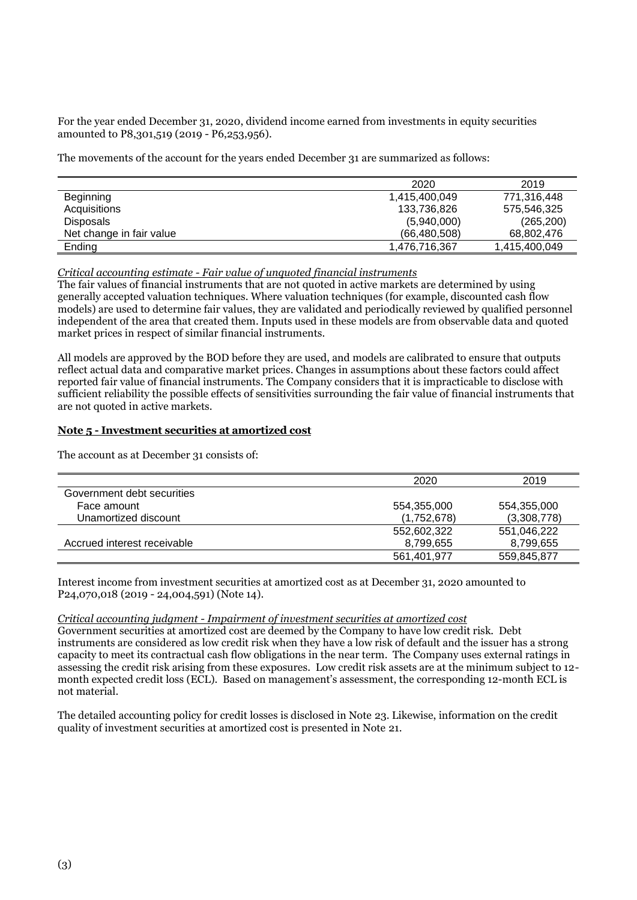For the year ended December 31, 2020, dividend income earned from investments in equity securities amounted to P8,301,519 (2019 - P6,253,956).

The movements of the account for the years ended December 31 are summarized as follows:

| | 2020 | 2019 |
|---|---|---|
| Beginning | 1,415,400,049 | 771,316,448 |
| Acquisitions | 133,736,826 | 575,546,325 |
| Disposals | (5,940,000) | (265,200) |
| Net change in fair value | (66,480,508) | 68,802,476 |
| Ending | 1,476,716,367 | 1,415,400,049 |

*Critical accounting estimate - Fair value of unquoted financial instruments*

The fair values of financial instruments that are not quoted in active markets are determined by using generally accepted valuation techniques. Where valuation techniques (for example, discounted cash flow models) are used to determine fair values, they are validated and periodically reviewed by qualified personnel independent of the area that created them. Inputs used in these models are from observable data and quoted market prices in respect of similar financial instruments.

All models are approved by the BOD before they are used, and models are calibrated to ensure that outputs reflect actual data and comparative market prices. Changes in assumptions about these factors could affect reported fair value of financial instruments. The Company considers that it is impracticable to disclose with sufficient reliability the possible effects of sensitivities surrounding the fair value of financial instruments that are not quoted in active markets.

**Note 5 - Investment securities at amortized cost**

The account as at December 31 consists of:

| | 2020 | 2019 |
|---|---|---|
| Government debt securities | | |
| Face amount | 554,355,000 | 554,355,000 |
| Unamortized discount | (1,752,678) | (3,308,778) |
| | 552,602,322 | 551,046,222 |
| Accrued interest receivable | 8,799,655 | 8,799,655 |
| | 561,401,977 | 559,845,877 |

Interest income from investment securities at amortized cost as at December 31, 2020 amounted to P24,070,018 (2019 - 24,004,591) (Note 14).

*Critical accounting judgment - Impairment of investment securities at amortized cost*

Government securities at amortized cost are deemed by the Company to have low credit risk. Debt instruments are considered as low credit risk when they have a low risk of default and the issuer has a strong capacity to meet its contractual cash flow obligations in the near term. The Company uses external ratings in assessing the credit risk arising from these exposures. Low credit risk assets are at the minimum subject to 12-month expected credit loss (ECL). Based on management's assessment, the corresponding 12-month ECL is not material.

The detailed accounting policy for credit losses is disclosed in Note 23. Likewise, information on the credit quality of investment securities at amortized cost is presented in Note 21.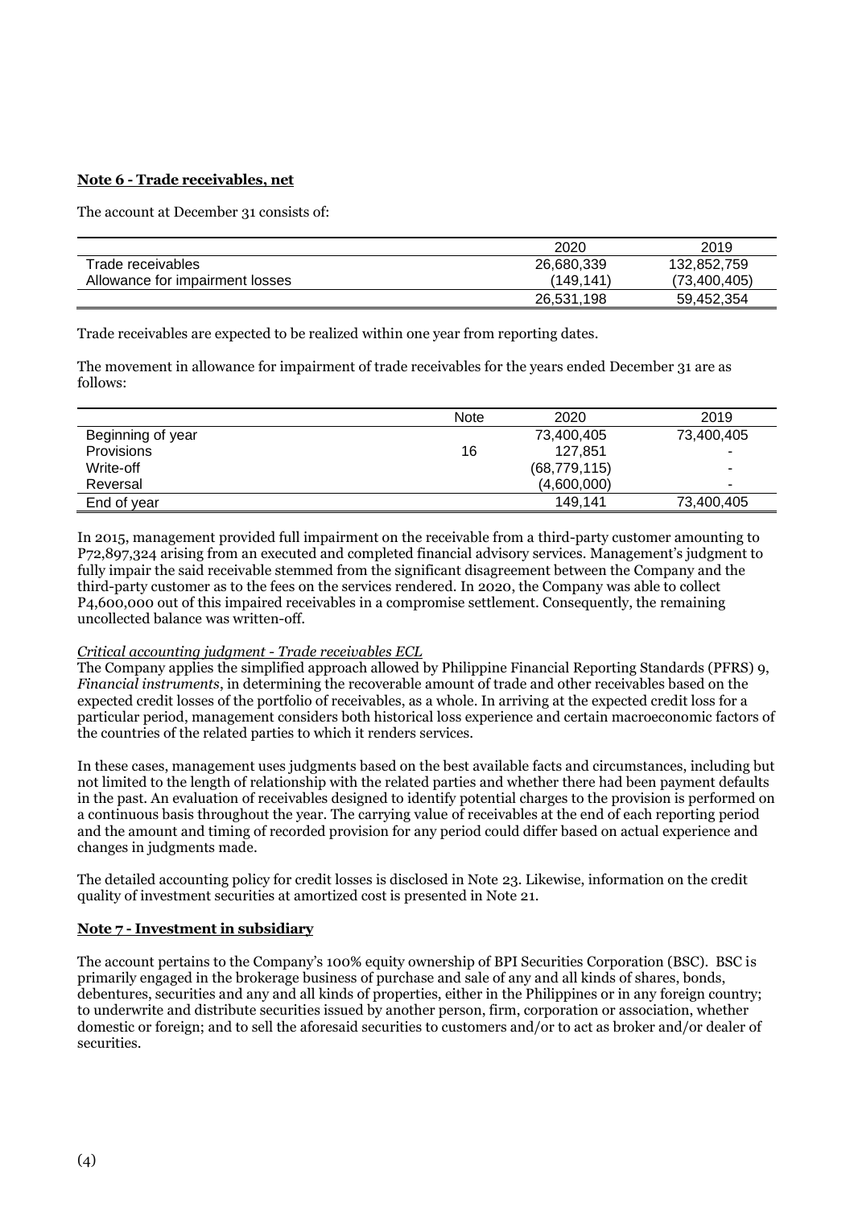**Note 6 - Trade receivables, net**

The account at December 31 consists of:

| | 2020 | 2019 |
|---|---|---|
| Trade receivables | 26,680,339 | 132,852,759 |
| Allowance for impairment losses | (149,141) | (73,400,405) |
| | 26,531,198 | 59,452,354 |

Trade receivables are expected to be realized within one year from reporting dates.

The movement in allowance for impairment of trade receivables for the years ended December 31 are as follows:

| | Note | 2020 | 2019 |
|---|---|---|---|
| Beginning of year | | 73,400,405 | 73,400,405 |
| Provisions | 16 | 127,851 | - |
| Write-off | | (68,779,115) | - |
| Reversal | | (4,600,000) | - |
| End of year | | 149,141 | 73,400,405 |

In 2015, management provided full impairment on the receivable from a third-party customer amounting to P72,897,324 arising from an executed and completed financial advisory services. Management's judgment to fully impair the said receivable stemmed from the significant disagreement between the Company and the third-party customer as to the fees on the services rendered. In 2020, the Company was able to collect P4,600,000 out of this impaired receivables in a compromise settlement. Consequently, the remaining uncollected balance was written-off.

*Critical accounting judgment - Trade receivables ECL*

The Company applies the simplified approach allowed by Philippine Financial Reporting Standards (PFRS) 9, *Financial instruments*, in determining the recoverable amount of trade and other receivables based on the expected credit losses of the portfolio of receivables, as a whole. In arriving at the expected credit loss for a particular period, management considers both historical loss experience and certain macroeconomic factors of the countries of the related parties to which it renders services.

In these cases, management uses judgments based on the best available facts and circumstances, including but not limited to the length of relationship with the related parties and whether there had been payment defaults in the past. An evaluation of receivables designed to identify potential charges to the provision is performed on a continuous basis throughout the year. The carrying value of receivables at the end of each reporting period and the amount and timing of recorded provision for any period could differ based on actual experience and changes in judgments made.

The detailed accounting policy for credit losses is disclosed in Note 23. Likewise, information on the credit quality of investment securities at amortized cost is presented in Note 21.

**Note 7 - Investment in subsidiary**

The account pertains to the Company's 100% equity ownership of BPI Securities Corporation (BSC). BSC is primarily engaged in the brokerage business of purchase and sale of any and all kinds of shares, bonds, debentures, securities and any and all kinds of properties, either in the Philippines or in any foreign country; to underwrite and distribute securities issued by another person, firm, corporation or association, whether domestic or foreign; and to sell the aforesaid securities to customers and/or to act as broker and/or dealer of securities.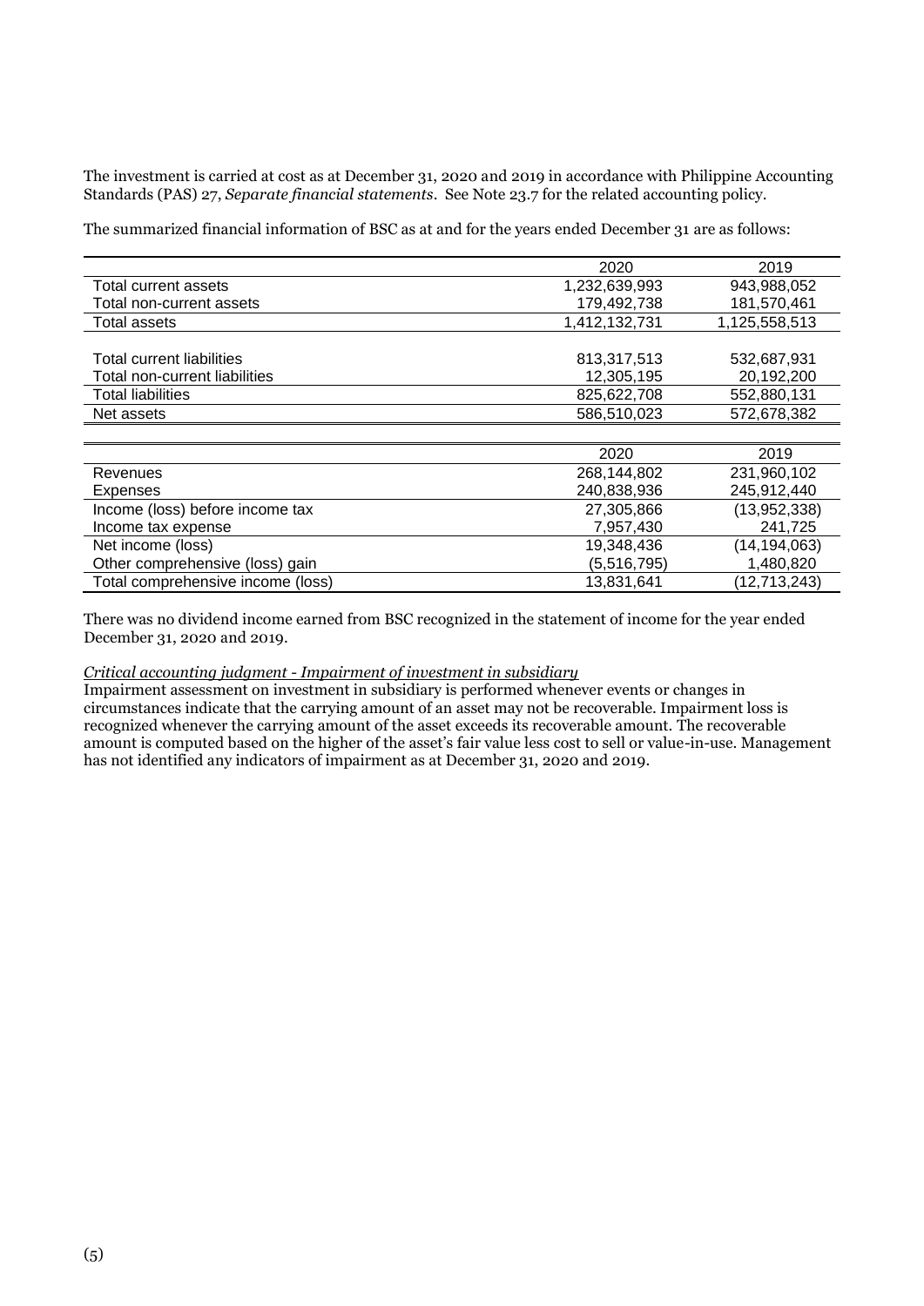The investment is carried at cost as at December 31, 2020 and 2019 in accordance with Philippine Accounting Standards (PAS) 27, *Separate financial statements*. See Note 23.7 for the related accounting policy.

The summarized financial information of BSC as at and for the years ended December 31 are as follows:

| | 2020 | 2019 |
|---|---|---|
| Total current assets | 1,232,639,993 | 943,988,052 |
| Total non-current assets | 179,492,738 | 181,570,461 |
| Total assets | 1,412,132,731 | 1,125,558,513 |
| | | |
| Total current liabilities | 813,317,513 | 532,687,931 |
| Total non-current liabilities | 12,305,195 | 20,192,200 |
| Total liabilities | 825,622,708 | 552,880,131 |
| Net assets | 586,510,023 | 572,678,382 |

| | 2020 | 2019 |
|---|---|---|
| Revenues | 268,144,802 | 231,960,102 |
| Expenses | 240,838,936 | 245,912,440 |
| Income (loss) before income tax | 27,305,866 | (13,952,338) |
| Income tax expense | 7,957,430 | 241,725 |
| Net income (loss) | 19,348,436 | (14,194,063) |
| Other comprehensive (loss) gain | (5,516,795) | 1,480,820 |
| Total comprehensive income (loss) | 13,831,641 | (12,713,243) |

There was no dividend income earned from BSC recognized in the statement of income for the year ended December 31, 2020 and 2019.

*Critical accounting judgment - Impairment of investment in subsidiary*

Impairment assessment on investment in subsidiary is performed whenever events or changes in circumstances indicate that the carrying amount of an asset may not be recoverable. Impairment loss is recognized whenever the carrying amount of the asset exceeds its recoverable amount. The recoverable amount is computed based on the higher of the asset's fair value less cost to sell or value-in-use. Management has not identified any indicators of impairment as at December 31, 2020 and 2019.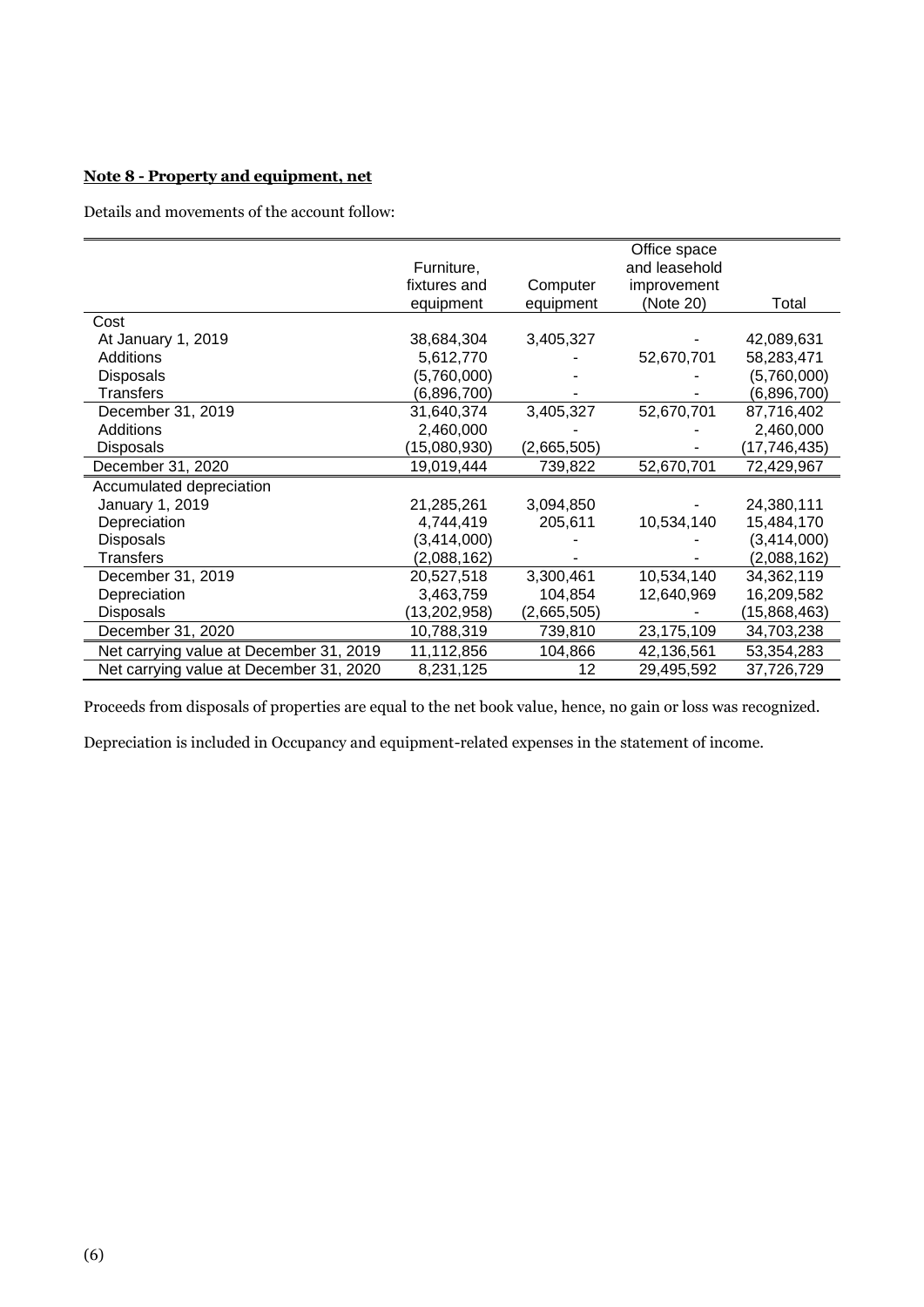**Note 8 - Property and equipment, net**

Details and movements of the account follow:

| | Furniture, fixtures and equipment | Computer equipment | Office space and leasehold improvement (Note 20) | Total |
|---|---|---|---|---|
| Cost | | | | |
| At January 1, 2019 | 38,684,304 | 3,405,327 | - | 42,089,631 |
| Additions | 5,612,770 | - | 52,670,701 | 58,283,471 |
| Disposals | (5,760,000) | - | - | (5,760,000) |
| Transfers | (6,896,700) | - | - | (6,896,700) |
| December 31, 2019 | 31,640,374 | 3,405,327 | 52,670,701 | 87,716,402 |
| Additions | 2,460,000 | - | - | 2,460,000 |
| Disposals | (15,080,930) | (2,665,505) | - | (17,746,435) |
| December 31, 2020 | 19,019,444 | 739,822 | 52,670,701 | 72,429,967 |
| Accumulated depreciation | | | | |
| January 1, 2019 | 21,285,261 | 3,094,850 | - | 24,380,111 |
| Depreciation | 4,744,419 | 205,611 | 10,534,140 | 15,484,170 |
| Disposals | (3,414,000) | - | - | (3,414,000) |
| Transfers | (2,088,162) | - | - | (2,088,162) |
| December 31, 2019 | 20,527,518 | 3,300,461 | 10,534,140 | 34,362,119 |
| Depreciation | 3,463,759 | 104,854 | 12,640,969 | 16,209,582 |
| Disposals | (13,202,958) | (2,665,505) | - | (15,868,463) |
| December 31, 2020 | 10,788,319 | 739,810 | 23,175,109 | 34,703,238 |
| Net carrying value at December 31, 2019 | 11,112,856 | 104,866 | 42,136,561 | 53,354,283 |
| Net carrying value at December 31, 2020 | 8,231,125 | 12 | 29,495,592 | 37,726,729 |

Proceeds from disposals of properties are equal to the net book value, hence, no gain or loss was recognized.

Depreciation is included in Occupancy and equipment-related expenses in the statement of income.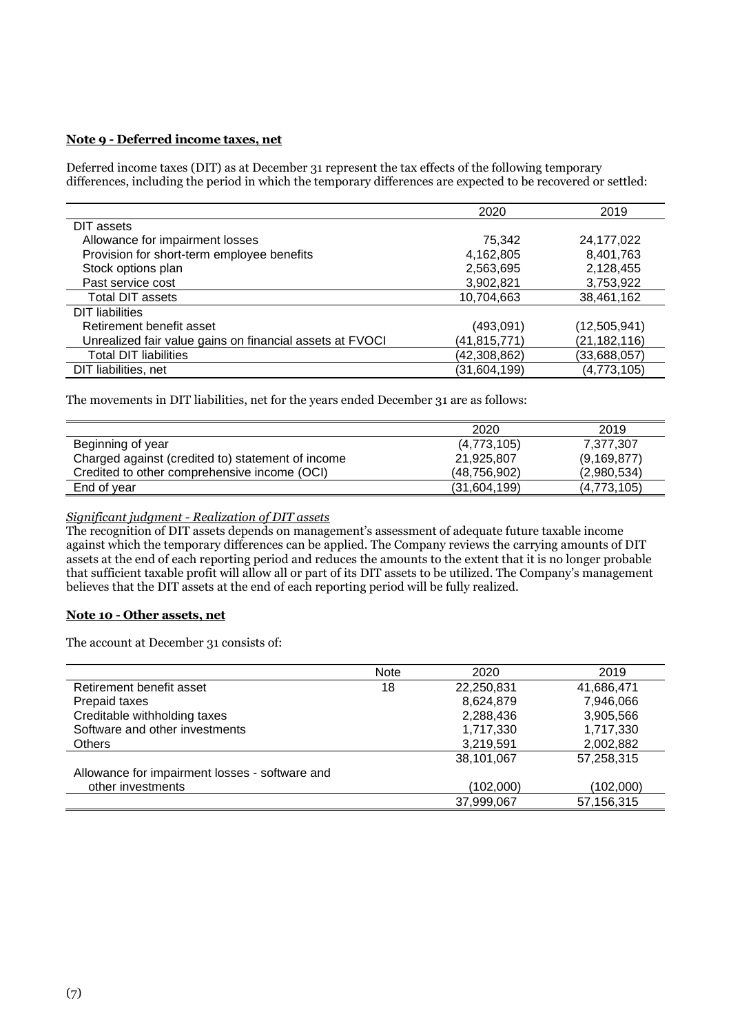**Note 9 - Deferred income taxes, net**

Deferred income taxes (DIT) as at December 31 represent the tax effects of the following temporary differences, including the period in which the temporary differences are expected to be recovered or settled:

| | 2020 | 2019 |
|---|---|---|
| DIT assets | | |
| Allowance for impairment losses | 75,342 | 24,177,022 |
| Provision for short-term employee benefits | 4,162,805 | 8,401,763 |
| Stock options plan | 2,563,695 | 2,128,455 |
| Past service cost | 3,902,821 | 3,753,922 |
| Total DIT assets | 10,704,663 | 38,461,162 |
| DIT liabilities | | |
| Retirement benefit asset | (493,091) | (12,505,941) |
| Unrealized fair value gains on financial assets at FVOCI | (41,815,771) | (21,182,116) |
| Total DIT liabilities | (42,308,862) | (33,688,057) |
| DIT liabilities, net | (31,604,199) | (4,773,105) |

The movements in DIT liabilities, net for the years ended December 31 are as follows:

| | 2020 | 2019 |
|---|---|---|
| Beginning of year | (4,773,105) | 7,377,307 |
| Charged against (credited to) statement of income | 21,925,807 | (9,169,877) |
| Credited to other comprehensive income (OCI) | (48,756,902) | (2,980,534) |
| End of year | (31,604,199) | (4,773,105) |

*Significant judgment - Realization of DIT assets*

The recognition of DIT assets depends on management's assessment of adequate future taxable income against which the temporary differences can be applied. The Company reviews the carrying amounts of DIT assets at the end of each reporting period and reduces the amounts to the extent that it is no longer probable that sufficient taxable profit will allow all or part of its DIT assets to be utilized. The Company's management believes that the DIT assets at the end of each reporting period will be fully realized.

**Note 10 - Other assets, net**

The account at December 31 consists of:

| | Note | 2020 | 2019 |
|---|---|---|---|
| Retirement benefit asset | 18 | 22,250,831 | 41,686,471 |
| Prepaid taxes | | 8,624,879 | 7,946,066 |
| Creditable withholding taxes | | 2,288,436 | 3,905,566 |
| Software and other investments | | 1,717,330 | 1,717,330 |
| Others | | 3,219,591 | 2,002,882 |
| | | 38,101,067 | 57,258,315 |
| Allowance for impairment losses - software and other investments | | (102,000) | (102,000) |
| | | 37,999,067 | 57,156,315 |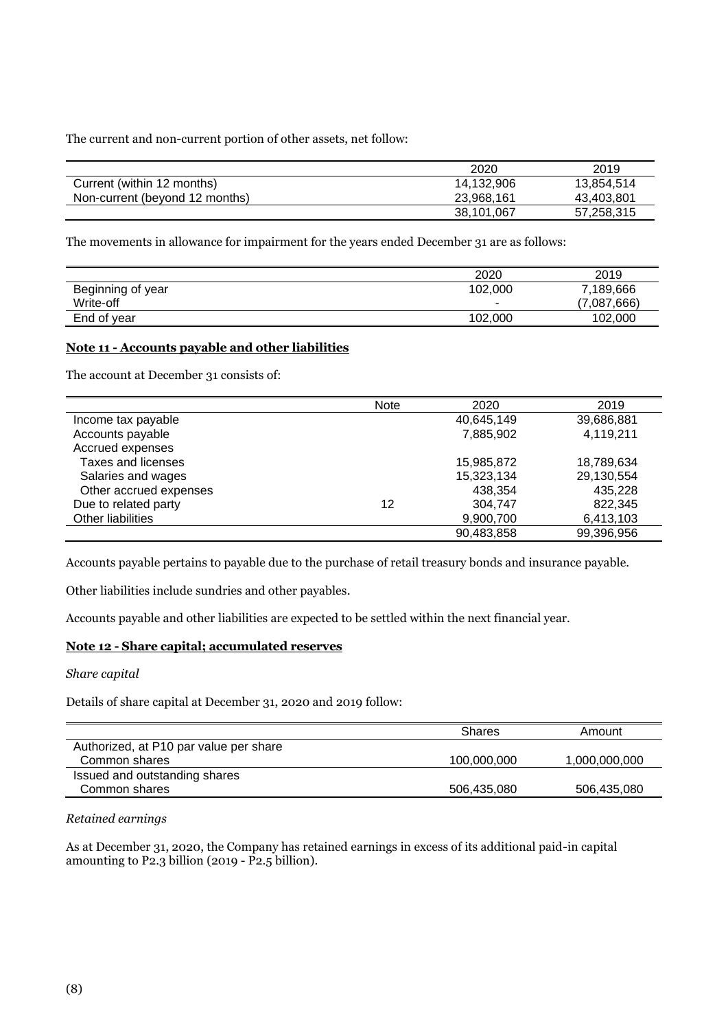The current and non-current portion of other assets, net follow:

| | 2020 | 2019 |
|---|---|---|
| Current (within 12 months) | 14,132,906 | 13,854,514 |
| Non-current (beyond 12 months) | 23,968,161 | 43,403,801 |
| | 38,101,067 | 57,258,315 |

The movements in allowance for impairment for the years ended December 31 are as follows:

| | 2020 | 2019 |
|---|---|---|
| Beginning of year | 102,000 | 7,189,666 |
| Write-off | - | (7,087,666) |
| End of year | 102,000 | 102,000 |

**Note 11 - Accounts payable and other liabilities**

The account at December 31 consists of:

| | Note | 2020 | 2019 |
|---|---|---|---|
| Income tax payable | | 40,645,149 | 39,686,881 |
| Accounts payable | | 7,885,902 | 4,119,211 |
| Accrued expenses | | | |
| Taxes and licenses | | 15,985,872 | 18,789,634 |
| Salaries and wages | | 15,323,134 | 29,130,554 |
| Other accrued expenses | | 438,354 | 435,228 |
| Due to related party | 12 | 304,747 | 822,345 |
| Other liabilities | | 9,900,700 | 6,413,103 |
| | | 90,483,858 | 99,396,956 |

Accounts payable pertains to payable due to the purchase of retail treasury bonds and insurance payable.

Other liabilities include sundries and other payables.

Accounts payable and other liabilities are expected to be settled within the next financial year.

**Note 12 - Share capital; accumulated reserves**

*Share capital*

Details of share capital at December 31, 2020 and 2019 follow:

| | Shares | Amount |
|---|---|---|
| Authorized, at P10 par value per share | | |
| Common shares | 100,000,000 | 1,000,000,000 |
| Issued and outstanding shares | | |
| Common shares | 506,435,080 | 506,435,080 |

*Retained earnings*

As at December 31, 2020, the Company has retained earnings in excess of its additional paid-in capital amounting to P2.3 billion (2019 - P2.5 billion).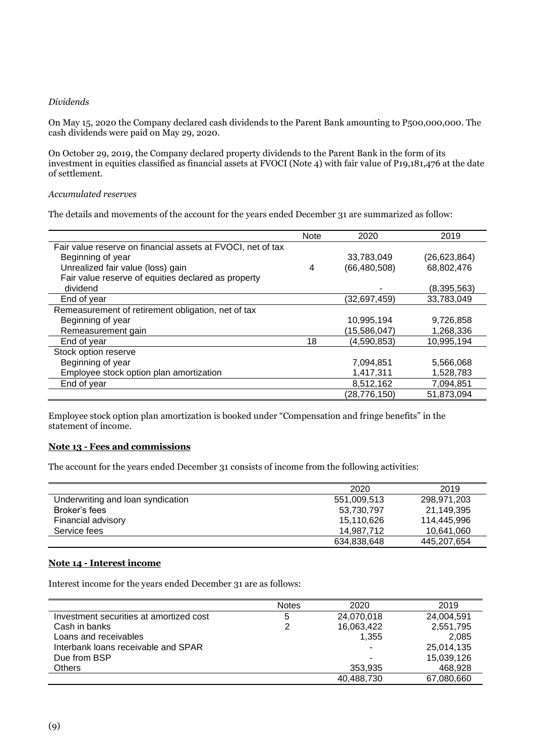*Dividends*

On May 15, 2020 the Company declared cash dividends to the Parent Bank amounting to P500,000,000. The cash dividends were paid on May 29, 2020.

On October 29, 2019, the Company declared property dividends to the Parent Bank in the form of its investment in equities classified as financial assets at FVOCI (Note 4) with fair value of P19,181,476 at the date of settlement.

*Accumulated reserves*

The details and movements of the account for the years ended December 31 are summarized as follow:

| | Note | 2020 | 2019 |
|---|---|---|---|
| Fair value reserve on financial assets at FVOCI, net of tax | | | |
| Beginning of year | | 33,783,049 | (26,623,864) |
| Unrealized fair value (loss) gain | 4 | (66,480,508) | 68,802,476 |
| Fair value reserve of equities declared as property dividend | | - | (8,395,563) |
| End of year | | (32,697,459) | 33,783,049 |
| Remeasurement of retirement obligation, net of tax | | | |
| Beginning of year | | 10,995,194 | 9,726,858 |
| Remeasurement gain | | (15,586,047) | 1,268,336 |
| End of year | 18 | (4,590,853) | 10,995,194 |
| Stock option reserve | | | |
| Beginning of year | | 7,094,851 | 5,566,068 |
| Employee stock option plan amortization | | 1,417,311 | 1,528,783 |
| End of year | | 8,512,162 | 7,094,851 |
| | | (28,776,150) | 51,873,094 |

Employee stock option plan amortization is booked under "Compensation and fringe benefits" in the statement of income.

**Note 13 - Fees and commissions**

The account for the years ended December 31 consists of income from the following activities:

| | 2020 | 2019 |
|---|---|---|
| Underwriting and loan syndication | 551,009,513 | 298,971,203 |
| Broker's fees | 53,730,797 | 21,149,395 |
| Financial advisory | 15,110,626 | 114,445,996 |
| Service fees | 14,987,712 | 10,641,060 |
| | 634,838,648 | 445,207,654 |

**Note 14 - Interest income**

Interest income for the years ended December 31 are as follows:

| | Notes | 2020 | 2019 |
|---|---|---|---|
| Investment securities at amortized cost | 5 | 24,070,018 | 24,004,591 |
| Cash in banks | 2 | 16,063,422 | 2,551,795 |
| Loans and receivables | | 1,355 | 2,085 |
| Interbank loans receivable and SPAR | | - | 25,014,135 |
| Due from BSP | | - | 15,039,126 |
| Others | | 353,935 | 468,928 |
| | | 40,488,730 | 67,080,660 |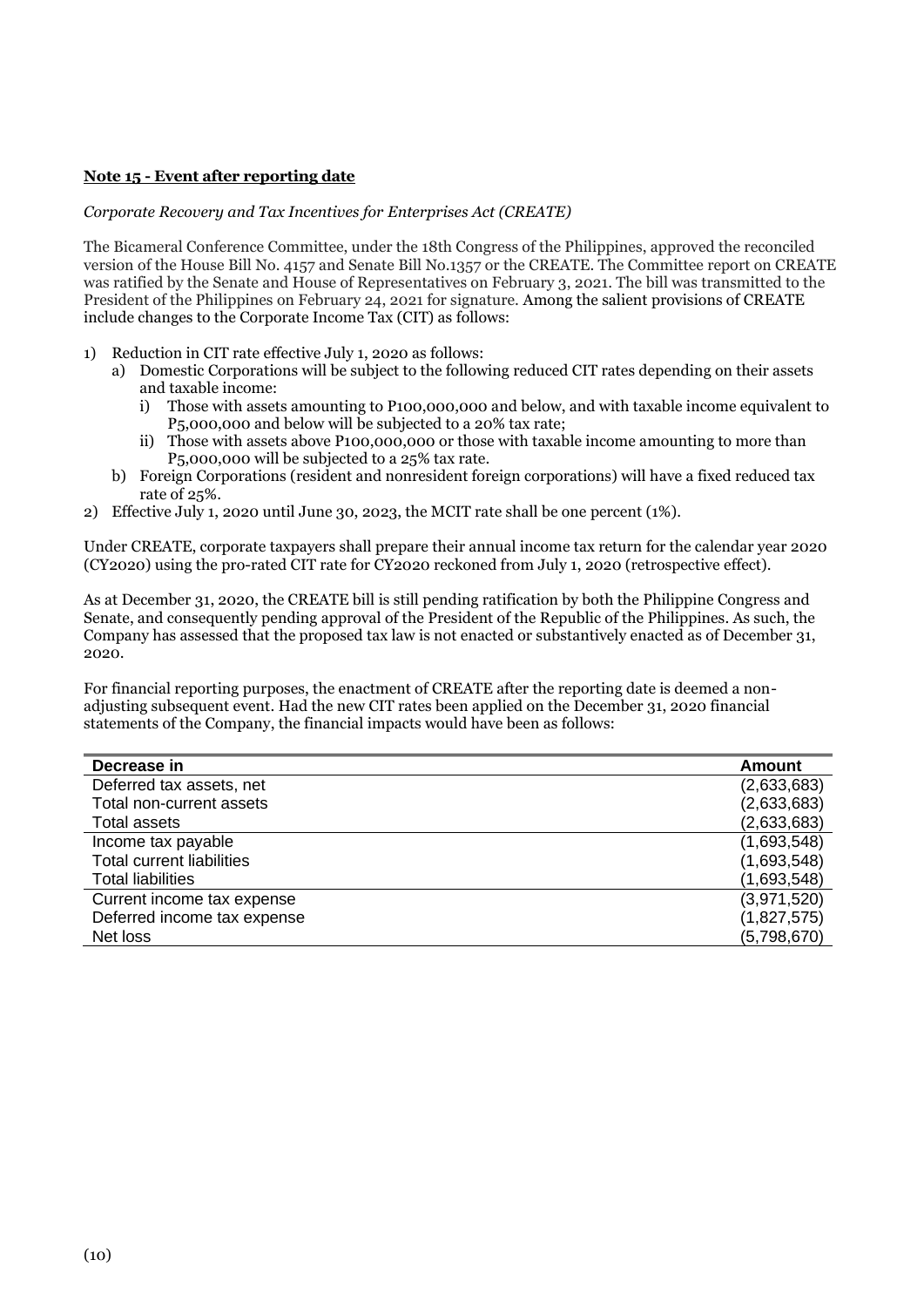**Note 15 - Event after reporting date**

*Corporate Recovery and Tax Incentives for Enterprises Act (CREATE)*

The Bicameral Conference Committee, under the 18th Congress of the Philippines, approved the reconciled version of the House Bill No. 4157 and Senate Bill No.1357 or the CREATE. The Committee report on CREATE was ratified by the Senate and House of Representatives on February 3, 2021. The bill was transmitted to the President of the Philippines on February 24, 2021 for signature. Among the salient provisions of CREATE include changes to the Corporate Income Tax (CIT) as follows:

1) Reduction in CIT rate effective July 1, 2020 as follows:
   a) Domestic Corporations will be subject to the following reduced CIT rates depending on their assets and taxable income:
      i) Those with assets amounting to P100,000,000 and below, and with taxable income equivalent to P5,000,000 and below will be subjected to a 20% tax rate;
      ii) Those with assets above P100,000,000 or those with taxable income amounting to more than P5,000,000 will be subjected to a 25% tax rate.
   b) Foreign Corporations (resident and nonresident foreign corporations) will have a fixed reduced tax rate of 25%.
2) Effective July 1, 2020 until June 30, 2023, the MCIT rate shall be one percent (1%).

Under CREATE, corporate taxpayers shall prepare their annual income tax return for the calendar year 2020 (CY2020) using the pro-rated CIT rate for CY2020 reckoned from July 1, 2020 (retrospective effect).

As at December 31, 2020, the CREATE bill is still pending ratification by both the Philippine Congress and Senate, and consequently pending approval of the President of the Republic of the Philippines. As such, the Company has assessed that the proposed tax law is not enacted or substantively enacted as of December 31, 2020.

For financial reporting purposes, the enactment of CREATE after the reporting date is deemed a non-adjusting subsequent event. Had the new CIT rates been applied on the December 31, 2020 financial statements of the Company, the financial impacts would have been as follows:

| Decrease in | Amount |
|---|---|
| Deferred tax assets, net | (2,633,683) |
| Total non-current assets | (2,633,683) |
| Total assets | (2,633,683) |
| Income tax payable | (1,693,548) |
| Total current liabilities | (1,693,548) |
| Total liabilities | (1,693,548) |
| Current income tax expense | (3,971,520) |
| Deferred income tax expense | (1,827,575) |
| Net loss | (5,798,670) |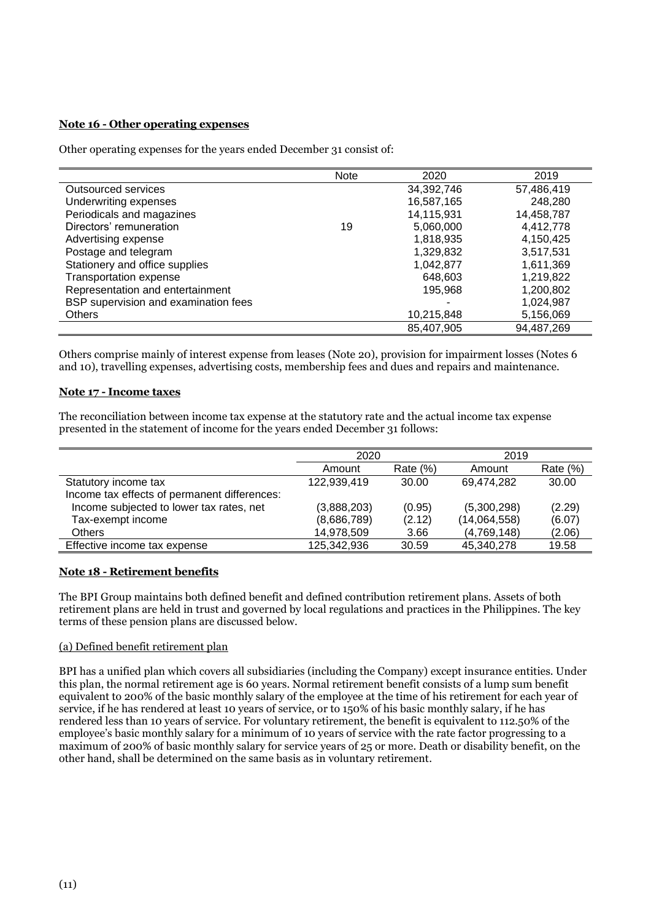**Note 16 - Other operating expenses**

Other operating expenses for the years ended December 31 consist of:

| | Note | 2020 | 2019 |
|---|---|---|---|
| Outsourced services | | 34,392,746 | 57,486,419 |
| Underwriting expenses | | 16,587,165 | 248,280 |
| Periodicals and magazines | | 14,115,931 | 14,458,787 |
| Directors' remuneration | 19 | 5,060,000 | 4,412,778 |
| Advertising expense | | 1,818,935 | 4,150,425 |
| Postage and telegram | | 1,329,832 | 3,517,531 |
| Stationery and office supplies | | 1,042,877 | 1,611,369 |
| Transportation expense | | 648,603 | 1,219,822 |
| Representation and entertainment | | 195,968 | 1,200,802 |
| BSP supervision and examination fees | | - | 1,024,987 |
| Others | | 10,215,848 | 5,156,069 |
| | | 85,407,905 | 94,487,269 |

Others comprise mainly of interest expense from leases (Note 20), provision for impairment losses (Notes 6 and 10), travelling expenses, advertising costs, membership fees and dues and repairs and maintenance.

**Note 17 - Income taxes**

The reconciliation between income tax expense at the statutory rate and the actual income tax expense presented in the statement of income for the years ended December 31 follows:

| | 2020 | | 2019 | |
|---|---|---|---|---|
| | Amount | Rate (%) | Amount | Rate (%) |
| Statutory income tax | 122,939,419 | 30.00 | 69,474,282 | 30.00 |
| Income tax effects of permanent differences: | | | | |
| Income subjected to lower tax rates, net | (3,888,203) | (0.95) | (5,300,298) | (2.29) |
| Tax-exempt income | (8,686,789) | (2.12) | (14,064,558) | (6.07) |
| Others | 14,978,509 | 3.66 | (4,769,148) | (2.06) |
| Effective income tax expense | 125,342,936 | 30.59 | 45,340,278 | 19.58 |

**Note 18 - Retirement benefits**

The BPI Group maintains both defined benefit and defined contribution retirement plans. Assets of both retirement plans are held in trust and governed by local regulations and practices in the Philippines. The key terms of these pension plans are discussed below.

(a) Defined benefit retirement plan

BPI has a unified plan which covers all subsidiaries (including the Company) except insurance entities. Under this plan, the normal retirement age is 60 years. Normal retirement benefit consists of a lump sum benefit equivalent to 200% of the basic monthly salary of the employee at the time of his retirement for each year of service, if he has rendered at least 10 years of service, or to 150% of his basic monthly salary, if he has rendered less than 10 years of service. For voluntary retirement, the benefit is equivalent to 112.50% of the employee's basic monthly salary for a minimum of 10 years of service with the rate factor progressing to a maximum of 200% of basic monthly salary for service years of 25 or more. Death or disability benefit, on the other hand, shall be determined on the same basis as in voluntary retirement.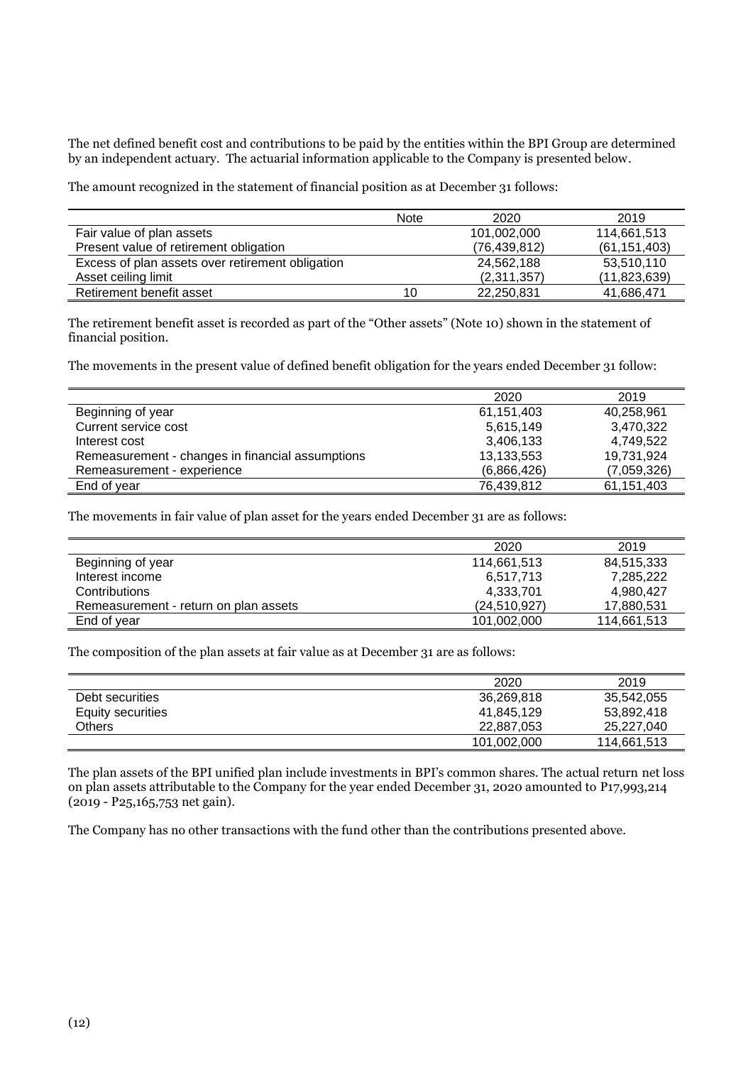The net defined benefit cost and contributions to be paid by the entities within the BPI Group are determined by an independent actuary. The actuarial information applicable to the Company is presented below.

The amount recognized in the statement of financial position as at December 31 follows:

| | Note | 2020 | 2019 |
|---|---|---|---|
| Fair value of plan assets | | 101,002,000 | 114,661,513 |
| Present value of retirement obligation | | (76,439,812) | (61,151,403) |
| Excess of plan assets over retirement obligation | | 24,562,188 | 53,510,110 |
| Asset ceiling limit | | (2,311,357) | (11,823,639) |
| Retirement benefit asset | 10 | 22,250,831 | 41,686,471 |

The retirement benefit asset is recorded as part of the "Other assets" (Note 10) shown in the statement of financial position.

The movements in the present value of defined benefit obligation for the years ended December 31 follow:

| | 2020 | 2019 |
|---|---|---|
| Beginning of year | 61,151,403 | 40,258,961 |
| Current service cost | 5,615,149 | 3,470,322 |
| Interest cost | 3,406,133 | 4,749,522 |
| Remeasurement - changes in financial assumptions | 13,133,553 | 19,731,924 |
| Remeasurement - experience | (6,866,426) | (7,059,326) |
| End of year | 76,439,812 | 61,151,403 |

The movements in fair value of plan asset for the years ended December 31 are as follows:

| | 2020 | 2019 |
|---|---|---|
| Beginning of year | 114,661,513 | 84,515,333 |
| Interest income | 6,517,713 | 7,285,222 |
| Contributions | 4,333,701 | 4,980,427 |
| Remeasurement - return on plan assets | (24,510,927) | 17,880,531 |
| End of year | 101,002,000 | 114,661,513 |

The composition of the plan assets at fair value as at December 31 are as follows:

| | 2020 | 2019 |
|---|---|---|
| Debt securities | 36,269,818 | 35,542,055 |
| Equity securities | 41,845,129 | 53,892,418 |
| Others | 22,887,053 | 25,227,040 |
| | 101,002,000 | 114,661,513 |

The plan assets of the BPI unified plan include investments in BPI's common shares. The actual return net loss on plan assets attributable to the Company for the year ended December 31, 2020 amounted to P17,993,214 (2019 - P25,165,753 net gain).

The Company has no other transactions with the fund other than the contributions presented above.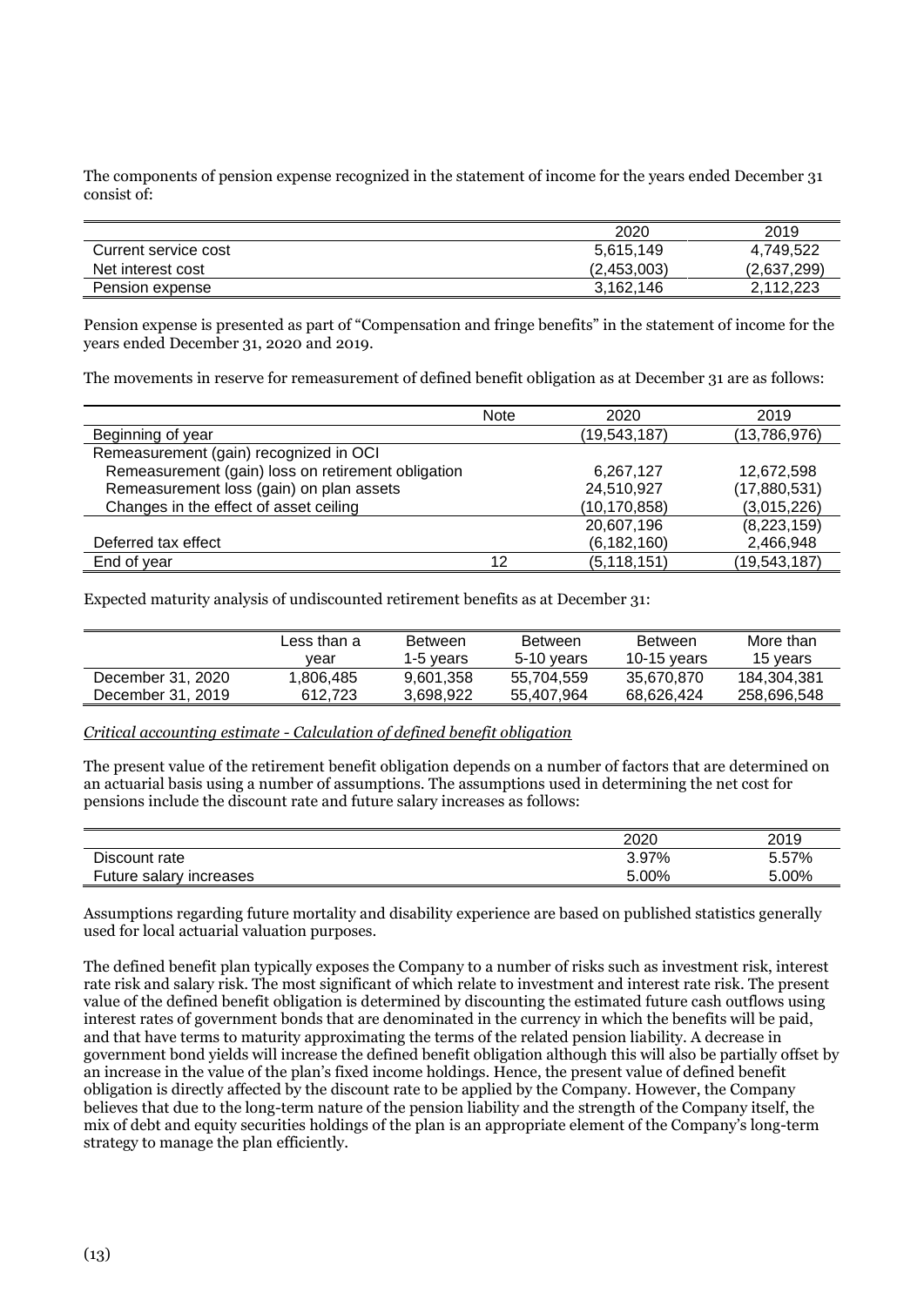The components of pension expense recognized in the statement of income for the years ended December 31 consist of:

| | 2020 | 2019 |
|---|---|---|
| Current service cost | 5,615,149 | 4,749,522 |
| Net interest cost | (2,453,003) | (2,637,299) |
| Pension expense | 3,162,146 | 2,112,223 |

Pension expense is presented as part of "Compensation and fringe benefits" in the statement of income for the years ended December 31, 2020 and 2019.

The movements in reserve for remeasurement of defined benefit obligation as at December 31 are as follows:

| | Note | 2020 | 2019 |
|---|---|---|---|
| Beginning of year | | (19,543,187) | (13,786,976) |
| Remeasurement (gain) recognized in OCI | | | |
| Remeasurement (gain) loss on retirement obligation | | 6,267,127 | 12,672,598 |
| Remeasurement loss (gain) on plan assets | | 24,510,927 | (17,880,531) |
| Changes in the effect of asset ceiling | | (10,170,858) | (3,015,226) |
| | | 20,607,196 | (8,223,159) |
| Deferred tax effect | | (6,182,160) | 2,466,948 |
| End of year | 12 | (5,118,151) | (19,543,187) |

Expected maturity analysis of undiscounted retirement benefits as at December 31:

| | Less than a year | Between 1-5 years | Between 5-10 years | Between 10-15 years | More than 15 years |
|---|---|---|---|---|---|
| December 31, 2020 | 1,806,485 | 9,601,358 | 55,704,559 | 35,670,870 | 184,304,381 |
| December 31, 2019 | 612,723 | 3,698,922 | 55,407,964 | 68,626,424 | 258,696,548 |

*Critical accounting estimate - Calculation of defined benefit obligation*

The present value of the retirement benefit obligation depends on a number of factors that are determined on an actuarial basis using a number of assumptions. The assumptions used in determining the net cost for pensions include the discount rate and future salary increases as follows:

| | 2020 | 2019 |
|---|---|---|
| Discount rate | 3.97% | 5.57% |
| Future salary increases | 5.00% | 5.00% |

Assumptions regarding future mortality and disability experience are based on published statistics generally used for local actuarial valuation purposes.

The defined benefit plan typically exposes the Company to a number of risks such as investment risk, interest rate risk and salary risk. The most significant of which relate to investment and interest rate risk. The present value of the defined benefit obligation is determined by discounting the estimated future cash outflows using interest rates of government bonds that are denominated in the currency in which the benefits will be paid, and that have terms to maturity approximating the terms of the related pension liability. A decrease in government bond yields will increase the defined benefit obligation although this will also be partially offset by an increase in the value of the plan's fixed income holdings. Hence, the present value of defined benefit obligation is directly affected by the discount rate to be applied by the Company. However, the Company believes that due to the long-term nature of the pension liability and the strength of the Company itself, the mix of debt and equity securities holdings of the plan is an appropriate element of the Company's long-term strategy to manage the plan efficiently.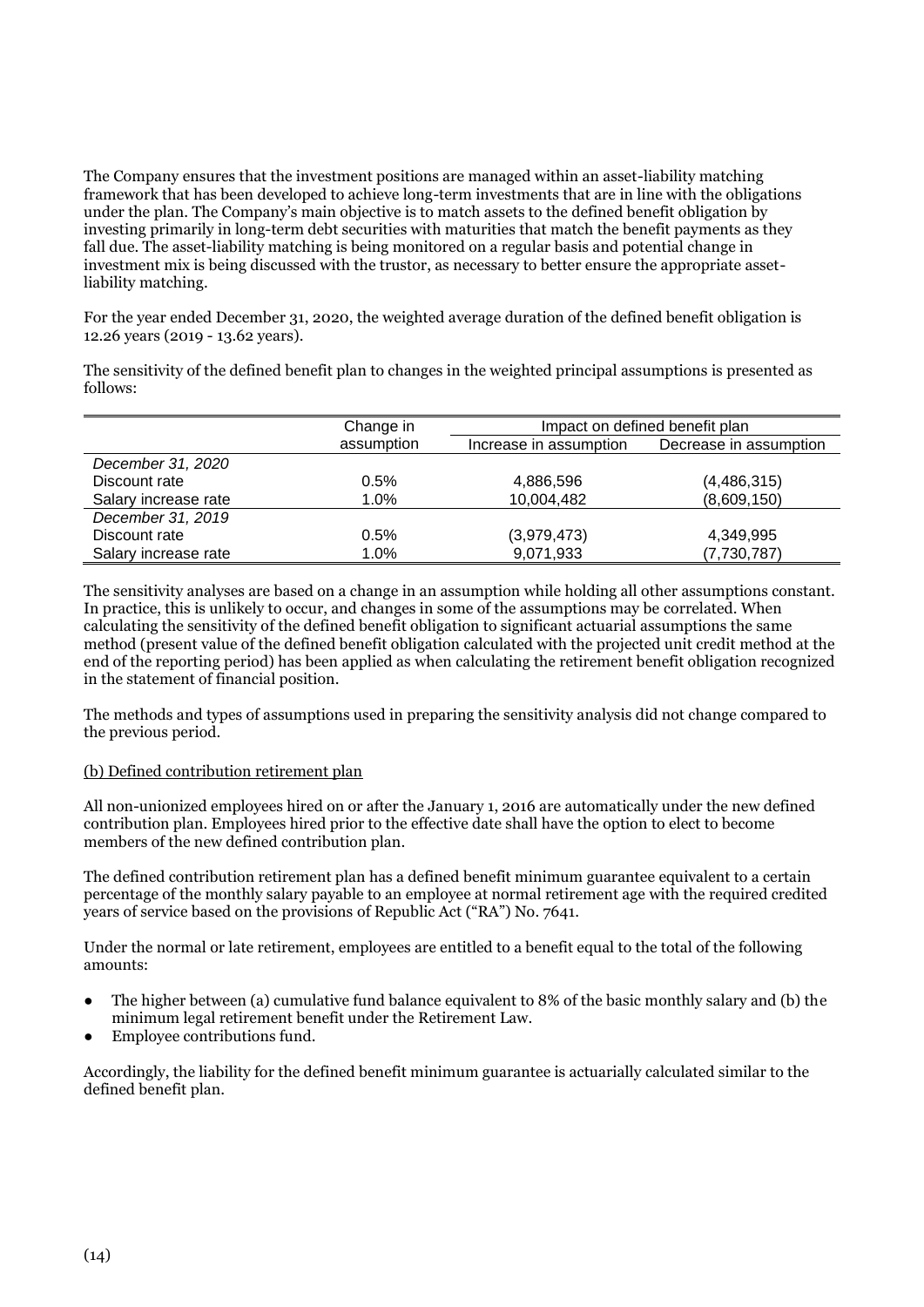The Company ensures that the investment positions are managed within an asset-liability matching framework that has been developed to achieve long-term investments that are in line with the obligations under the plan. The Company's main objective is to match assets to the defined benefit obligation by investing primarily in long-term debt securities with maturities that match the benefit payments as they fall due. The asset-liability matching is being monitored on a regular basis and potential change in investment mix is being discussed with the trustor, as necessary to better ensure the appropriate asset-liability matching.

For the year ended December 31, 2020, the weighted average duration of the defined benefit obligation is 12.26 years (2019 - 13.62 years).

The sensitivity of the defined benefit plan to changes in the weighted principal assumptions is presented as follows:

| | Change in assumption | Impact on defined benefit plan | |
|---|---|---|---|
| | | Increase in assumption | Decrease in assumption |
| *December 31, 2020* | | | |
| Discount rate | 0.5% | 4,886,596 | (4,486,315) |
| Salary increase rate | 1.0% | 10,004,482 | (8,609,150) |
| *December 31, 2019* | | | |
| Discount rate | 0.5% | (3,979,473) | 4,349,995 |
| Salary increase rate | 1.0% | 9,071,933 | (7,730,787) |

The sensitivity analyses are based on a change in an assumption while holding all other assumptions constant. In practice, this is unlikely to occur, and changes in some of the assumptions may be correlated. When calculating the sensitivity of the defined benefit obligation to significant actuarial assumptions the same method (present value of the defined benefit obligation calculated with the projected unit credit method at the end of the reporting period) has been applied as when calculating the retirement benefit obligation recognized in the statement of financial position.

The methods and types of assumptions used in preparing the sensitivity analysis did not change compared to the previous period.

(b) Defined contribution retirement plan

All non-unionized employees hired on or after the January 1, 2016 are automatically under the new defined contribution plan. Employees hired prior to the effective date shall have the option to elect to become members of the new defined contribution plan.

The defined contribution retirement plan has a defined benefit minimum guarantee equivalent to a certain percentage of the monthly salary payable to an employee at normal retirement age with the required credited years of service based on the provisions of Republic Act ("RA") No. 7641.

Under the normal or late retirement, employees are entitled to a benefit equal to the total of the following amounts:

- The higher between (a) cumulative fund balance equivalent to 8% of the basic monthly salary and (b) the minimum legal retirement benefit under the Retirement Law.
- Employee contributions fund.

Accordingly, the liability for the defined benefit minimum guarantee is actuarially calculated similar to the defined benefit plan.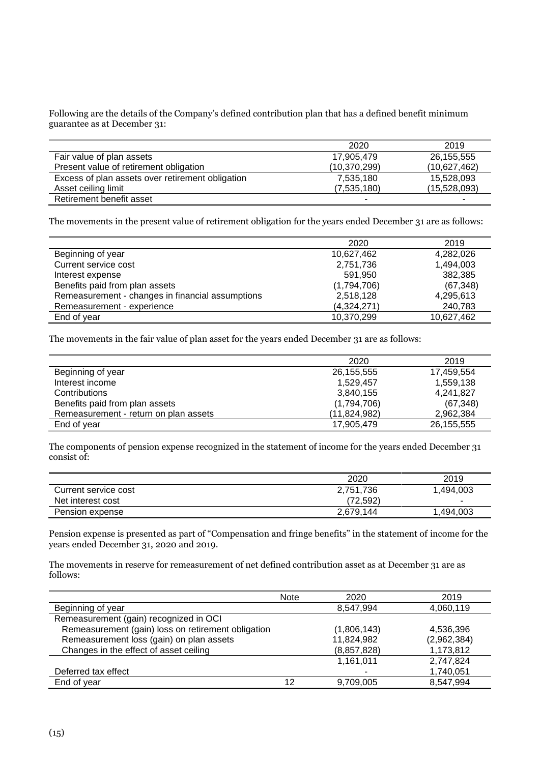Following are the details of the Company's defined contribution plan that has a defined benefit minimum guarantee as at December 31:

| | 2020 | 2019 |
|---|---|---|
| Fair value of plan assets | 17,905,479 | 26,155,555 |
| Present value of retirement obligation | (10,370,299) | (10,627,462) |
| Excess of plan assets over retirement obligation | 7,535,180 | 15,528,093 |
| Asset ceiling limit | (7,535,180) | (15,528,093) |
| Retirement benefit asset | - | - |

The movements in the present value of retirement obligation for the years ended December 31 are as follows:

| | 2020 | 2019 |
|---|---|---|
| Beginning of year | 10,627,462 | 4,282,026 |
| Current service cost | 2,751,736 | 1,494,003 |
| Interest expense | 591,950 | 382,385 |
| Benefits paid from plan assets | (1,794,706) | (67,348) |
| Remeasurement - changes in financial assumptions | 2,518,128 | 4,295,613 |
| Remeasurement - experience | (4,324,271) | 240,783 |
| End of year | 10,370,299 | 10,627,462 |

The movements in the fair value of plan asset for the years ended December 31 are as follows:

| | 2020 | 2019 |
|---|---|---|
| Beginning of year | 26,155,555 | 17,459,554 |
| Interest income | 1,529,457 | 1,559,138 |
| Contributions | 3,840,155 | 4,241,827 |
| Benefits paid from plan assets | (1,794,706) | (67,348) |
| Remeasurement - return on plan assets | (11,824,982) | 2,962,384 |
| End of year | 17,905,479 | 26,155,555 |

The components of pension expense recognized in the statement of income for the years ended December 31 consist of:

| | 2020 | 2019 |
|---|---|---|
| Current service cost | 2,751,736 | 1,494,003 |
| Net interest cost | (72,592) | - |
| Pension expense | 2,679,144 | 1,494,003 |

Pension expense is presented as part of "Compensation and fringe benefits" in the statement of income for the years ended December 31, 2020 and 2019.

The movements in reserve for remeasurement of net defined contribution asset as at December 31 are as follows:

| | Note | 2020 | 2019 |
|---|---|---|---|
| Beginning of year | | 8,547,994 | 4,060,119 |
| Remeasurement (gain) recognized in OCI | | | |
| Remeasurement (gain) loss on retirement obligation | | (1,806,143) | 4,536,396 |
| Remeasurement loss (gain) on plan assets | | 11,824,982 | (2,962,384) |
| Changes in the effect of asset ceiling | | (8,857,828) | 1,173,812 |
| | | 1,161,011 | 2,747,824 |
| Deferred tax effect | | - | 1,740,051 |
| End of year | 12 | 9,709,005 | 8,547,994 |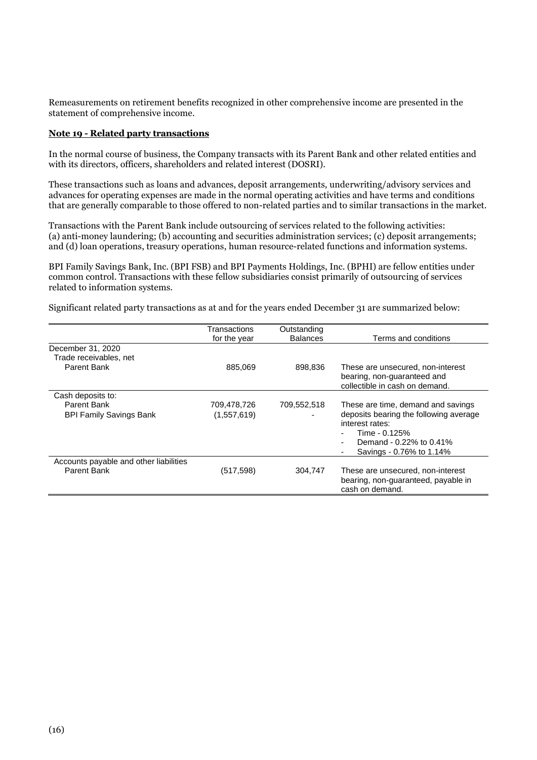Remeasurements on retirement benefits recognized in other comprehensive income are presented in the statement of comprehensive income.

**Note 19 - Related party transactions**

In the normal course of business, the Company transacts with its Parent Bank and other related entities and with its directors, officers, shareholders and related interest (DOSRI).

These transactions such as loans and advances, deposit arrangements, underwriting/advisory services and advances for operating expenses are made in the normal operating activities and have terms and conditions that are generally comparable to those offered to non-related parties and to similar transactions in the market.

Transactions with the Parent Bank include outsourcing of services related to the following activities: (a) anti-money laundering; (b) accounting and securities administration services; (c) deposit arrangements; and (d) loan operations, treasury operations, human resource-related functions and information systems.

BPI Family Savings Bank, Inc. (BPI FSB) and BPI Payments Holdings, Inc. (BPHI) are fellow entities under common control. Transactions with these fellow subsidiaries consist primarily of outsourcing of services related to information systems.

Significant related party transactions as at and for the years ended December 31 are summarized below:

| | Transactions for the year | Outstanding Balances | Terms and conditions |
|---|---|---|---|
| December 31, 2020 | | | |
| Trade receivables, net | | | |
| Parent Bank | 885,069 | 898,836 | These are unsecured, non-interest bearing, non-guaranteed and collectible in cash on demand. |
| Cash deposits to: | | | |
| Parent Bank | 709,478,726 | 709,552,518 | These are time, demand and savings deposits bearing the following average interest rates:<br>- Time - 0.125%<br>- Demand - 0.22% to 0.41%<br>- Savings - 0.76% to 1.14% |
| BPI Family Savings Bank | (1,557,619) | - | |
| Accounts payable and other liabilities | | | |
| Parent Bank | (517,598) | 304,747 | These are unsecured, non-interest bearing, non-guaranteed, payable in cash on demand. |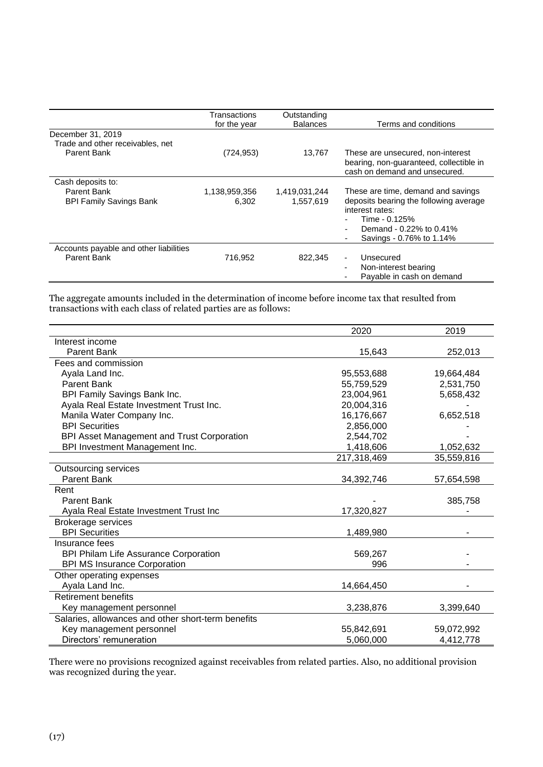| | Transactions for the year | Outstanding Balances | Terms and conditions |
|---|---|---|---|
| December 31, 2019 | | | |
| Trade and other receivables, net | | | |
| Parent Bank | (724,953) | 13,767 | These are unsecured, non-interest bearing, non-guaranteed, collectible in cash on demand and unsecured. |
| Cash deposits to: | | | These are time, demand and savings deposits bearing the following average interest rates:<br>- Time - 0.125%<br>- Demand - 0.22% to 0.41%<br>- Savings - 0.76% to 1.14% |
| Parent Bank | 1,138,959,356 | 1,419,031,244 | |
| BPI Family Savings Bank | 6,302 | 1,557,619 | |
| Accounts payable and other liabilities | | | |
| Parent Bank | 716,952 | 822,345 | - Unsecured<br>- Non-interest bearing<br>- Payable in cash on demand |

The aggregate amounts included in the determination of income before income tax that resulted from transactions with each class of related parties are as follows:

| | 2020 | 2019 |
|---|---|---|
| Interest income | | |
| Parent Bank | 15,643 | 252,013 |
| Fees and commission | | |
| Ayala Land Inc. | 95,553,688 | 19,664,484 |
| Parent Bank | 55,759,529 | 2,531,750 |
| BPI Family Savings Bank Inc. | 23,004,961 | 5,658,432 |
| Ayala Real Estate Investment Trust Inc. | 20,004,316 | - |
| Manila Water Company Inc. | 16,176,667 | 6,652,518 |
| BPI Securities | 2,856,000 | - |
| BPI Asset Management and Trust Corporation | 2,544,702 | - |
| BPI Investment Management Inc. | 1,418,606 | 1,052,632 |
| | 217,318,469 | 35,559,816 |
| Outsourcing services | | |
| Parent Bank | 34,392,746 | 57,654,598 |
| Rent | | |
| Parent Bank | - | 385,758 |
| Ayala Real Estate Investment Trust Inc | 17,320,827 | - |
| Brokerage services | | |
| BPI Securities | 1,489,980 | - |
| Insurance fees | | |
| BPI Philam Life Assurance Corporation | 569,267 | - |
| BPI MS Insurance Corporation | 996 | - |
| Other operating expenses | | |
| Ayala Land Inc. | 14,664,450 | - |
| Retirement benefits | | |
| Key management personnel | 3,238,876 | 3,399,640 |
| Salaries, allowances and other short-term benefits | | |
| Key management personnel | 55,842,691 | 59,072,992 |
| Directors' remuneration | 5,060,000 | 4,412,778 |

There were no provisions recognized against receivables from related parties. Also, no additional provision was recognized during the year.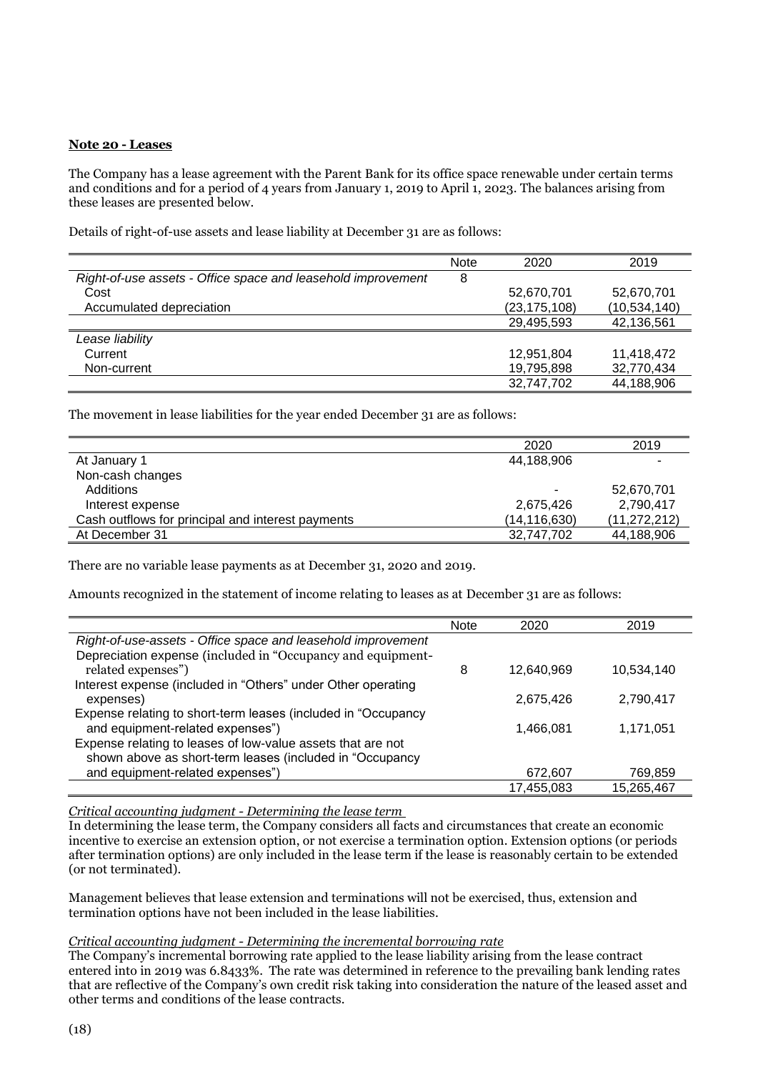**Note 20 - Leases**

The Company has a lease agreement with the Parent Bank for its office space renewable under certain terms and conditions and for a period of 4 years from January 1, 2019 to April 1, 2023. The balances arising from these leases are presented below.

Details of right-of-use assets and lease liability at December 31 are as follows:

| | Note | 2020 | 2019 |
|---|---|---|---|
| *Right-of-use assets - Office space and leasehold improvement* | 8 | | |
| Cost | | 52,670,701 | 52,670,701 |
| Accumulated depreciation | | (23,175,108) | (10,534,140) |
| | | 29,495,593 | 42,136,561 |
| *Lease liability* | | | |
| Current | | 12,951,804 | 11,418,472 |
| Non-current | | 19,795,898 | 32,770,434 |
| | | 32,747,702 | 44,188,906 |

The movement in lease liabilities for the year ended December 31 are as follows:

| | 2020 | 2019 |
|---|---|---|
| At January 1 | 44,188,906 | - |
| Non-cash changes | | |
| Additions | - | 52,670,701 |
| Interest expense | 2,675,426 | 2,790,417 |
| Cash outflows for principal and interest payments | (14,116,630) | (11,272,212) |
| At December 31 | 32,747,702 | 44,188,906 |

There are no variable lease payments as at December 31, 2020 and 2019.

Amounts recognized in the statement of income relating to leases as at December 31 are as follows:

| | Note | 2020 | 2019 |
|---|---|---|---|
| *Right-of-use-assets - Office space and leasehold improvement* | | | |
| Depreciation expense (included in "Occupancy and equipment-related expenses") | 8 | 12,640,969 | 10,534,140 |
| Interest expense (included in "Others" under Other operating expenses) | | 2,675,426 | 2,790,417 |
| Expense relating to short-term leases (included in "Occupancy and equipment-related expenses") | | 1,466,081 | 1,171,051 |
| Expense relating to leases of low-value assets that are not shown above as short-term leases (included in "Occupancy and equipment-related expenses") | | 672,607 | 769,859 |
| | | 17,455,083 | 15,265,467 |

*Critical accounting judgment - Determining the lease term*

In determining the lease term, the Company considers all facts and circumstances that create an economic incentive to exercise an extension option, or not exercise a termination option. Extension options (or periods after termination options) are only included in the lease term if the lease is reasonably certain to be extended (or not terminated).

Management believes that lease extension and terminations will not be exercised, thus, extension and termination options have not been included in the lease liabilities.

*Critical accounting judgment - Determining the incremental borrowing rate*

The Company's incremental borrowing rate applied to the lease liability arising from the lease contract entered into in 2019 was 6.8433%. The rate was determined in reference to the prevailing bank lending rates that are reflective of the Company's own credit risk taking into consideration the nature of the leased asset and other terms and conditions of the lease contracts.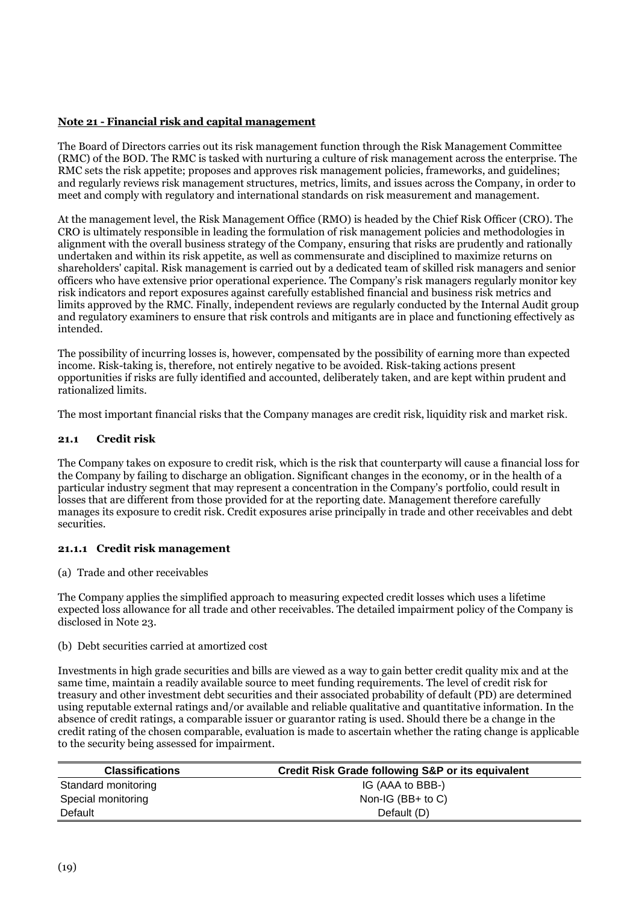**Note 21 - Financial risk and capital management**

The Board of Directors carries out its risk management function through the Risk Management Committee (RMC) of the BOD. The RMC is tasked with nurturing a culture of risk management across the enterprise. The RMC sets the risk appetite; proposes and approves risk management policies, frameworks, and guidelines; and regularly reviews risk management structures, metrics, limits, and issues across the Company, in order to meet and comply with regulatory and international standards on risk measurement and management.

At the management level, the Risk Management Office (RMO) is headed by the Chief Risk Officer (CRO). The CRO is ultimately responsible in leading the formulation of risk management policies and methodologies in alignment with the overall business strategy of the Company, ensuring that risks are prudently and rationally undertaken and within its risk appetite, as well as commensurate and disciplined to maximize returns on shareholders' capital. Risk management is carried out by a dedicated team of skilled risk managers and senior officers who have extensive prior operational experience. The Company's risk managers regularly monitor key risk indicators and report exposures against carefully established financial and business risk metrics and limits approved by the RMC. Finally, independent reviews are regularly conducted by the Internal Audit group and regulatory examiners to ensure that risk controls and mitigants are in place and functioning effectively as intended.

The possibility of incurring losses is, however, compensated by the possibility of earning more than expected income. Risk-taking is, therefore, not entirely negative to be avoided. Risk-taking actions present opportunities if risks are fully identified and accounted, deliberately taken, and are kept within prudent and rationalized limits.

The most important financial risks that the Company manages are credit risk, liquidity risk and market risk.

**21.1 Credit risk**

The Company takes on exposure to credit risk, which is the risk that counterparty will cause a financial loss for the Company by failing to discharge an obligation. Significant changes in the economy, or in the health of a particular industry segment that may represent a concentration in the Company's portfolio, could result in losses that are different from those provided for at the reporting date. Management therefore carefully manages its exposure to credit risk. Credit exposures arise principally in trade and other receivables and debt securities.

**21.1.1 Credit risk management**

(a) Trade and other receivables

The Company applies the simplified approach to measuring expected credit losses which uses a lifetime expected loss allowance for all trade and other receivables. The detailed impairment policy of the Company is disclosed in Note 23.

(b) Debt securities carried at amortized cost

Investments in high grade securities and bills are viewed as a way to gain better credit quality mix and at the same time, maintain a readily available source to meet funding requirements. The level of credit risk for treasury and other investment debt securities and their associated probability of default (PD) are determined using reputable external ratings and/or available and reliable qualitative and quantitative information. In the absence of credit ratings, a comparable issuer or guarantor rating is used. Should there be a change in the credit rating of the chosen comparable, evaluation is made to ascertain whether the rating change is applicable to the security being assessed for impairment.

| Classifications | Credit Risk Grade following S&P or its equivalent |
|---|---|
| Standard monitoring | IG (AAA to BBB-) |
| Special monitoring | Non-IG (BB+ to C) |
| Default | Default (D) |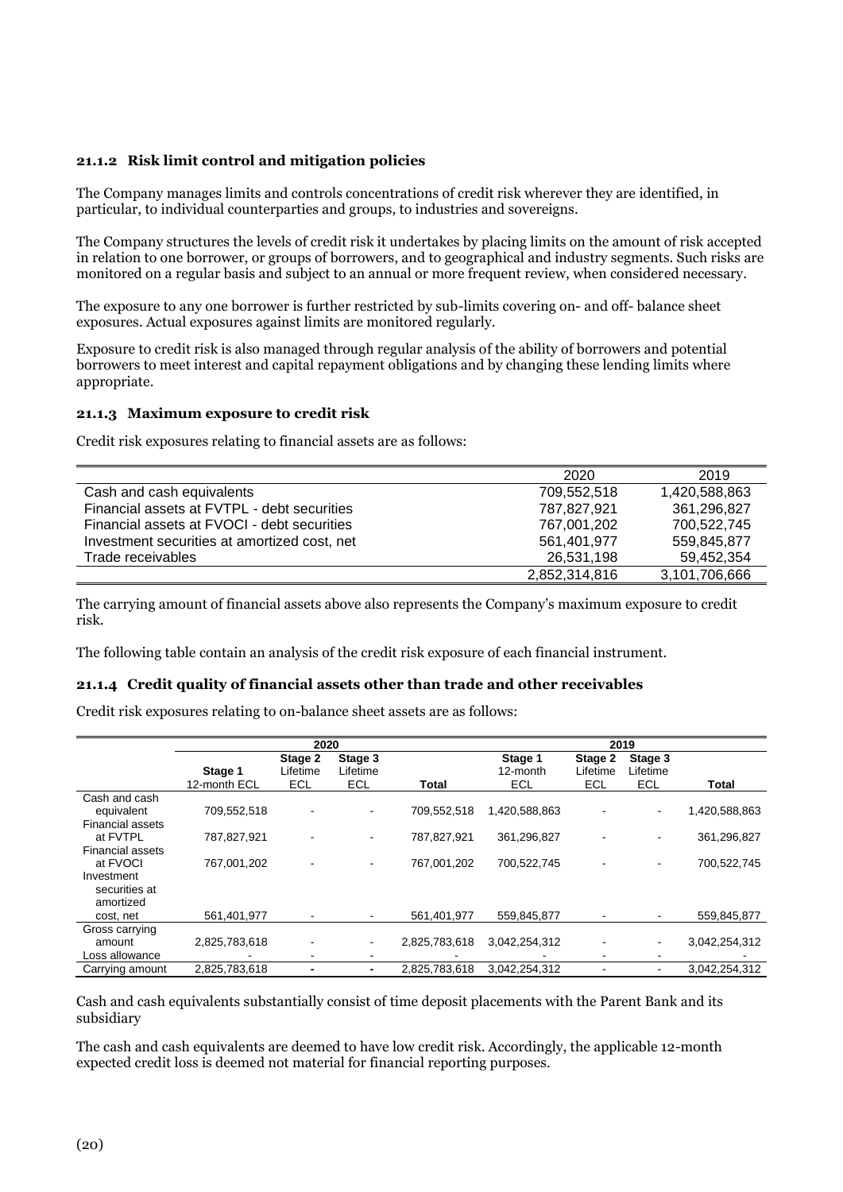#### 21.1.2 Risk limit control and mitigation policies

The Company manages limits and controls concentrations of credit risk wherever they are identified, in particular, to individual counterparties and groups, to industries and sovereigns.

The Company structures the levels of credit risk it undertakes by placing limits on the amount of risk accepted in relation to one borrower, or groups of borrowers, and to geographical and industry segments. Such risks are monitored on a regular basis and subject to an annual or more frequent review, when considered necessary.

The exposure to any one borrower is further restricted by sub-limits covering on- and off- balance sheet exposures. Actual exposures against limits are monitored regularly.

Exposure to credit risk is also managed through regular analysis of the ability of borrowers and potential borrowers to meet interest and capital repayment obligations and by changing these lending limits where appropriate.

#### 21.1.3 Maximum exposure to credit risk

Credit risk exposures relating to financial assets are as follows:

| | 2020 | 2019 |
|---|---|---|
| Cash and cash equivalents | 709,552,518 | 1,420,588,863 |
| Financial assets at FVTPL - debt securities | 787,827,921 | 361,296,827 |
| Financial assets at FVOCI - debt securities | 767,001,202 | 700,522,745 |
| Investment securities at amortized cost, net | 561,401,977 | 559,845,877 |
| Trade receivables | 26,531,198 | 59,452,354 |
| | 2,852,314,816 | 3,101,706,666 |

The carrying amount of financial assets above also represents the Company's maximum exposure to credit risk.

The following table contain an analysis of the credit risk exposure of each financial instrument.

#### 21.1.4 Credit quality of financial assets other than trade and other receivables

Credit risk exposures relating to on-balance sheet assets are as follows:

| | 2020 | | | | 2019 | | | |
|---|---|---|---|---|---|---|---|---|
| | Stage 1 12-month ECL | Stage 2 Lifetime ECL | Stage 3 Lifetime ECL | Total | Stage 1 12-month ECL | Stage 2 Lifetime ECL | Stage 3 Lifetime ECL | Total |
| Cash and cash equivalent | 709,552,518 | - | - | 709,552,518 | 1,420,588,863 | - | - | 1,420,588,863 |
| Financial assets at FVTPL | 787,827,921 | - | - | 787,827,921 | 361,296,827 | - | - | 361,296,827 |
| Financial assets at FVOCI | 767,001,202 | - | - | 767,001,202 | 700,522,745 | - | - | 700,522,745 |
| Investment securities at amortized cost, net | 561,401,977 | - | - | 561,401,977 | 559,845,877 | - | - | 559,845,877 |
| Gross carrying amount | 2,825,783,618 | - | - | 2,825,783,618 | 3,042,254,312 | - | - | 3,042,254,312 |
| Loss allowance | - | - | - | - | - | - | - | - |
| Carrying amount | 2,825,783,618 | - | - | 2,825,783,618 | 3,042,254,312 | - | - | 3,042,254,312 |

Cash and cash equivalents substantially consist of time deposit placements with the Parent Bank and its subsidiary

The cash and cash equivalents are deemed to have low credit risk. Accordingly, the applicable 12-month expected credit loss is deemed not material for financial reporting purposes.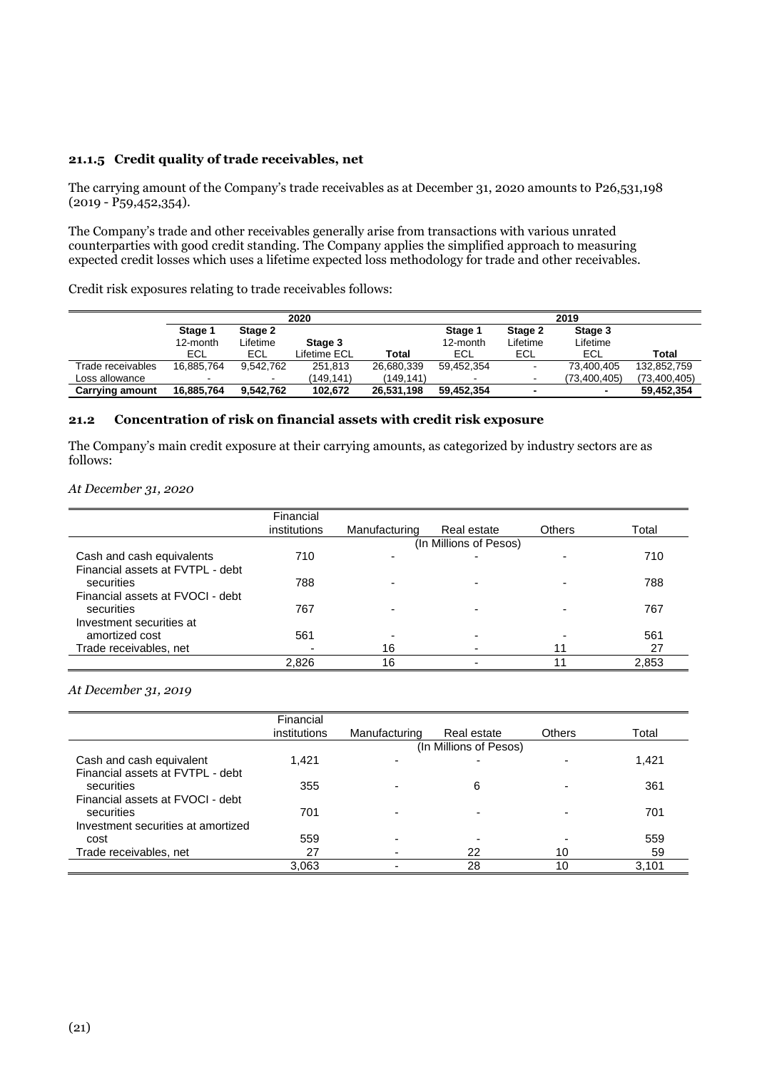### 21.1.5 Credit quality of trade receivables, net

The carrying amount of the Company's trade receivables as at December 31, 2020 amounts to P26,531,198 (2019 - P59,452,354).

The Company's trade and other receivables generally arise from transactions with various unrated counterparties with good credit standing. The Company applies the simplified approach to measuring expected credit losses which uses a lifetime expected loss methodology for trade and other receivables.

Credit risk exposures relating to trade receivables follows:

| | 2020 | | | | 2019 | | | |
|---|---|---|---|---|---|---|---|---|
| | Stage 1 12-month ECL | Stage 2 Lifetime ECL | Stage 3 Lifetime ECL | Total | Stage 1 12-month ECL | Stage 2 Lifetime ECL | Stage 3 Lifetime ECL | Total |
| Trade receivables | 16,885,764 | 9,542,762 | 251,813 | 26,680,339 | 59,452,354 | - | 73,400,405 | 132,852,759 |
| Loss allowance | - | - | (149,141) | (149,141) | - | - | (73,400,405) | (73,400,405) |
| **Carrying amount** | **16,885,764** | **9,542,762** | **102,672** | **26,531,198** | **59,452,354** | **-** | **-** | **59,452,354** |

## 21.2 Concentration of risk on financial assets with credit risk exposure

The Company's main credit exposure at their carrying amounts, as categorized by industry sectors are as follows:

*At December 31, 2020*

| | Financial institutions | Manufacturing | Real estate | Others | Total |
|---|---|---|---|---|---|
| | | | (In Millions of Pesos) | | |
| Cash and cash equivalents | 710 | - | - | - | 710 |
| Financial assets at FVTPL - debt securities | 788 | - | - | - | 788 |
| Financial assets at FVOCI - debt securities | 767 | - | - | - | 767 |
| Investment securities at amortized cost | 561 | - | - | - | 561 |
| Trade receivables, net | - | 16 | - | 11 | 27 |
| | 2,826 | 16 | - | 11 | 2,853 |

*At December 31, 2019*

| | Financial institutions | Manufacturing | Real estate | Others | Total |
|---|---|---|---|---|---|
| | | | (In Millions of Pesos) | | |
| Cash and cash equivalent | 1,421 | - | - | - | 1,421 |
| Financial assets at FVTPL - debt securities | 355 | - | 6 | - | 361 |
| Financial assets at FVOCI - debt securities | 701 | - | - | - | 701 |
| Investment securities at amortized cost | 559 | - | - | - | 559 |
| Trade receivables, net | 27 | - | 22 | 10 | 59 |
| | 3,063 | - | 28 | 10 | 3,101 |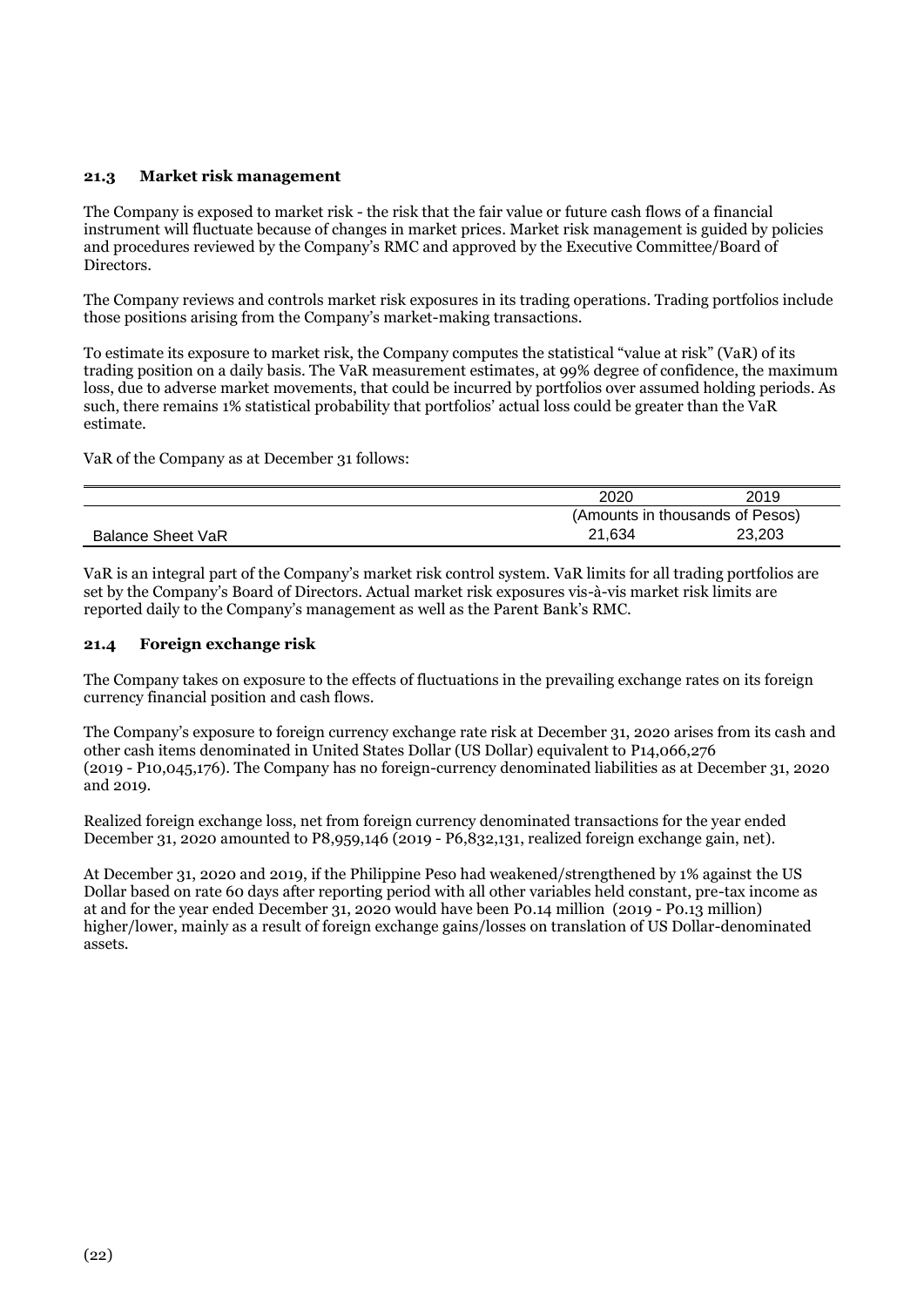### 21.3 Market risk management

The Company is exposed to market risk - the risk that the fair value or future cash flows of a financial instrument will fluctuate because of changes in market prices. Market risk management is guided by policies and procedures reviewed by the Company's RMC and approved by the Executive Committee/Board of Directors.

The Company reviews and controls market risk exposures in its trading operations. Trading portfolios include those positions arising from the Company's market-making transactions.

To estimate its exposure to market risk, the Company computes the statistical "value at risk" (VaR) of its trading position on a daily basis. The VaR measurement estimates, at 99% degree of confidence, the maximum loss, due to adverse market movements, that could be incurred by portfolios over assumed holding periods. As such, there remains 1% statistical probability that portfolios' actual loss could be greater than the VaR estimate.

VaR of the Company as at December 31 follows:

| | 2020 | 2019 |
|---|---|---|
| | (Amounts in thousands of Pesos) | |
| Balance Sheet VaR | 21,634 | 23,203 |

VaR is an integral part of the Company's market risk control system. VaR limits for all trading portfolios are set by the Company's Board of Directors. Actual market risk exposures vis-à-vis market risk limits are reported daily to the Company's management as well as the Parent Bank's RMC.

### 21.4 Foreign exchange risk

The Company takes on exposure to the effects of fluctuations in the prevailing exchange rates on its foreign currency financial position and cash flows.

The Company's exposure to foreign currency exchange rate risk at December 31, 2020 arises from its cash and other cash items denominated in United States Dollar (US Dollar) equivalent to P14,066,276 (2019 - P10,045,176). The Company has no foreign-currency denominated liabilities as at December 31, 2020 and 2019.

Realized foreign exchange loss, net from foreign currency denominated transactions for the year ended December 31, 2020 amounted to P8,959,146 (2019 - P6,832,131, realized foreign exchange gain, net).

At December 31, 2020 and 2019, if the Philippine Peso had weakened/strengthened by 1% against the US Dollar based on rate 60 days after reporting period with all other variables held constant, pre-tax income as at and for the year ended December 31, 2020 would have been P0.14 million (2019 - P0.13 million) higher/lower, mainly as a result of foreign exchange gains/losses on translation of US Dollar-denominated assets.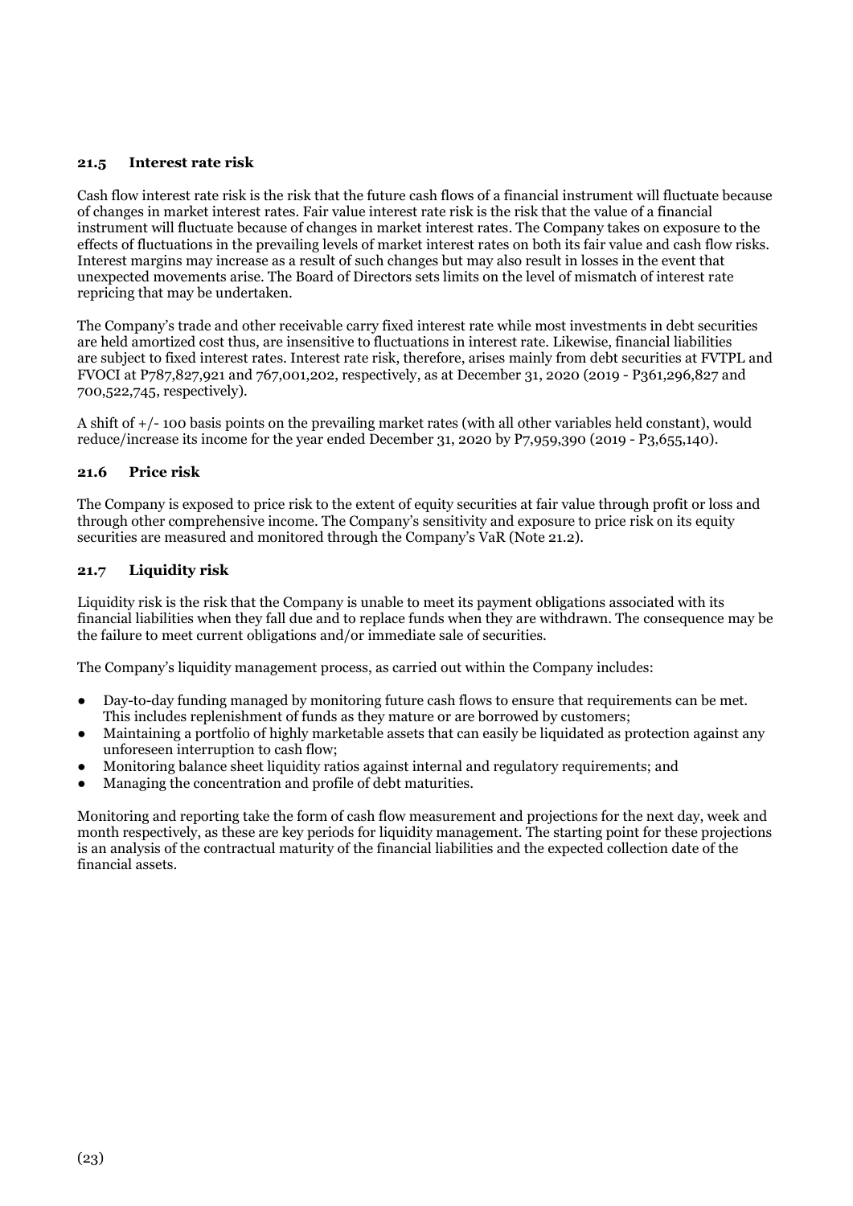### 21.5 Interest rate risk

Cash flow interest rate risk is the risk that the future cash flows of a financial instrument will fluctuate because of changes in market interest rates. Fair value interest rate risk is the risk that the value of a financial instrument will fluctuate because of changes in market interest rates. The Company takes on exposure to the effects of fluctuations in the prevailing levels of market interest rates on both its fair value and cash flow risks. Interest margins may increase as a result of such changes but may also result in losses in the event that unexpected movements arise. The Board of Directors sets limits on the level of mismatch of interest rate repricing that may be undertaken.

The Company's trade and other receivable carry fixed interest rate while most investments in debt securities are held amortized cost thus, are insensitive to fluctuations in interest rate. Likewise, financial liabilities are subject to fixed interest rates. Interest rate risk, therefore, arises mainly from debt securities at FVTPL and FVOCI at P787,827,921 and 767,001,202, respectively, as at December 31, 2020 (2019 - P361,296,827 and 700,522,745, respectively).

A shift of +/- 100 basis points on the prevailing market rates (with all other variables held constant), would reduce/increase its income for the year ended December 31, 2020 by P7,959,390 (2019 - P3,655,140).

### 21.6 Price risk

The Company is exposed to price risk to the extent of equity securities at fair value through profit or loss and through other comprehensive income. The Company's sensitivity and exposure to price risk on its equity securities are measured and monitored through the Company's VaR (Note 21.2).

### 21.7 Liquidity risk

Liquidity risk is the risk that the Company is unable to meet its payment obligations associated with its financial liabilities when they fall due and to replace funds when they are withdrawn. The consequence may be the failure to meet current obligations and/or immediate sale of securities.

The Company's liquidity management process, as carried out within the Company includes:

- Day-to-day funding managed by monitoring future cash flows to ensure that requirements can be met. This includes replenishment of funds as they mature or are borrowed by customers;
- Maintaining a portfolio of highly marketable assets that can easily be liquidated as protection against any unforeseen interruption to cash flow;
- Monitoring balance sheet liquidity ratios against internal and regulatory requirements; and
- Managing the concentration and profile of debt maturities.

Monitoring and reporting take the form of cash flow measurement and projections for the next day, week and month respectively, as these are key periods for liquidity management. The starting point for these projections is an analysis of the contractual maturity of the financial liabilities and the expected collection date of the financial assets.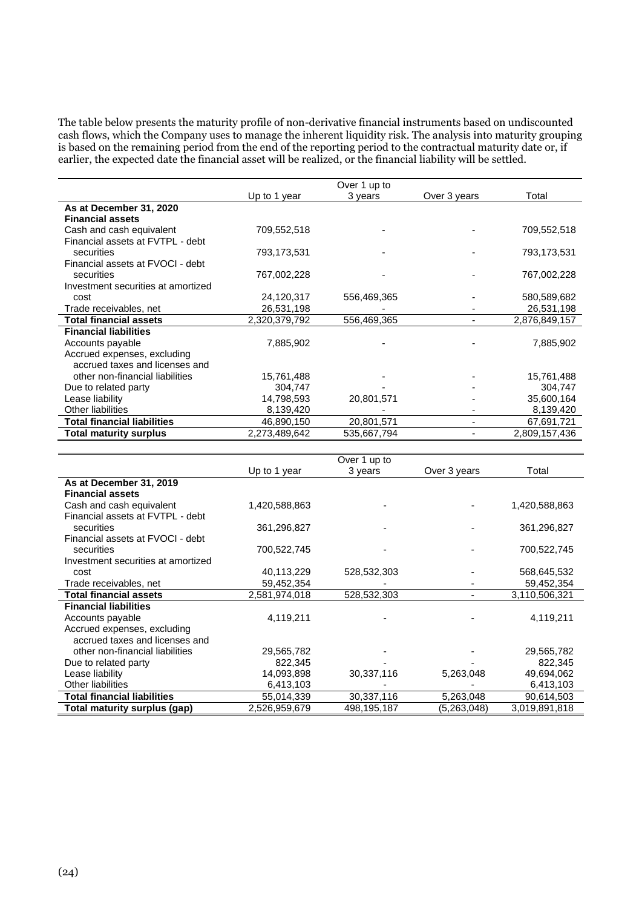The table below presents the maturity profile of non-derivative financial instruments based on undiscounted cash flows, which the Company uses to manage the inherent liquidity risk. The analysis into maturity grouping is based on the remaining period from the end of the reporting period to the contractual maturity date or, if earlier, the expected date the financial asset will be realized, or the financial liability will be settled.

| | Up to 1 year | Over 1 up to 3 years | Over 3 years | Total |
|---|---|---|---|---|
| **As at December 31, 2020** | | | | |
| **Financial assets** | | | | |
| Cash and cash equivalent | 709,552,518 | - | - | 709,552,518 |
| Financial assets at FVTPL - debt securities | 793,173,531 | - | - | 793,173,531 |
| Financial assets at FVOCI - debt securities | 767,002,228 | - | - | 767,002,228 |
| Investment securities at amortized cost | 24,120,317 | 556,469,365 | - | 580,589,682 |
| Trade receivables, net | 26,531,198 | - | - | 26,531,198 |
| **Total financial assets** | 2,320,379,792 | 556,469,365 | - | 2,876,849,157 |
| **Financial liabilities** | | | | |
| Accounts payable | 7,885,902 | - | - | 7,885,902 |
| Accrued expenses, excluding accrued taxes and licenses and other non-financial liabilities | 15,761,488 | - | - | 15,761,488 |
| Due to related party | 304,747 | - | - | 304,747 |
| Lease liability | 14,798,593 | 20,801,571 | - | 35,600,164 |
| Other liabilities | 8,139,420 | - | - | 8,139,420 |
| **Total financial liabilities** | 46,890,150 | 20,801,571 | - | 67,691,721 |
| **Total maturity surplus** | 2,273,489,642 | 535,667,794 | - | 2,809,157,436 |

| | Up to 1 year | Over 1 up to 3 years | Over 3 years | Total |
|---|---|---|---|---|
| **As at December 31, 2019** | | | | |
| **Financial assets** | | | | |
| Cash and cash equivalent | 1,420,588,863 | - | - | 1,420,588,863 |
| Financial assets at FVTPL - debt securities | 361,296,827 | - | - | 361,296,827 |
| Financial assets at FVOCI - debt securities | 700,522,745 | - | - | 700,522,745 |
| Investment securities at amortized cost | 40,113,229 | 528,532,303 | - | 568,645,532 |
| Trade receivables, net | 59,452,354 | - | - | 59,452,354 |
| **Total financial assets** | 2,581,974,018 | 528,532,303 | - | 3,110,506,321 |
| **Financial liabilities** | | | | |
| Accounts payable | 4,119,211 | - | - | 4,119,211 |
| Accrued expenses, excluding accrued taxes and licenses and other non-financial liabilities | 29,565,782 | - | - | 29,565,782 |
| Due to related party | 822,345 | - | - | 822,345 |
| Lease liability | 14,093,898 | 30,337,116 | 5,263,048 | 49,694,062 |
| Other liabilities | 6,413,103 | - | - | 6,413,103 |
| **Total financial liabilities** | 55,014,339 | 30,337,116 | 5,263,048 | 90,614,503 |
| **Total maturity surplus (gap)** | 2,526,959,679 | 498,195,187 | (5,263,048) | 3,019,891,818 |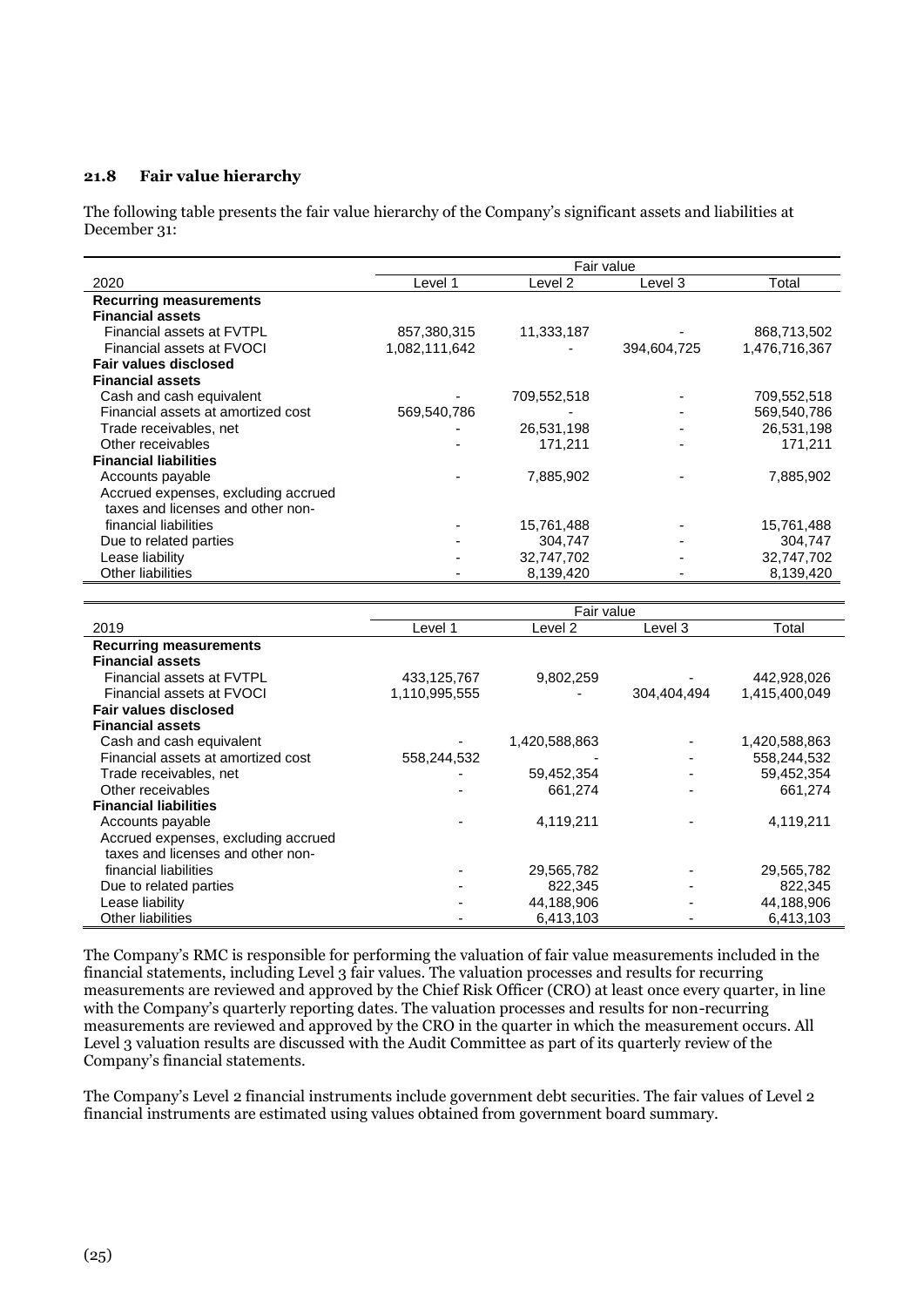### 21.8 Fair value hierarchy

The following table presents the fair value hierarchy of the Company's significant assets and liabilities at December 31:

| 2020 | Fair value | | | |
|---|---|---|---|---|
| | Level 1 | Level 2 | Level 3 | Total |
| **Recurring measurements** | | | | |
| **Financial assets** | | | | |
| Financial assets at FVTPL | 857,380,315 | 11,333,187 | - | 868,713,502 |
| Financial assets at FVOCI | 1,082,111,642 | - | 394,604,725 | 1,476,716,367 |
| **Fair values disclosed** | | | | |
| **Financial assets** | | | | |
| Cash and cash equivalent | - | 709,552,518 | - | 709,552,518 |
| Financial assets at amortized cost | 569,540,786 | - | - | 569,540,786 |
| Trade receivables, net | - | 26,531,198 | - | 26,531,198 |
| Other receivables | - | 171,211 | - | 171,211 |
| **Financial liabilities** | | | | |
| Accounts payable | - | 7,885,902 | - | 7,885,902 |
| Accrued expenses, excluding accrued taxes and licenses and other non-financial liabilities | - | 15,761,488 | - | 15,761,488 |
| Due to related parties | - | 304,747 | - | 304,747 |
| Lease liability | - | 32,747,702 | - | 32,747,702 |
| Other liabilities | - | 8,139,420 | - | 8,139,420 |

| 2019 | Fair value | | | |
|---|---|---|---|---|
| | Level 1 | Level 2 | Level 3 | Total |
| **Recurring measurements** | | | | |
| **Financial assets** | | | | |
| Financial assets at FVTPL | 433,125,767 | 9,802,259 | - | 442,928,026 |
| Financial assets at FVOCI | 1,110,995,555 | - | 304,404,494 | 1,415,400,049 |
| **Fair values disclosed** | | | | |
| **Financial assets** | | | | |
| Cash and cash equivalent | - | 1,420,588,863 | - | 1,420,588,863 |
| Financial assets at amortized cost | 558,244,532 | - | - | 558,244,532 |
| Trade receivables, net | - | 59,452,354 | - | 59,452,354 |
| Other receivables | - | 661,274 | - | 661,274 |
| **Financial liabilities** | | | | |
| Accounts payable | - | 4,119,211 | - | 4,119,211 |
| Accrued expenses, excluding accrued taxes and licenses and other non-financial liabilities | - | 29,565,782 | - | 29,565,782 |
| Due to related parties | - | 822,345 | - | 822,345 |
| Lease liability | - | 44,188,906 | - | 44,188,906 |
| Other liabilities | - | 6,413,103 | - | 6,413,103 |

The Company's RMC is responsible for performing the valuation of fair value measurements included in the financial statements, including Level 3 fair values. The valuation processes and results for recurring measurements are reviewed and approved by the Chief Risk Officer (CRO) at least once every quarter, in line with the Company's quarterly reporting dates. The valuation processes and results for non-recurring measurements are reviewed and approved by the CRO in the quarter in which the measurement occurs. All Level 3 valuation results are discussed with the Audit Committee as part of its quarterly review of the Company's financial statements.

The Company's Level 2 financial instruments include government debt securities. The fair values of Level 2 financial instruments are estimated using values obtained from government board summary.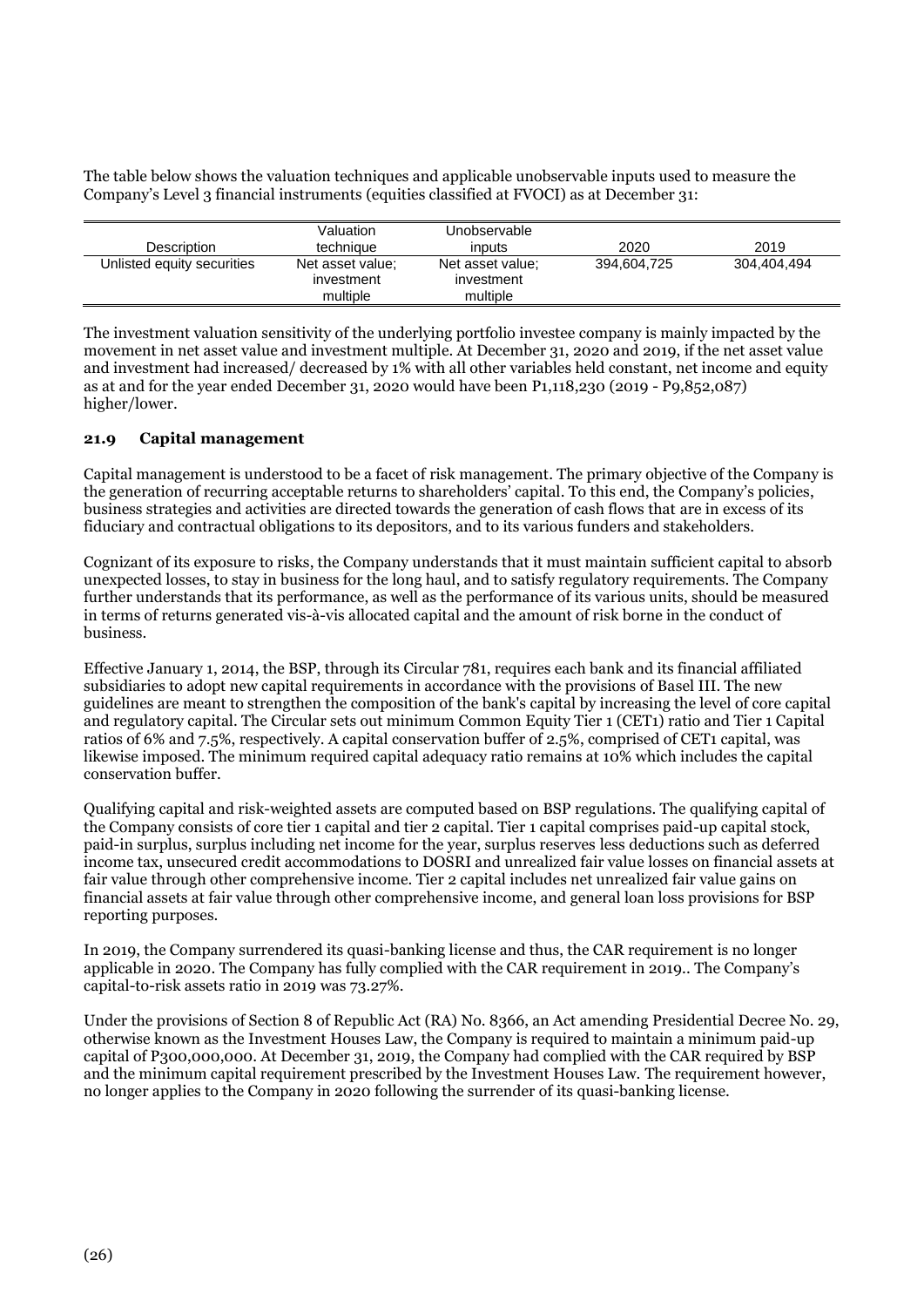The table below shows the valuation techniques and applicable unobservable inputs used to measure the Company's Level 3 financial instruments (equities classified at FVOCI) as at December 31:

| Description | Valuation technique | Unobservable inputs | 2020 | 2019 |
|---|---|---|---|---|
| Unlisted equity securities | Net asset value; investment multiple | Net asset value; investment multiple | 394,604,725 | 304,404,494 |

The investment valuation sensitivity of the underlying portfolio investee company is mainly impacted by the movement in net asset value and investment multiple. At December 31, 2020 and 2019, if the net asset value and investment had increased/ decreased by 1% with all other variables held constant, net income and equity as at and for the year ended December 31, 2020 would have been P1,118,230 (2019 - P9,852,087) higher/lower.

### 21.9 Capital management

Capital management is understood to be a facet of risk management. The primary objective of the Company is the generation of recurring acceptable returns to shareholders' capital. To this end, the Company's policies, business strategies and activities are directed towards the generation of cash flows that are in excess of its fiduciary and contractual obligations to its depositors, and to its various funders and stakeholders.

Cognizant of its exposure to risks, the Company understands that it must maintain sufficient capital to absorb unexpected losses, to stay in business for the long haul, and to satisfy regulatory requirements. The Company further understands that its performance, as well as the performance of its various units, should be measured in terms of returns generated vis-à-vis allocated capital and the amount of risk borne in the conduct of business.

Effective January 1, 2014, the BSP, through its Circular 781, requires each bank and its financial affiliated subsidiaries to adopt new capital requirements in accordance with the provisions of Basel III. The new guidelines are meant to strengthen the composition of the bank's capital by increasing the level of core capital and regulatory capital. The Circular sets out minimum Common Equity Tier 1 (CET1) ratio and Tier 1 Capital ratios of 6% and 7.5%, respectively. A capital conservation buffer of 2.5%, comprised of CET1 capital, was likewise imposed. The minimum required capital adequacy ratio remains at 10% which includes the capital conservation buffer.

Qualifying capital and risk-weighted assets are computed based on BSP regulations. The qualifying capital of the Company consists of core tier 1 capital and tier 2 capital. Tier 1 capital comprises paid-up capital stock, paid-in surplus, surplus including net income for the year, surplus reserves less deductions such as deferred income tax, unsecured credit accommodations to DOSRI and unrealized fair value losses on financial assets at fair value through other comprehensive income. Tier 2 capital includes net unrealized fair value gains on financial assets at fair value through other comprehensive income, and general loan loss provisions for BSP reporting purposes.

In 2019, the Company surrendered its quasi-banking license and thus, the CAR requirement is no longer applicable in 2020. The Company has fully complied with the CAR requirement in 2019.. The Company's capital-to-risk assets ratio in 2019 was 73.27%.

Under the provisions of Section 8 of Republic Act (RA) No. 8366, an Act amending Presidential Decree No. 29, otherwise known as the Investment Houses Law, the Company is required to maintain a minimum paid-up capital of P300,000,000. At December 31, 2019, the Company had complied with the CAR required by BSP and the minimum capital requirement prescribed by the Investment Houses Law. The requirement however, no longer applies to the Company in 2020 following the surrender of its quasi-banking license.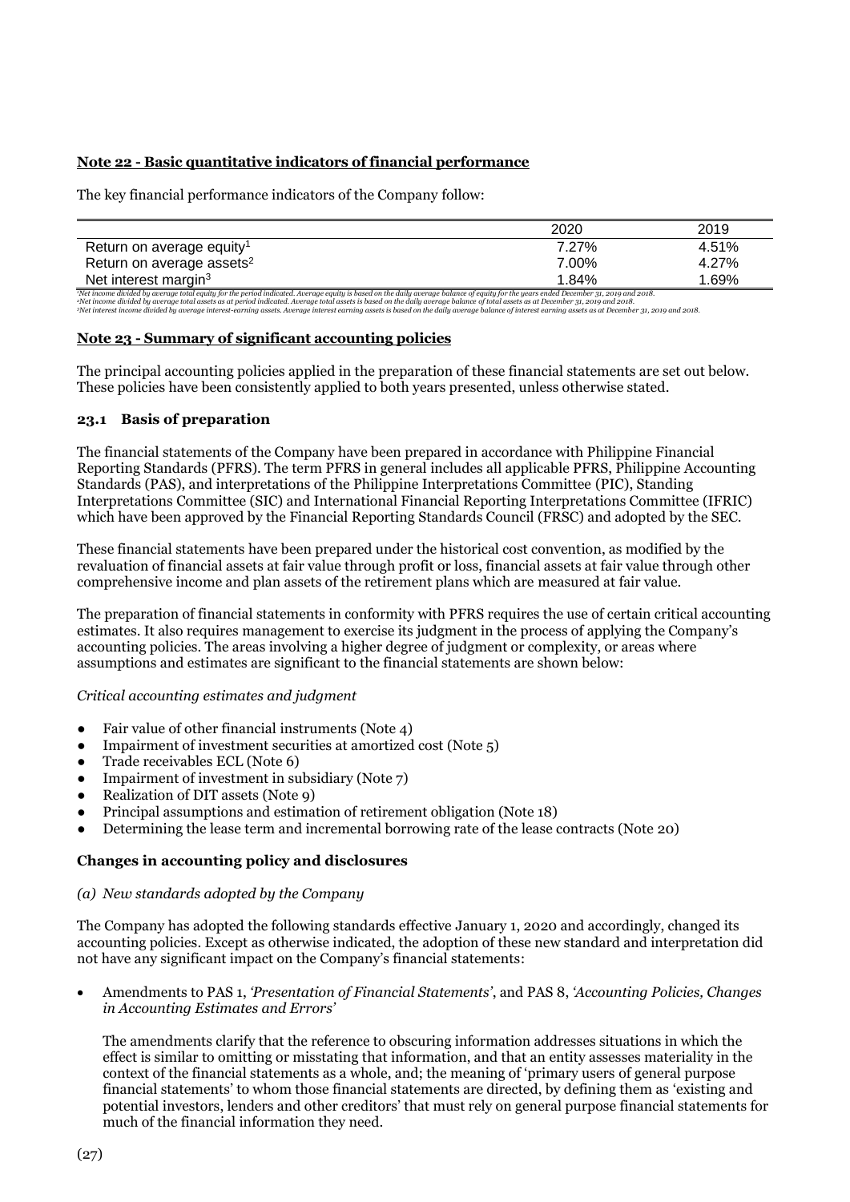**Note 22 - Basic quantitative indicators of financial performance**

The key financial performance indicators of the Company follow:

| | 2020 | 2019 |
|---|---|---|
| Return on average equity[1] | 7.27% | 4.51% |
| Return on average assets[2] | 7.00% | 4.27% |
| Net interest margin[3] | 1.84% | 1.69% |

*[1]Net income divided by average total equity for the period indicated. Average equity is based on the daily average balance of equity for the years ended December 31, 2019 and 2018.*
*[2]Net income divided by average total assets as at period indicated. Average total assets is based on the daily average balance of total assets as at December 31, 2019 and 2018.*
*[3]Net interest income divided by average interest-earning assets. Average interest earning assets is based on the daily average balance of interest earning assets as at December 31, 2019 and 2018.*

**Note 23 - Summary of significant accounting policies**

The principal accounting policies applied in the preparation of these financial statements are set out below. These policies have been consistently applied to both years presented, unless otherwise stated.

**23.1 Basis of preparation**

The financial statements of the Company have been prepared in accordance with Philippine Financial Reporting Standards (PFRS). The term PFRS in general includes all applicable PFRS, Philippine Accounting Standards (PAS), and interpretations of the Philippine Interpretations Committee (PIC), Standing Interpretations Committee (SIC) and International Financial Reporting Interpretations Committee (IFRIC) which have been approved by the Financial Reporting Standards Council (FRSC) and adopted by the SEC.

These financial statements have been prepared under the historical cost convention, as modified by the revaluation of financial assets at fair value through profit or loss, financial assets at fair value through other comprehensive income and plan assets of the retirement plans which are measured at fair value.

The preparation of financial statements in conformity with PFRS requires the use of certain critical accounting estimates. It also requires management to exercise its judgment in the process of applying the Company's accounting policies. The areas involving a higher degree of judgment or complexity, or areas where assumptions and estimates are significant to the financial statements are shown below:

*Critical accounting estimates and judgment*

- Fair value of other financial instruments (Note 4)
- Impairment of investment securities at amortized cost (Note 5)
- Trade receivables ECL (Note 6)
- Impairment of investment in subsidiary (Note 7)
- Realization of DIT assets (Note 9)
- Principal assumptions and estimation of retirement obligation (Note 18)
- Determining the lease term and incremental borrowing rate of the lease contracts (Note 20)

**Changes in accounting policy and disclosures**

*(a) New standards adopted by the Company*

The Company has adopted the following standards effective January 1, 2020 and accordingly, changed its accounting policies. Except as otherwise indicated, the adoption of these new standard and interpretation did not have any significant impact on the Company's financial statements:

- Amendments to PAS 1, *'Presentation of Financial Statements'*, and PAS 8, *'Accounting Policies, Changes in Accounting Estimates and Errors'*

  The amendments clarify that the reference to obscuring information addresses situations in which the effect is similar to omitting or misstating that information, and that an entity assesses materiality in the context of the financial statements as a whole, and; the meaning of 'primary users of general purpose financial statements' to whom those financial statements are directed, by defining them as 'existing and potential investors, lenders and other creditors' that must rely on general purpose financial statements for much of the financial information they need.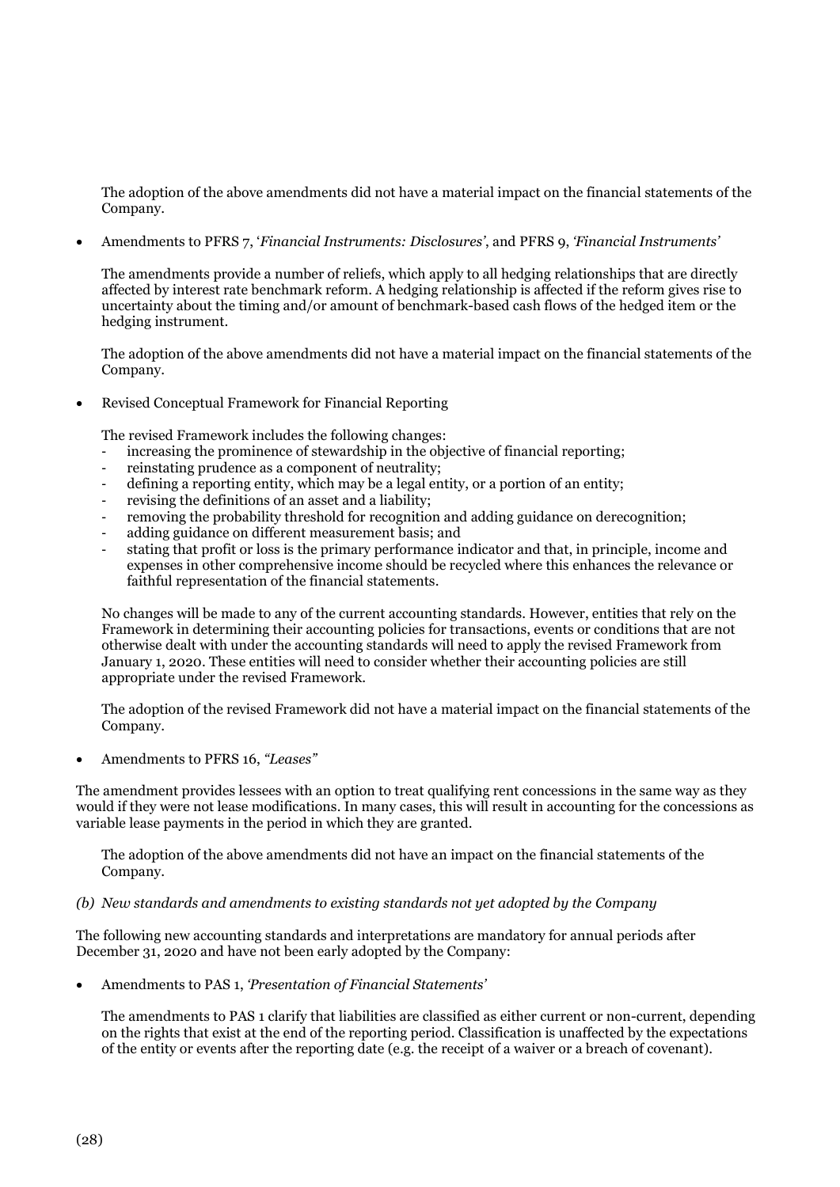The adoption of the above amendments did not have a material impact on the financial statements of the Company.

- Amendments to PFRS 7, '*Financial Instruments: Disclosures*', and PFRS 9, *'Financial Instruments'*

  The amendments provide a number of reliefs, which apply to all hedging relationships that are directly affected by interest rate benchmark reform. A hedging relationship is affected if the reform gives rise to uncertainty about the timing and/or amount of benchmark-based cash flows of the hedged item or the hedging instrument.

  The adoption of the above amendments did not have a material impact on the financial statements of the Company.

- Revised Conceptual Framework for Financial Reporting

  The revised Framework includes the following changes:
  - increasing the prominence of stewardship in the objective of financial reporting;
  - reinstating prudence as a component of neutrality;
  - defining a reporting entity, which may be a legal entity, or a portion of an entity;
  - revising the definitions of an asset and a liability;
  - removing the probability threshold for recognition and adding guidance on derecognition;
  - adding guidance on different measurement basis; and
  - stating that profit or loss is the primary performance indicator and that, in principle, income and expenses in other comprehensive income should be recycled where this enhances the relevance or faithful representation of the financial statements.

  No changes will be made to any of the current accounting standards. However, entities that rely on the Framework in determining their accounting policies for transactions, events or conditions that are not otherwise dealt with under the accounting standards will need to apply the revised Framework from January 1, 2020. These entities will need to consider whether their accounting policies are still appropriate under the revised Framework.

  The adoption of the revised Framework did not have a material impact on the financial statements of the Company.

- Amendments to PFRS 16, *"Leases"*

The amendment provides lessees with an option to treat qualifying rent concessions in the same way as they would if they were not lease modifications. In many cases, this will result in accounting for the concessions as variable lease payments in the period in which they are granted.

The adoption of the above amendments did not have an impact on the financial statements of the Company.

*(b) New standards and amendments to existing standards not yet adopted by the Company*

The following new accounting standards and interpretations are mandatory for annual periods after December 31, 2020 and have not been early adopted by the Company:

- Amendments to PAS 1, *'Presentation of Financial Statements'*

  The amendments to PAS 1 clarify that liabilities are classified as either current or non-current, depending on the rights that exist at the end of the reporting period. Classification is unaffected by the expectations of the entity or events after the reporting date (e.g. the receipt of a waiver or a breach of covenant).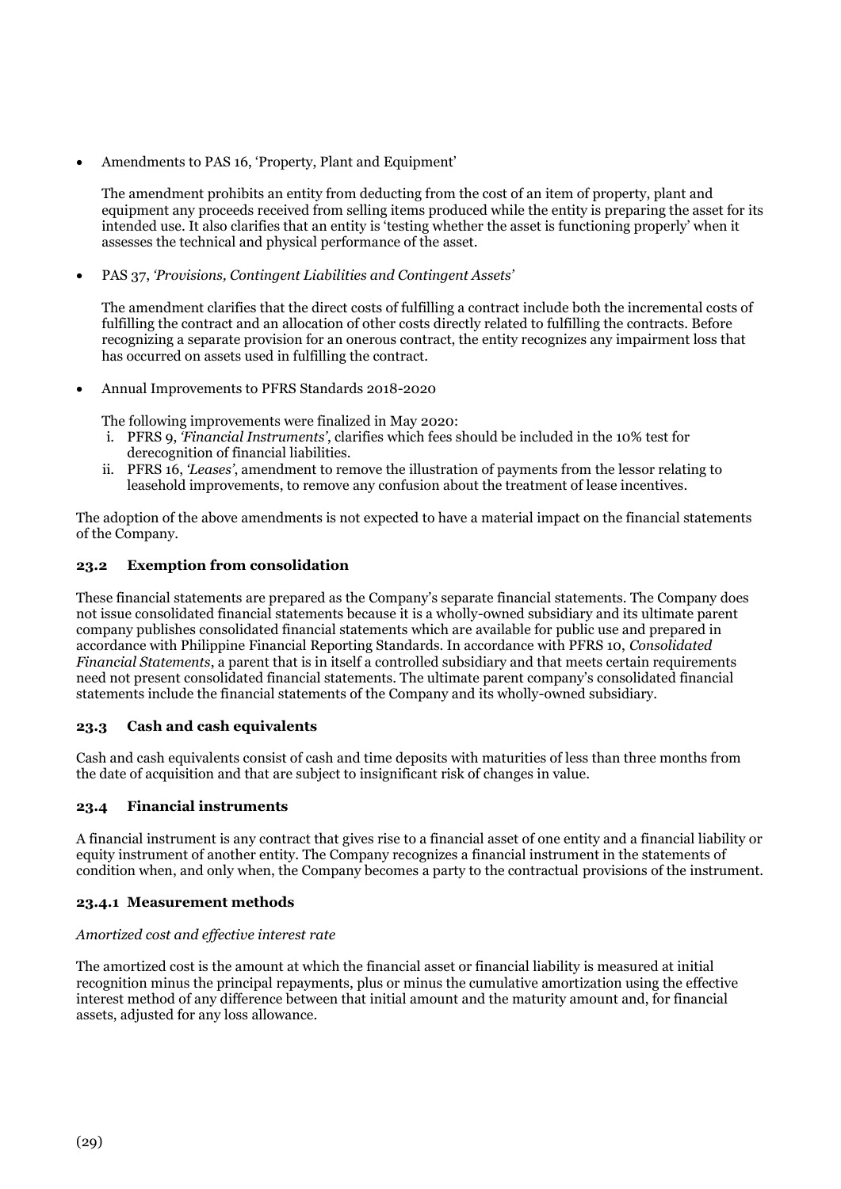- Amendments to PAS 16, 'Property, Plant and Equipment'

  The amendment prohibits an entity from deducting from the cost of an item of property, plant and equipment any proceeds received from selling items produced while the entity is preparing the asset for its intended use. It also clarifies that an entity is 'testing whether the asset is functioning properly' when it assesses the technical and physical performance of the asset.

- PAS 37, *'Provisions, Contingent Liabilities and Contingent Assets'*

  The amendment clarifies that the direct costs of fulfilling a contract include both the incremental costs of fulfilling the contract and an allocation of other costs directly related to fulfilling the contracts. Before recognizing a separate provision for an onerous contract, the entity recognizes any impairment loss that has occurred on assets used in fulfilling the contract.

- Annual Improvements to PFRS Standards 2018-2020

  The following improvements were finalized in May 2020:
  i. PFRS 9, *'Financial Instruments'*, clarifies which fees should be included in the 10% test for derecognition of financial liabilities.
  ii. PFRS 16, *'Leases'*, amendment to remove the illustration of payments from the lessor relating to leasehold improvements, to remove any confusion about the treatment of lease incentives.

The adoption of the above amendments is not expected to have a material impact on the financial statements of the Company.

### 23.2 Exemption from consolidation

These financial statements are prepared as the Company's separate financial statements. The Company does not issue consolidated financial statements because it is a wholly-owned subsidiary and its ultimate parent company publishes consolidated financial statements which are available for public use and prepared in accordance with Philippine Financial Reporting Standards. In accordance with PFRS 10, *Consolidated Financial Statements*, a parent that is in itself a controlled subsidiary and that meets certain requirements need not present consolidated financial statements. The ultimate parent company's consolidated financial statements include the financial statements of the Company and its wholly-owned subsidiary.

### 23.3 Cash and cash equivalents

Cash and cash equivalents consist of cash and time deposits with maturities of less than three months from the date of acquisition and that are subject to insignificant risk of changes in value.

### 23.4 Financial instruments

A financial instrument is any contract that gives rise to a financial asset of one entity and a financial liability or equity instrument of another entity. The Company recognizes a financial instrument in the statements of condition when, and only when, the Company becomes a party to the contractual provisions of the instrument.

#### 23.4.1 Measurement methods

*Amortized cost and effective interest rate*

The amortized cost is the amount at which the financial asset or financial liability is measured at initial recognition minus the principal repayments, plus or minus the cumulative amortization using the effective interest method of any difference between that initial amount and the maturity amount and, for financial assets, adjusted for any loss allowance.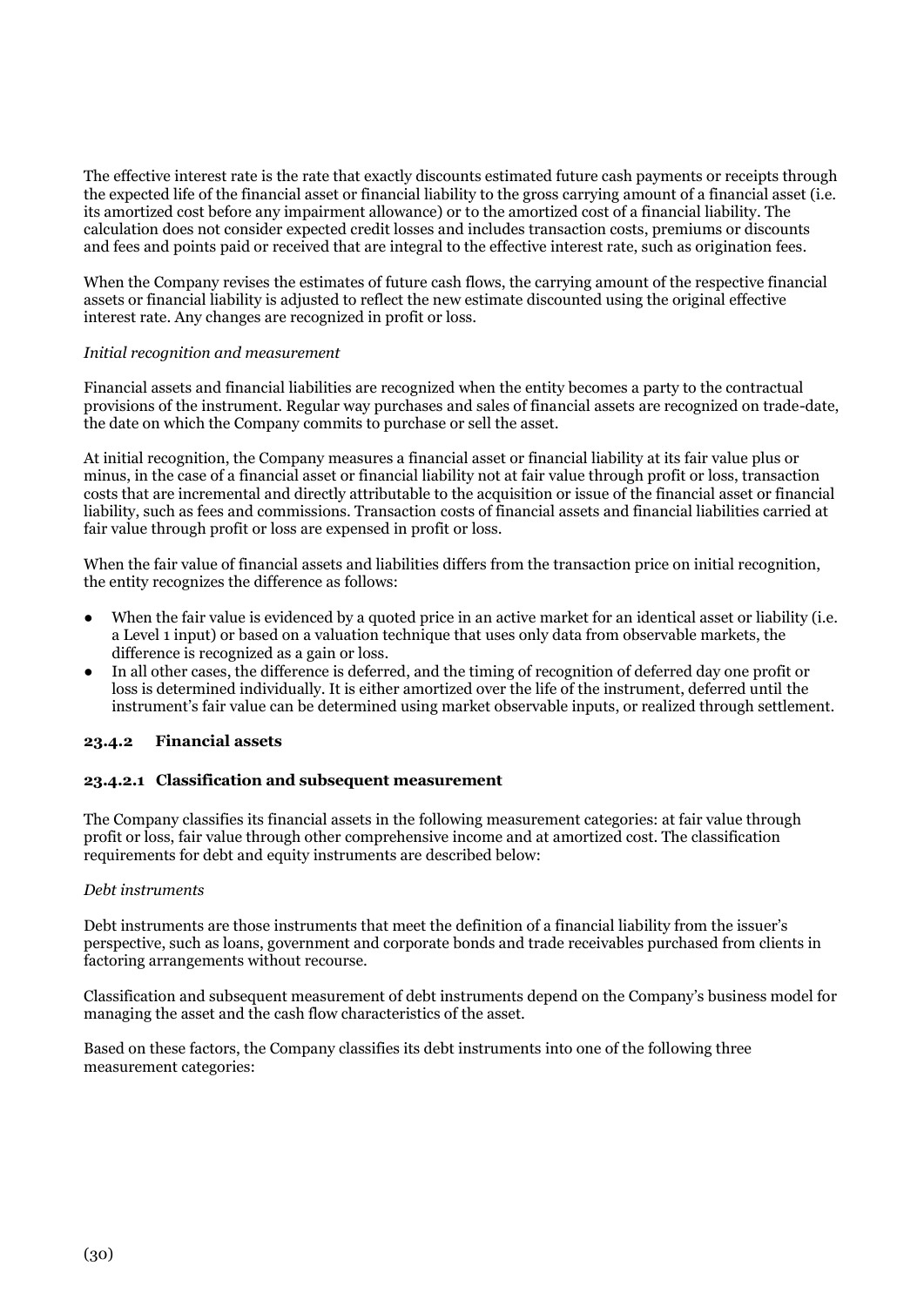The effective interest rate is the rate that exactly discounts estimated future cash payments or receipts through the expected life of the financial asset or financial liability to the gross carrying amount of a financial asset (i.e. its amortized cost before any impairment allowance) or to the amortized cost of a financial liability. The calculation does not consider expected credit losses and includes transaction costs, premiums or discounts and fees and points paid or received that are integral to the effective interest rate, such as origination fees.

When the Company revises the estimates of future cash flows, the carrying amount of the respective financial assets or financial liability is adjusted to reflect the new estimate discounted using the original effective interest rate. Any changes are recognized in profit or loss.

*Initial recognition and measurement*

Financial assets and financial liabilities are recognized when the entity becomes a party to the contractual provisions of the instrument. Regular way purchases and sales of financial assets are recognized on trade-date, the date on which the Company commits to purchase or sell the asset.

At initial recognition, the Company measures a financial asset or financial liability at its fair value plus or minus, in the case of a financial asset or financial liability not at fair value through profit or loss, transaction costs that are incremental and directly attributable to the acquisition or issue of the financial asset or financial liability, such as fees and commissions. Transaction costs of financial assets and financial liabilities carried at fair value through profit or loss are expensed in profit or loss.

When the fair value of financial assets and liabilities differs from the transaction price on initial recognition, the entity recognizes the difference as follows:

- When the fair value is evidenced by a quoted price in an active market for an identical asset or liability (i.e. a Level 1 input) or based on a valuation technique that uses only data from observable markets, the difference is recognized as a gain or loss.
- In all other cases, the difference is deferred, and the timing of recognition of deferred day one profit or loss is determined individually. It is either amortized over the life of the instrument, deferred until the instrument's fair value can be determined using market observable inputs, or realized through settlement.

### 23.4.2 Financial assets

#### 23.4.2.1 Classification and subsequent measurement

The Company classifies its financial assets in the following measurement categories: at fair value through profit or loss, fair value through other comprehensive income and at amortized cost. The classification requirements for debt and equity instruments are described below:

*Debt instruments*

Debt instruments are those instruments that meet the definition of a financial liability from the issuer's perspective, such as loans, government and corporate bonds and trade receivables purchased from clients in factoring arrangements without recourse.

Classification and subsequent measurement of debt instruments depend on the Company's business model for managing the asset and the cash flow characteristics of the asset.

Based on these factors, the Company classifies its debt instruments into one of the following three measurement categories: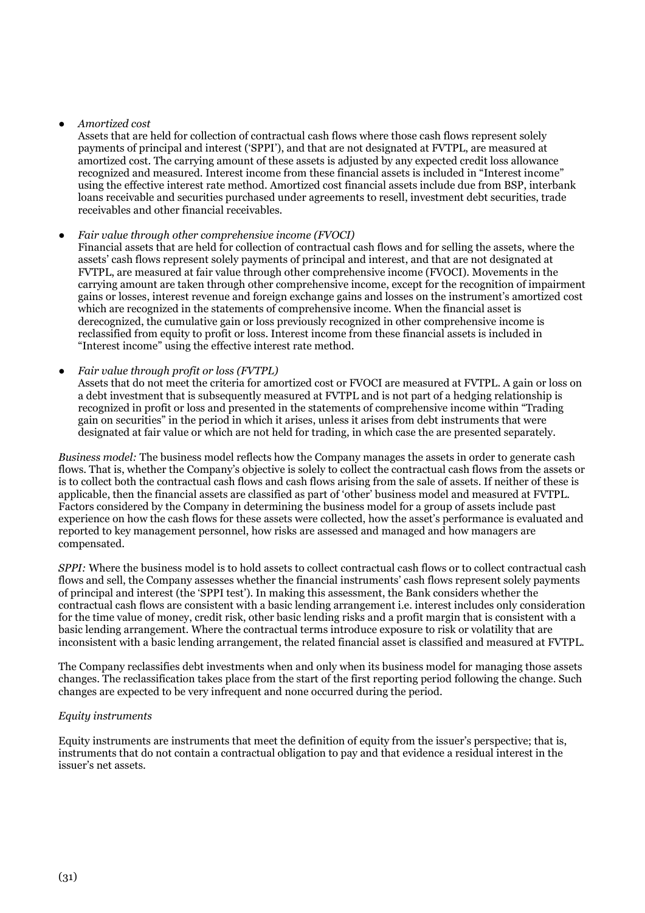- *Amortized cost*
  Assets that are held for collection of contractual cash flows where those cash flows represent solely payments of principal and interest ('SPPI'), and that are not designated at FVTPL, are measured at amortized cost. The carrying amount of these assets is adjusted by any expected credit loss allowance recognized and measured. Interest income from these financial assets is included in "Interest income" using the effective interest rate method. Amortized cost financial assets include due from BSP, interbank loans receivable and securities purchased under agreements to resell, investment debt securities, trade receivables and other financial receivables.

- *Fair value through other comprehensive income (FVOCI)*
  Financial assets that are held for collection of contractual cash flows and for selling the assets, where the assets' cash flows represent solely payments of principal and interest, and that are not designated at FVTPL, are measured at fair value through other comprehensive income (FVOCI). Movements in the carrying amount are taken through other comprehensive income, except for the recognition of impairment gains or losses, interest revenue and foreign exchange gains and losses on the instrument's amortized cost which are recognized in the statements of comprehensive income. When the financial asset is derecognized, the cumulative gain or loss previously recognized in other comprehensive income is reclassified from equity to profit or loss. Interest income from these financial assets is included in "Interest income" using the effective interest rate method.

- *Fair value through profit or loss (FVTPL)*
  Assets that do not meet the criteria for amortized cost or FVOCI are measured at FVTPL. A gain or loss on a debt investment that is subsequently measured at FVTPL and is not part of a hedging relationship is recognized in profit or loss and presented in the statements of comprehensive income within "Trading gain on securities" in the period in which it arises, unless it arises from debt instruments that were designated at fair value or which are not held for trading, in which case the are presented separately.

*Business model:* The business model reflects how the Company manages the assets in order to generate cash flows. That is, whether the Company's objective is solely to collect the contractual cash flows from the assets or is to collect both the contractual cash flows and cash flows arising from the sale of assets. If neither of these is applicable, then the financial assets are classified as part of 'other' business model and measured at FVTPL. Factors considered by the Company in determining the business model for a group of assets include past experience on how the cash flows for these assets were collected, how the asset's performance is evaluated and reported to key management personnel, how risks are assessed and managed and how managers are compensated.

*SPPI:* Where the business model is to hold assets to collect contractual cash flows or to collect contractual cash flows and sell, the Company assesses whether the financial instruments' cash flows represent solely payments of principal and interest (the 'SPPI test'). In making this assessment, the Bank considers whether the contractual cash flows are consistent with a basic lending arrangement i.e. interest includes only consideration for the time value of money, credit risk, other basic lending risks and a profit margin that is consistent with a basic lending arrangement. Where the contractual terms introduce exposure to risk or volatility that are inconsistent with a basic lending arrangement, the related financial asset is classified and measured at FVTPL.

The Company reclassifies debt investments when and only when its business model for managing those assets changes. The reclassification takes place from the start of the first reporting period following the change. Such changes are expected to be very infrequent and none occurred during the period.

*Equity instruments*

Equity instruments are instruments that meet the definition of equity from the issuer's perspective; that is, instruments that do not contain a contractual obligation to pay and that evidence a residual interest in the issuer's net assets.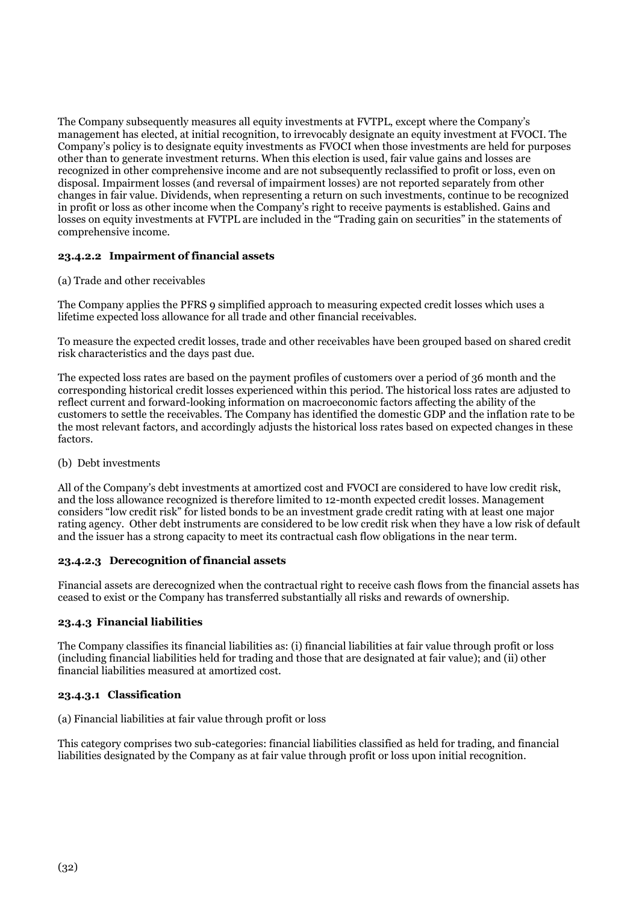The Company subsequently measures all equity investments at FVTPL, except where the Company's management has elected, at initial recognition, to irrevocably designate an equity investment at FVOCI. The Company's policy is to designate equity investments as FVOCI when those investments are held for purposes other than to generate investment returns. When this election is used, fair value gains and losses are recognized in other comprehensive income and are not subsequently reclassified to profit or loss, even on disposal. Impairment losses (and reversal of impairment losses) are not reported separately from other changes in fair value. Dividends, when representing a return on such investments, continue to be recognized in profit or loss as other income when the Company's right to receive payments is established. Gains and losses on equity investments at FVTPL are included in the "Trading gain on securities" in the statements of comprehensive income.

#### 23.4.2.2 Impairment of financial assets

(a) Trade and other receivables

The Company applies the PFRS 9 simplified approach to measuring expected credit losses which uses a lifetime expected loss allowance for all trade and other financial receivables.

To measure the expected credit losses, trade and other receivables have been grouped based on shared credit risk characteristics and the days past due.

The expected loss rates are based on the payment profiles of customers over a period of 36 month and the corresponding historical credit losses experienced within this period. The historical loss rates are adjusted to reflect current and forward-looking information on macroeconomic factors affecting the ability of the customers to settle the receivables. The Company has identified the domestic GDP and the inflation rate to be the most relevant factors, and accordingly adjusts the historical loss rates based on expected changes in these factors.

(b) Debt investments

All of the Company's debt investments at amortized cost and FVOCI are considered to have low credit risk, and the loss allowance recognized is therefore limited to 12-month expected credit losses. Management considers "low credit risk" for listed bonds to be an investment grade credit rating with at least one major rating agency. Other debt instruments are considered to be low credit risk when they have a low risk of default and the issuer has a strong capacity to meet its contractual cash flow obligations in the near term.

#### 23.4.2.3 Derecognition of financial assets

Financial assets are derecognized when the contractual right to receive cash flows from the financial assets has ceased to exist or the Company has transferred substantially all risks and rewards of ownership.

### 23.4.3 Financial liabilities

The Company classifies its financial liabilities as: (i) financial liabilities at fair value through profit or loss (including financial liabilities held for trading and those that are designated at fair value); and (ii) other financial liabilities measured at amortized cost.

#### 23.4.3.1 Classification

(a) Financial liabilities at fair value through profit or loss

This category comprises two sub-categories: financial liabilities classified as held for trading, and financial liabilities designated by the Company as at fair value through profit or loss upon initial recognition.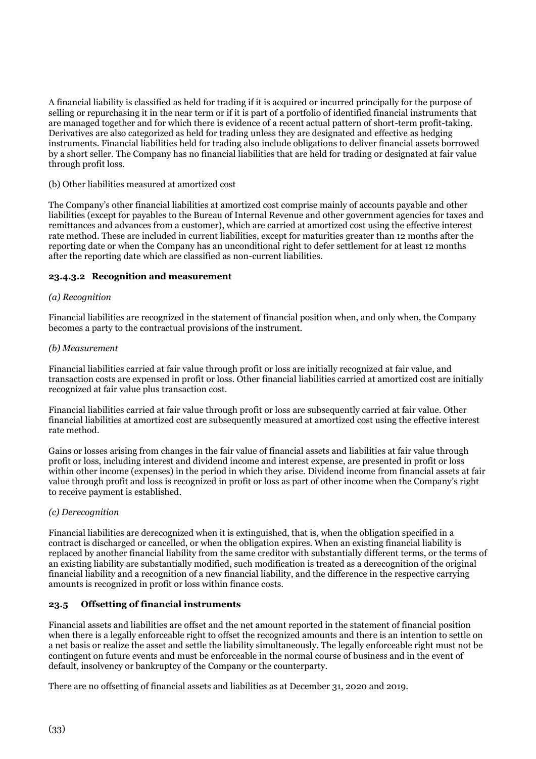A financial liability is classified as held for trading if it is acquired or incurred principally for the purpose of selling or repurchasing it in the near term or if it is part of a portfolio of identified financial instruments that are managed together and for which there is evidence of a recent actual pattern of short-term profit-taking. Derivatives are also categorized as held for trading unless they are designated and effective as hedging instruments. Financial liabilities held for trading also include obligations to deliver financial assets borrowed by a short seller. The Company has no financial liabilities that are held for trading or designated at fair value through profit loss.

(b) Other liabilities measured at amortized cost

The Company's other financial liabilities at amortized cost comprise mainly of accounts payable and other liabilities (except for payables to the Bureau of Internal Revenue and other government agencies for taxes and remittances and advances from a customer), which are carried at amortized cost using the effective interest rate method. These are included in current liabilities, except for maturities greater than 12 months after the reporting date or when the Company has an unconditional right to defer settlement for at least 12 months after the reporting date which are classified as non-current liabilities.

#### 23.4.3.2 Recognition and measurement

*(a) Recognition*

Financial liabilities are recognized in the statement of financial position when, and only when, the Company becomes a party to the contractual provisions of the instrument.

*(b) Measurement*

Financial liabilities carried at fair value through profit or loss are initially recognized at fair value, and transaction costs are expensed in profit or loss. Other financial liabilities carried at amortized cost are initially recognized at fair value plus transaction cost.

Financial liabilities carried at fair value through profit or loss are subsequently carried at fair value. Other financial liabilities at amortized cost are subsequently measured at amortized cost using the effective interest rate method.

Gains or losses arising from changes in the fair value of financial assets and liabilities at fair value through profit or loss, including interest and dividend income and interest expense, are presented in profit or loss within other income (expenses) in the period in which they arise. Dividend income from financial assets at fair value through profit and loss is recognized in profit or loss as part of other income when the Company's right to receive payment is established.

*(c) Derecognition*

Financial liabilities are derecognized when it is extinguished, that is, when the obligation specified in a contract is discharged or cancelled, or when the obligation expires. When an existing financial liability is replaced by another financial liability from the same creditor with substantially different terms, or the terms of an existing liability are substantially modified, such modification is treated as a derecognition of the original financial liability and a recognition of a new financial liability, and the difference in the respective carrying amounts is recognized in profit or loss within finance costs.

### 23.5 Offsetting of financial instruments

Financial assets and liabilities are offset and the net amount reported in the statement of financial position when there is a legally enforceable right to offset the recognized amounts and there is an intention to settle on a net basis or realize the asset and settle the liability simultaneously. The legally enforceable right must not be contingent on future events and must be enforceable in the normal course of business and in the event of default, insolvency or bankruptcy of the Company or the counterparty.

There are no offsetting of financial assets and liabilities as at December 31, 2020 and 2019.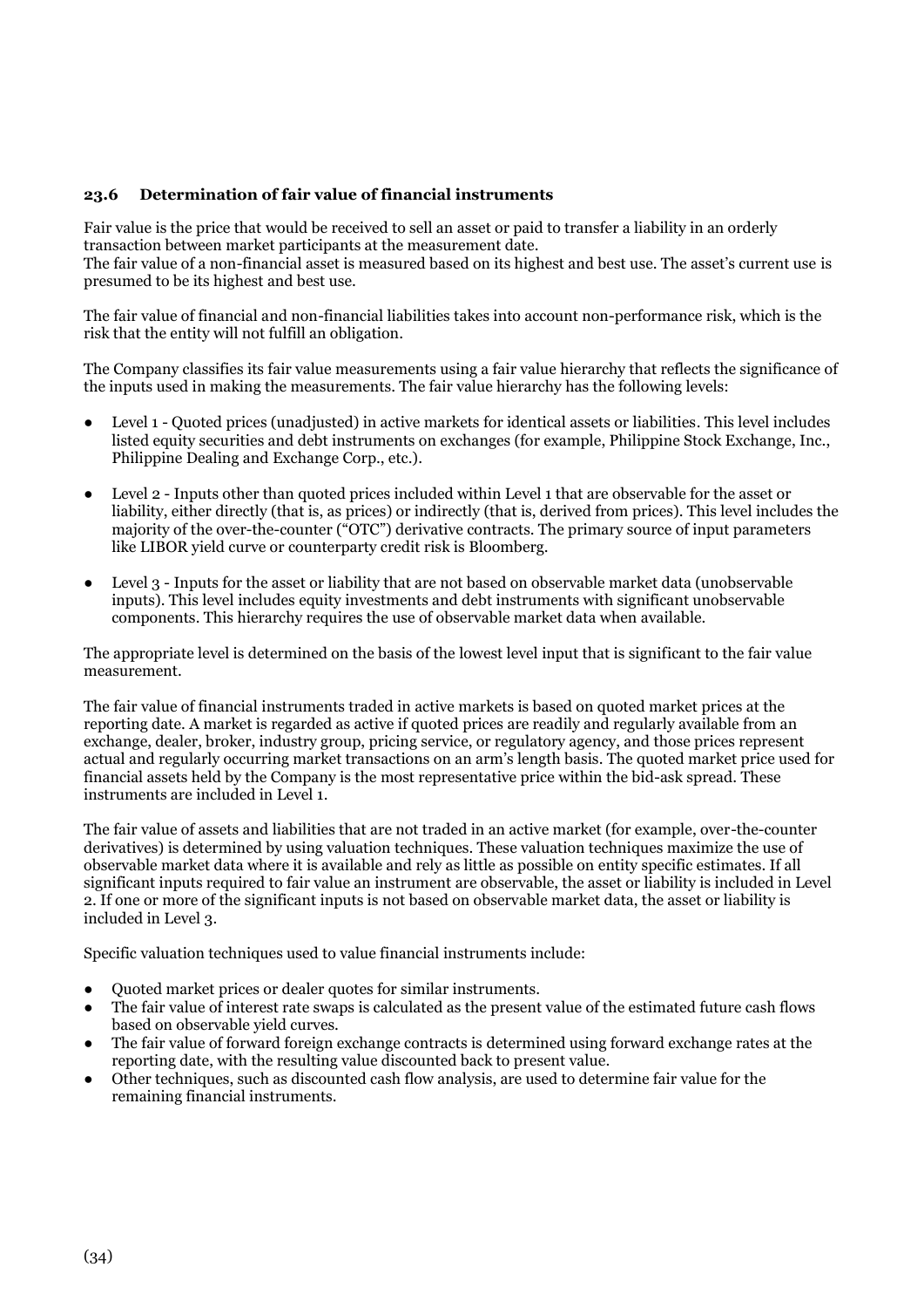### 23.6 Determination of fair value of financial instruments

Fair value is the price that would be received to sell an asset or paid to transfer a liability in an orderly transaction between market participants at the measurement date.
The fair value of a non-financial asset is measured based on its highest and best use. The asset's current use is presumed to be its highest and best use.

The fair value of financial and non-financial liabilities takes into account non-performance risk, which is the risk that the entity will not fulfill an obligation.

The Company classifies its fair value measurements using a fair value hierarchy that reflects the significance of the inputs used in making the measurements. The fair value hierarchy has the following levels:

- Level 1 - Quoted prices (unadjusted) in active markets for identical assets or liabilities. This level includes listed equity securities and debt instruments on exchanges (for example, Philippine Stock Exchange, Inc., Philippine Dealing and Exchange Corp., etc.).

- Level 2 - Inputs other than quoted prices included within Level 1 that are observable for the asset or liability, either directly (that is, as prices) or indirectly (that is, derived from prices). This level includes the majority of the over-the-counter ("OTC") derivative contracts. The primary source of input parameters like LIBOR yield curve or counterparty credit risk is Bloomberg.

- Level 3 - Inputs for the asset or liability that are not based on observable market data (unobservable inputs). This level includes equity investments and debt instruments with significant unobservable components. This hierarchy requires the use of observable market data when available.

The appropriate level is determined on the basis of the lowest level input that is significant to the fair value measurement.

The fair value of financial instruments traded in active markets is based on quoted market prices at the reporting date. A market is regarded as active if quoted prices are readily and regularly available from an exchange, dealer, broker, industry group, pricing service, or regulatory agency, and those prices represent actual and regularly occurring market transactions on an arm's length basis. The quoted market price used for financial assets held by the Company is the most representative price within the bid-ask spread. These instruments are included in Level 1.

The fair value of assets and liabilities that are not traded in an active market (for example, over-the-counter derivatives) is determined by using valuation techniques. These valuation techniques maximize the use of observable market data where it is available and rely as little as possible on entity specific estimates. If all significant inputs required to fair value an instrument are observable, the asset or liability is included in Level 2. If one or more of the significant inputs is not based on observable market data, the asset or liability is included in Level 3.

Specific valuation techniques used to value financial instruments include:

- Quoted market prices or dealer quotes for similar instruments.
- The fair value of interest rate swaps is calculated as the present value of the estimated future cash flows based on observable yield curves.
- The fair value of forward foreign exchange contracts is determined using forward exchange rates at the reporting date, with the resulting value discounted back to present value.
- Other techniques, such as discounted cash flow analysis, are used to determine fair value for the remaining financial instruments.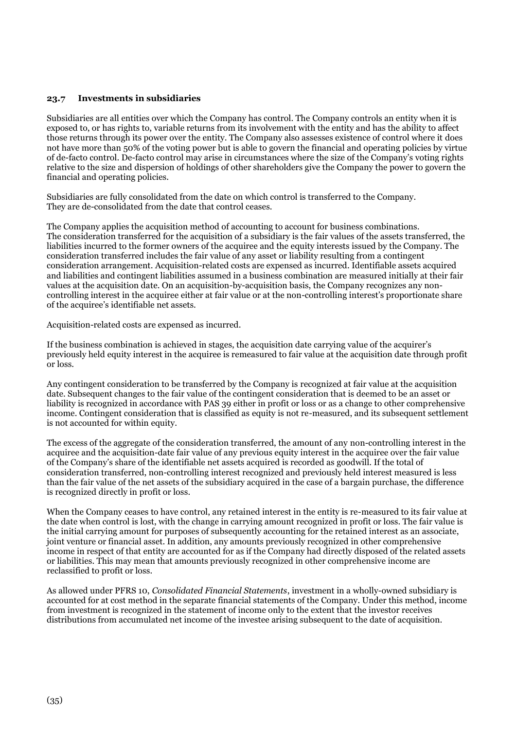### 23.7 Investments in subsidiaries

Subsidiaries are all entities over which the Company has control. The Company controls an entity when it is exposed to, or has rights to, variable returns from its involvement with the entity and has the ability to affect those returns through its power over the entity. The Company also assesses existence of control where it does not have more than 50% of the voting power but is able to govern the financial and operating policies by virtue of de-facto control. De-facto control may arise in circumstances where the size of the Company's voting rights relative to the size and dispersion of holdings of other shareholders give the Company the power to govern the financial and operating policies.

Subsidiaries are fully consolidated from the date on which control is transferred to the Company. They are de-consolidated from the date that control ceases.

The Company applies the acquisition method of accounting to account for business combinations. The consideration transferred for the acquisition of a subsidiary is the fair values of the assets transferred, the liabilities incurred to the former owners of the acquiree and the equity interests issued by the Company. The consideration transferred includes the fair value of any asset or liability resulting from a contingent consideration arrangement. Acquisition-related costs are expensed as incurred. Identifiable assets acquired and liabilities and contingent liabilities assumed in a business combination are measured initially at their fair values at the acquisition date. On an acquisition-by-acquisition basis, the Company recognizes any non-controlling interest in the acquiree either at fair value or at the non-controlling interest's proportionate share of the acquiree's identifiable net assets.

Acquisition-related costs are expensed as incurred.

If the business combination is achieved in stages, the acquisition date carrying value of the acquirer's previously held equity interest in the acquiree is remeasured to fair value at the acquisition date through profit or loss.

Any contingent consideration to be transferred by the Company is recognized at fair value at the acquisition date. Subsequent changes to the fair value of the contingent consideration that is deemed to be an asset or liability is recognized in accordance with PAS 39 either in profit or loss or as a change to other comprehensive income. Contingent consideration that is classified as equity is not re-measured, and its subsequent settlement is not accounted for within equity.

The excess of the aggregate of the consideration transferred, the amount of any non-controlling interest in the acquiree and the acquisition-date fair value of any previous equity interest in the acquiree over the fair value of the Company's share of the identifiable net assets acquired is recorded as goodwill. If the total of consideration transferred, non-controlling interest recognized and previously held interest measured is less than the fair value of the net assets of the subsidiary acquired in the case of a bargain purchase, the difference is recognized directly in profit or loss.

When the Company ceases to have control, any retained interest in the entity is re-measured to its fair value at the date when control is lost, with the change in carrying amount recognized in profit or loss. The fair value is the initial carrying amount for purposes of subsequently accounting for the retained interest as an associate, joint venture or financial asset. In addition, any amounts previously recognized in other comprehensive income in respect of that entity are accounted for as if the Company had directly disposed of the related assets or liabilities. This may mean that amounts previously recognized in other comprehensive income are reclassified to profit or loss.

As allowed under PFRS 10, *Consolidated Financial Statements*, investment in a wholly-owned subsidiary is accounted for at cost method in the separate financial statements of the Company. Under this method, income from investment is recognized in the statement of income only to the extent that the investor receives distributions from accumulated net income of the investee arising subsequent to the date of acquisition.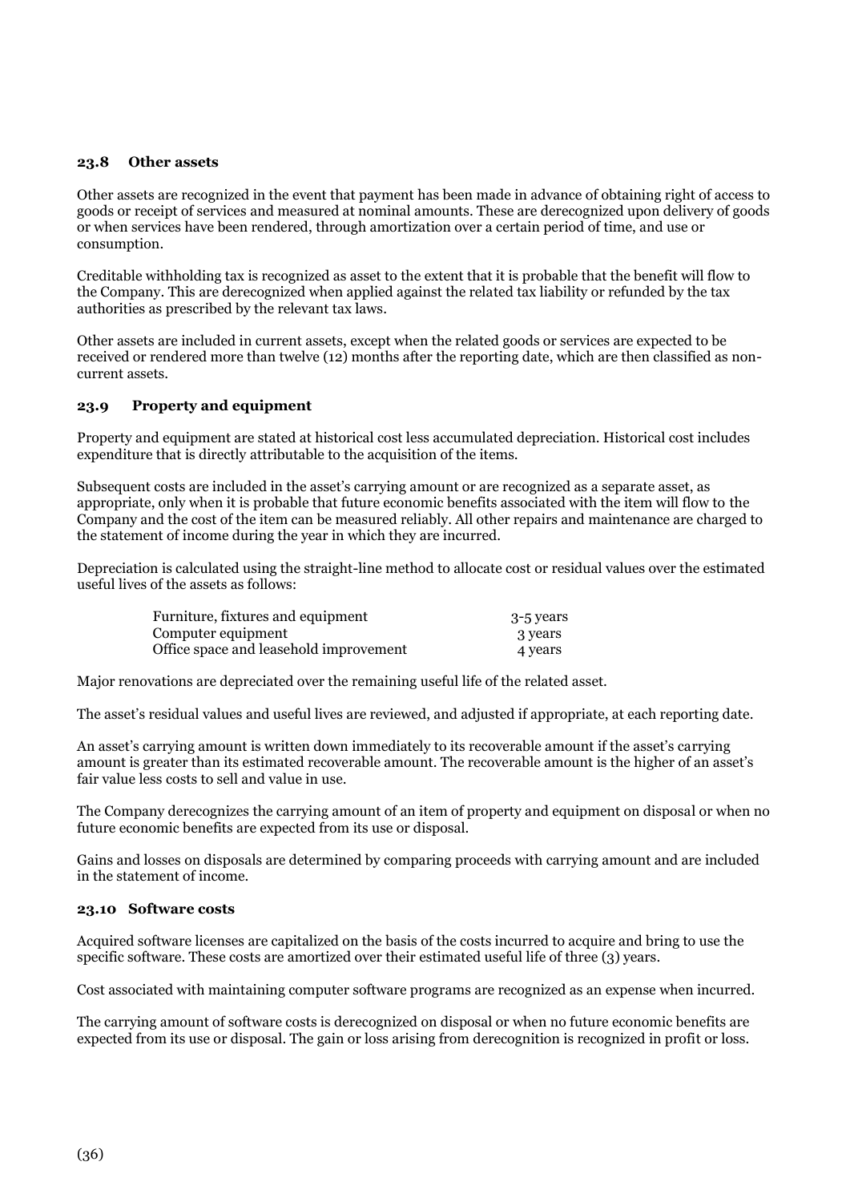### 23.8 Other assets

Other assets are recognized in the event that payment has been made in advance of obtaining right of access to goods or receipt of services and measured at nominal amounts. These are derecognized upon delivery of goods or when services have been rendered, through amortization over a certain period of time, and use or consumption.

Creditable withholding tax is recognized as asset to the extent that it is probable that the benefit will flow to the Company. This are derecognized when applied against the related tax liability or refunded by the tax authorities as prescribed by the relevant tax laws.

Other assets are included in current assets, except when the related goods or services are expected to be received or rendered more than twelve (12) months after the reporting date, which are then classified as non-current assets.

### 23.9 Property and equipment

Property and equipment are stated at historical cost less accumulated depreciation. Historical cost includes expenditure that is directly attributable to the acquisition of the items.

Subsequent costs are included in the asset's carrying amount or are recognized as a separate asset, as appropriate, only when it is probable that future economic benefits associated with the item will flow to the Company and the cost of the item can be measured reliably. All other repairs and maintenance are charged to the statement of income during the year in which they are incurred.

Depreciation is calculated using the straight-line method to allocate cost or residual values over the estimated useful lives of the assets as follows:

| | |
|---|---|
| Furniture, fixtures and equipment | 3-5 years |
| Computer equipment | 3 years |
| Office space and leasehold improvement | 4 years |

Major renovations are depreciated over the remaining useful life of the related asset.

The asset's residual values and useful lives are reviewed, and adjusted if appropriate, at each reporting date.

An asset's carrying amount is written down immediately to its recoverable amount if the asset's carrying amount is greater than its estimated recoverable amount. The recoverable amount is the higher of an asset's fair value less costs to sell and value in use.

The Company derecognizes the carrying amount of an item of property and equipment on disposal or when no future economic benefits are expected from its use or disposal.

Gains and losses on disposals are determined by comparing proceeds with carrying amount and are included in the statement of income.

### 23.10 Software costs

Acquired software licenses are capitalized on the basis of the costs incurred to acquire and bring to use the specific software. These costs are amortized over their estimated useful life of three (3) years.

Cost associated with maintaining computer software programs are recognized as an expense when incurred.

The carrying amount of software costs is derecognized on disposal or when no future economic benefits are expected from its use or disposal. The gain or loss arising from derecognition is recognized in profit or loss.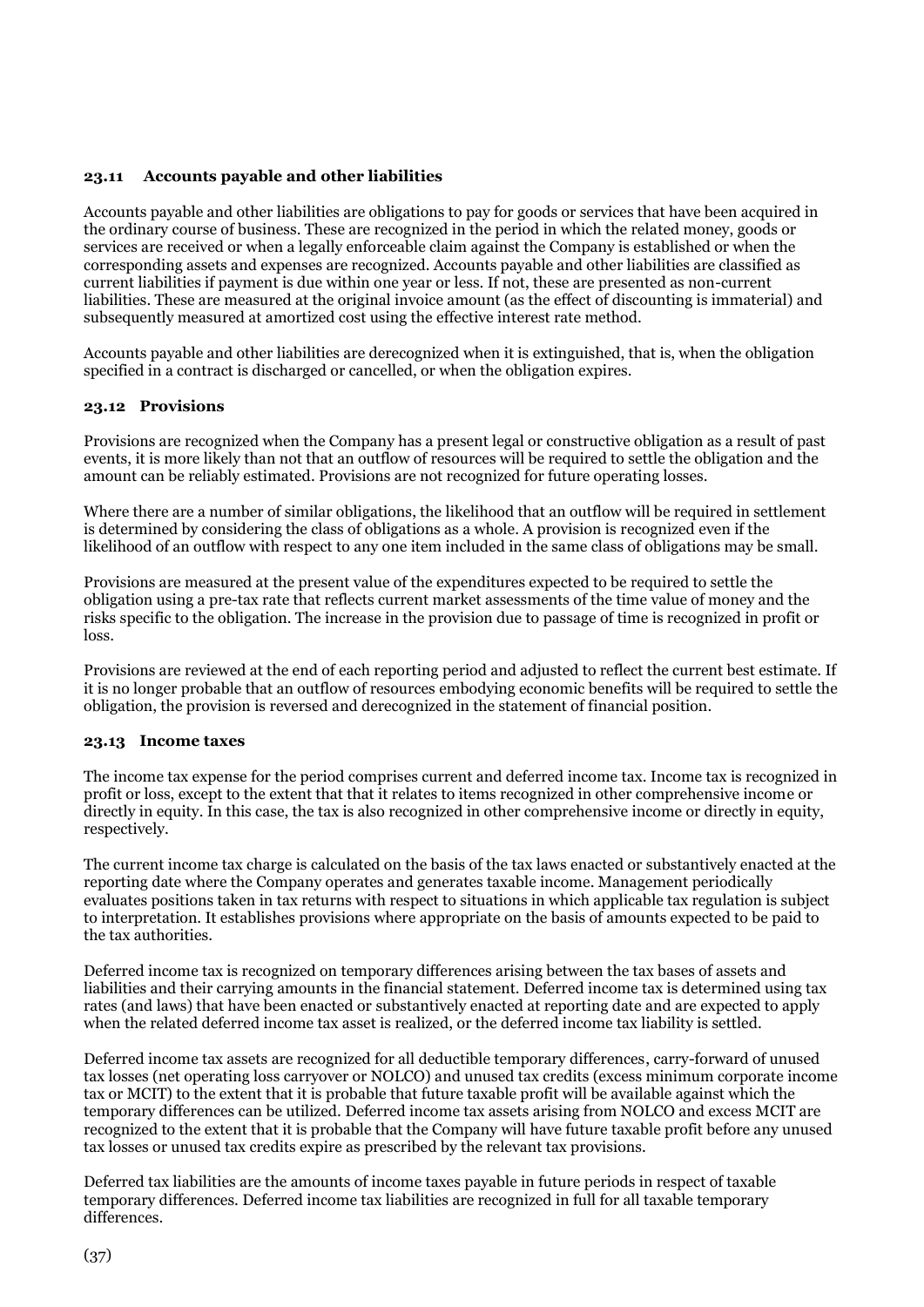### 23.11 Accounts payable and other liabilities

Accounts payable and other liabilities are obligations to pay for goods or services that have been acquired in the ordinary course of business. These are recognized in the period in which the related money, goods or services are received or when a legally enforceable claim against the Company is established or when the corresponding assets and expenses are recognized. Accounts payable and other liabilities are classified as current liabilities if payment is due within one year or less. If not, these are presented as non-current liabilities. These are measured at the original invoice amount (as the effect of discounting is immaterial) and subsequently measured at amortized cost using the effective interest rate method.

Accounts payable and other liabilities are derecognized when it is extinguished, that is, when the obligation specified in a contract is discharged or cancelled, or when the obligation expires.

### 23.12 Provisions

Provisions are recognized when the Company has a present legal or constructive obligation as a result of past events, it is more likely than not that an outflow of resources will be required to settle the obligation and the amount can be reliably estimated. Provisions are not recognized for future operating losses.

Where there are a number of similar obligations, the likelihood that an outflow will be required in settlement is determined by considering the class of obligations as a whole. A provision is recognized even if the likelihood of an outflow with respect to any one item included in the same class of obligations may be small.

Provisions are measured at the present value of the expenditures expected to be required to settle the obligation using a pre-tax rate that reflects current market assessments of the time value of money and the risks specific to the obligation. The increase in the provision due to passage of time is recognized in profit or loss.

Provisions are reviewed at the end of each reporting period and adjusted to reflect the current best estimate. If it is no longer probable that an outflow of resources embodying economic benefits will be required to settle the obligation, the provision is reversed and derecognized in the statement of financial position.

### 23.13 Income taxes

The income tax expense for the period comprises current and deferred income tax. Income tax is recognized in profit or loss, except to the extent that that it relates to items recognized in other comprehensive income or directly in equity. In this case, the tax is also recognized in other comprehensive income or directly in equity, respectively.

The current income tax charge is calculated on the basis of the tax laws enacted or substantively enacted at the reporting date where the Company operates and generates taxable income. Management periodically evaluates positions taken in tax returns with respect to situations in which applicable tax regulation is subject to interpretation. It establishes provisions where appropriate on the basis of amounts expected to be paid to the tax authorities.

Deferred income tax is recognized on temporary differences arising between the tax bases of assets and liabilities and their carrying amounts in the financial statement. Deferred income tax is determined using tax rates (and laws) that have been enacted or substantively enacted at reporting date and are expected to apply when the related deferred income tax asset is realized, or the deferred income tax liability is settled.

Deferred income tax assets are recognized for all deductible temporary differences, carry-forward of unused tax losses (net operating loss carryover or NOLCO) and unused tax credits (excess minimum corporate income tax or MCIT) to the extent that it is probable that future taxable profit will be available against which the temporary differences can be utilized. Deferred income tax assets arising from NOLCO and excess MCIT are recognized to the extent that it is probable that the Company will have future taxable profit before any unused tax losses or unused tax credits expire as prescribed by the relevant tax provisions.

Deferred tax liabilities are the amounts of income taxes payable in future periods in respect of taxable temporary differences. Deferred income tax liabilities are recognized in full for all taxable temporary differences.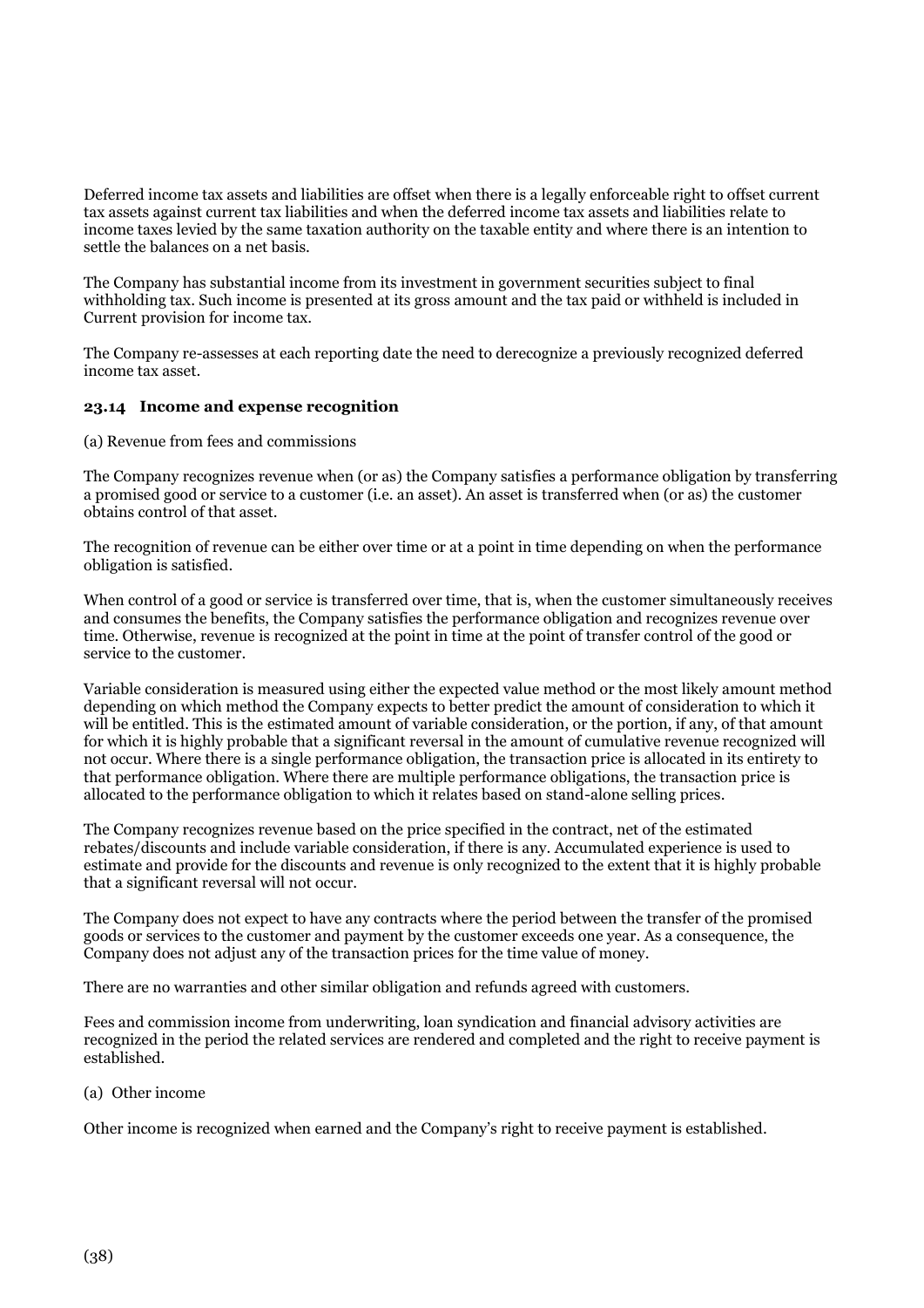Deferred income tax assets and liabilities are offset when there is a legally enforceable right to offset current tax assets against current tax liabilities and when the deferred income tax assets and liabilities relate to income taxes levied by the same taxation authority on the taxable entity and where there is an intention to settle the balances on a net basis.

The Company has substantial income from its investment in government securities subject to final withholding tax. Such income is presented at its gross amount and the tax paid or withheld is included in Current provision for income tax.

The Company re-assesses at each reporting date the need to derecognize a previously recognized deferred income tax asset.

### 23.14 Income and expense recognition

(a) Revenue from fees and commissions

The Company recognizes revenue when (or as) the Company satisfies a performance obligation by transferring a promised good or service to a customer (i.e. an asset). An asset is transferred when (or as) the customer obtains control of that asset.

The recognition of revenue can be either over time or at a point in time depending on when the performance obligation is satisfied.

When control of a good or service is transferred over time, that is, when the customer simultaneously receives and consumes the benefits, the Company satisfies the performance obligation and recognizes revenue over time. Otherwise, revenue is recognized at the point in time at the point of transfer control of the good or service to the customer.

Variable consideration is measured using either the expected value method or the most likely amount method depending on which method the Company expects to better predict the amount of consideration to which it will be entitled. This is the estimated amount of variable consideration, or the portion, if any, of that amount for which it is highly probable that a significant reversal in the amount of cumulative revenue recognized will not occur. Where there is a single performance obligation, the transaction price is allocated in its entirety to that performance obligation. Where there are multiple performance obligations, the transaction price is allocated to the performance obligation to which it relates based on stand-alone selling prices.

The Company recognizes revenue based on the price specified in the contract, net of the estimated rebates/discounts and include variable consideration, if there is any. Accumulated experience is used to estimate and provide for the discounts and revenue is only recognized to the extent that it is highly probable that a significant reversal will not occur.

The Company does not expect to have any contracts where the period between the transfer of the promised goods or services to the customer and payment by the customer exceeds one year. As a consequence, the Company does not adjust any of the transaction prices for the time value of money.

There are no warranties and other similar obligation and refunds agreed with customers.

Fees and commission income from underwriting, loan syndication and financial advisory activities are recognized in the period the related services are rendered and completed and the right to receive payment is established.

(a) Other income

Other income is recognized when earned and the Company's right to receive payment is established.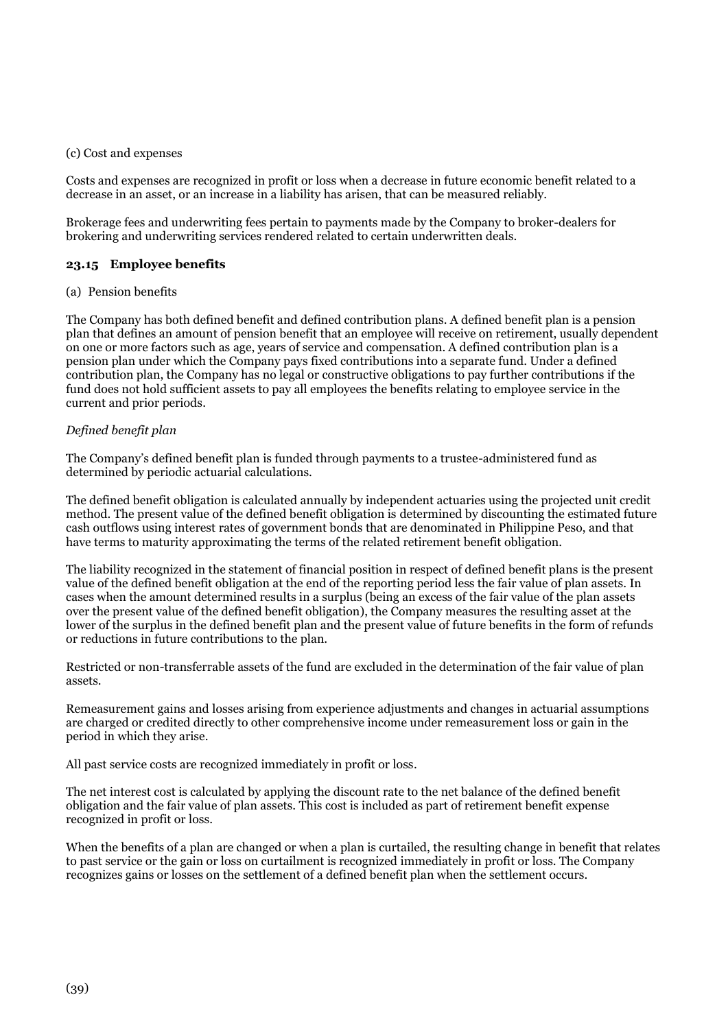(c) Cost and expenses

Costs and expenses are recognized in profit or loss when a decrease in future economic benefit related to a decrease in an asset, or an increase in a liability has arisen, that can be measured reliably.

Brokerage fees and underwriting fees pertain to payments made by the Company to broker-dealers for brokering and underwriting services rendered related to certain underwritten deals.

### 23.15 Employee benefits

(a) Pension benefits

The Company has both defined benefit and defined contribution plans. A defined benefit plan is a pension plan that defines an amount of pension benefit that an employee will receive on retirement, usually dependent on one or more factors such as age, years of service and compensation. A defined contribution plan is a pension plan under which the Company pays fixed contributions into a separate fund. Under a defined contribution plan, the Company has no legal or constructive obligations to pay further contributions if the fund does not hold sufficient assets to pay all employees the benefits relating to employee service in the current and prior periods.

*Defined benefit plan*

The Company's defined benefit plan is funded through payments to a trustee-administered fund as determined by periodic actuarial calculations.

The defined benefit obligation is calculated annually by independent actuaries using the projected unit credit method. The present value of the defined benefit obligation is determined by discounting the estimated future cash outflows using interest rates of government bonds that are denominated in Philippine Peso, and that have terms to maturity approximating the terms of the related retirement benefit obligation.

The liability recognized in the statement of financial position in respect of defined benefit plans is the present value of the defined benefit obligation at the end of the reporting period less the fair value of plan assets. In cases when the amount determined results in a surplus (being an excess of the fair value of the plan assets over the present value of the defined benefit obligation), the Company measures the resulting asset at the lower of the surplus in the defined benefit plan and the present value of future benefits in the form of refunds or reductions in future contributions to the plan.

Restricted or non-transferrable assets of the fund are excluded in the determination of the fair value of plan assets.

Remeasurement gains and losses arising from experience adjustments and changes in actuarial assumptions are charged or credited directly to other comprehensive income under remeasurement loss or gain in the period in which they arise.

All past service costs are recognized immediately in profit or loss.

The net interest cost is calculated by applying the discount rate to the net balance of the defined benefit obligation and the fair value of plan assets. This cost is included as part of retirement benefit expense recognized in profit or loss.

When the benefits of a plan are changed or when a plan is curtailed, the resulting change in benefit that relates to past service or the gain or loss on curtailment is recognized immediately in profit or loss. The Company recognizes gains or losses on the settlement of a defined benefit plan when the settlement occurs.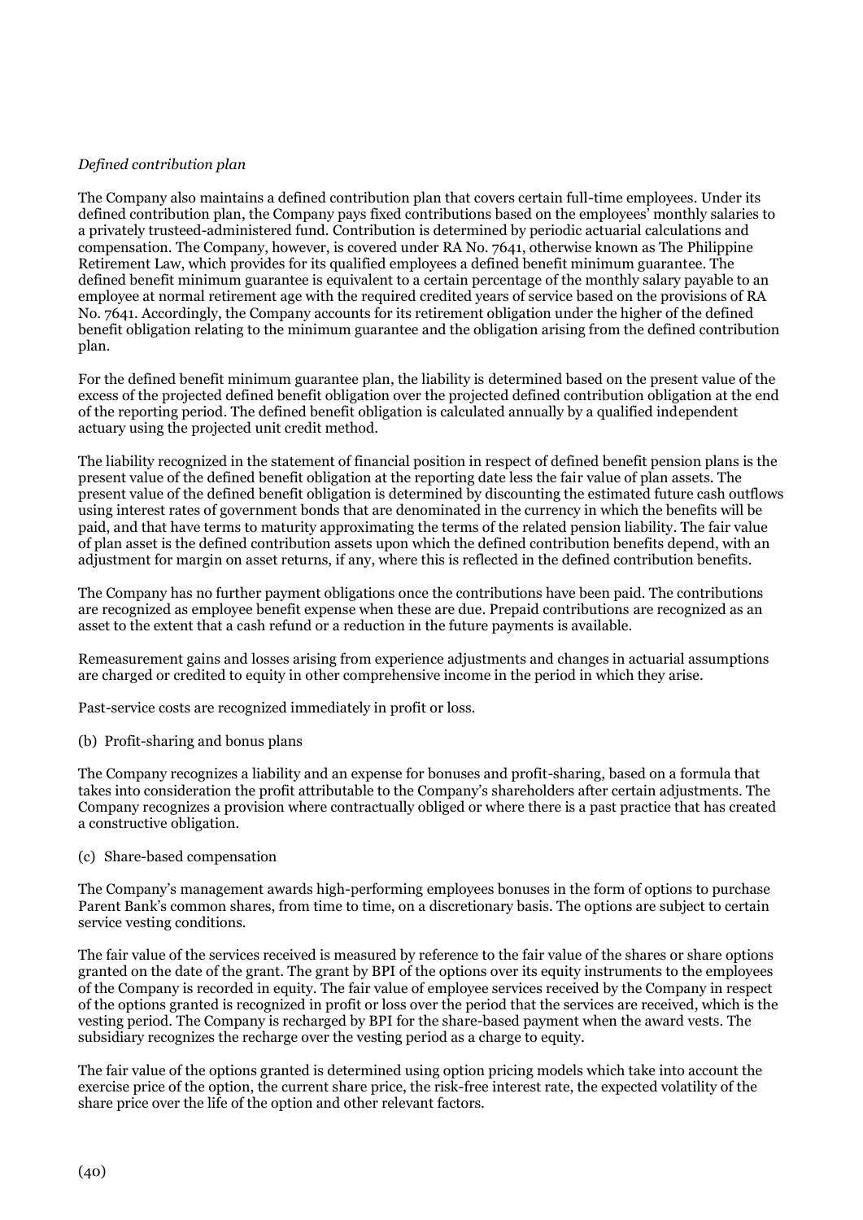*Defined contribution plan*

The Company also maintains a defined contribution plan that covers certain full-time employees. Under its defined contribution plan, the Company pays fixed contributions based on the employees' monthly salaries to a privately trusteed-administered fund. Contribution is determined by periodic actuarial calculations and compensation. The Company, however, is covered under RA No. 7641, otherwise known as The Philippine Retirement Law, which provides for its qualified employees a defined benefit minimum guarantee. The defined benefit minimum guarantee is equivalent to a certain percentage of the monthly salary payable to an employee at normal retirement age with the required credited years of service based on the provisions of RA No. 7641. Accordingly, the Company accounts for its retirement obligation under the higher of the defined benefit obligation relating to the minimum guarantee and the obligation arising from the defined contribution plan.

For the defined benefit minimum guarantee plan, the liability is determined based on the present value of the excess of the projected defined benefit obligation over the projected defined contribution obligation at the end of the reporting period. The defined benefit obligation is calculated annually by a qualified independent actuary using the projected unit credit method.

The liability recognized in the statement of financial position in respect of defined benefit pension plans is the present value of the defined benefit obligation at the reporting date less the fair value of plan assets. The present value of the defined benefit obligation is determined by discounting the estimated future cash outflows using interest rates of government bonds that are denominated in the currency in which the benefits will be paid, and that have terms to maturity approximating the terms of the related pension liability. The fair value of plan asset is the defined contribution assets upon which the defined contribution benefits depend, with an adjustment for margin on asset returns, if any, where this is reflected in the defined contribution benefits.

The Company has no further payment obligations once the contributions have been paid. The contributions are recognized as employee benefit expense when these are due. Prepaid contributions are recognized as an asset to the extent that a cash refund or a reduction in the future payments is available.

Remeasurement gains and losses arising from experience adjustments and changes in actuarial assumptions are charged or credited to equity in other comprehensive income in the period in which they arise.

Past-service costs are recognized immediately in profit or loss.

(b) Profit-sharing and bonus plans

The Company recognizes a liability and an expense for bonuses and profit-sharing, based on a formula that takes into consideration the profit attributable to the Company's shareholders after certain adjustments. The Company recognizes a provision where contractually obliged or where there is a past practice that has created a constructive obligation.

(c) Share-based compensation

The Company's management awards high-performing employees bonuses in the form of options to purchase Parent Bank's common shares, from time to time, on a discretionary basis. The options are subject to certain service vesting conditions.

The fair value of the services received is measured by reference to the fair value of the shares or share options granted on the date of the grant. The grant by BPI of the options over its equity instruments to the employees of the Company is recorded in equity. The fair value of employee services received by the Company in respect of the options granted is recognized in profit or loss over the period that the services are received, which is the vesting period. The Company is recharged by BPI for the share-based payment when the award vests. The subsidiary recognizes the recharge over the vesting period as a charge to equity.

The fair value of the options granted is determined using option pricing models which take into account the exercise price of the option, the current share price, the risk-free interest rate, the expected volatility of the share price over the life of the option and other relevant factors.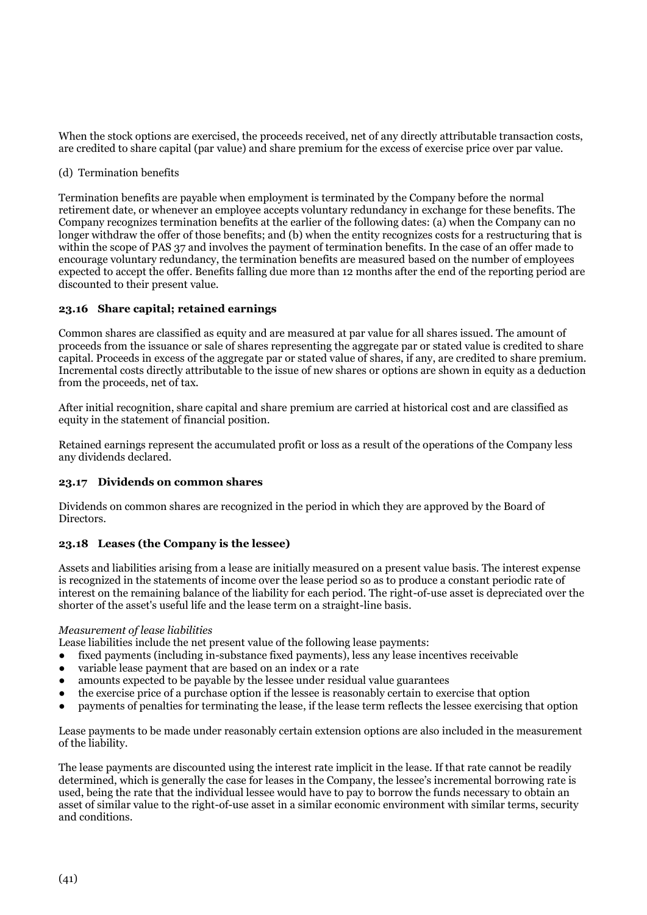When the stock options are exercised, the proceeds received, net of any directly attributable transaction costs, are credited to share capital (par value) and share premium for the excess of exercise price over par value.

(d) Termination benefits

Termination benefits are payable when employment is terminated by the Company before the normal retirement date, or whenever an employee accepts voluntary redundancy in exchange for these benefits. The Company recognizes termination benefits at the earlier of the following dates: (a) when the Company can no longer withdraw the offer of those benefits; and (b) when the entity recognizes costs for a restructuring that is within the scope of PAS 37 and involves the payment of termination benefits. In the case of an offer made to encourage voluntary redundancy, the termination benefits are measured based on the number of employees expected to accept the offer. Benefits falling due more than 12 months after the end of the reporting period are discounted to their present value.

### 23.16 Share capital; retained earnings

Common shares are classified as equity and are measured at par value for all shares issued. The amount of proceeds from the issuance or sale of shares representing the aggregate par or stated value is credited to share capital. Proceeds in excess of the aggregate par or stated value of shares, if any, are credited to share premium. Incremental costs directly attributable to the issue of new shares or options are shown in equity as a deduction from the proceeds, net of tax.

After initial recognition, share capital and share premium are carried at historical cost and are classified as equity in the statement of financial position.

Retained earnings represent the accumulated profit or loss as a result of the operations of the Company less any dividends declared.

### 23.17 Dividends on common shares

Dividends on common shares are recognized in the period in which they are approved by the Board of Directors.

### 23.18 Leases (the Company is the lessee)

Assets and liabilities arising from a lease are initially measured on a present value basis. The interest expense is recognized in the statements of income over the lease period so as to produce a constant periodic rate of interest on the remaining balance of the liability for each period. The right-of-use asset is depreciated over the shorter of the asset's useful life and the lease term on a straight-line basis.

*Measurement of lease liabilities*

Lease liabilities include the net present value of the following lease payments:

- fixed payments (including in-substance fixed payments), less any lease incentives receivable
- variable lease payment that are based on an index or a rate
- amounts expected to be payable by the lessee under residual value guarantees
- the exercise price of a purchase option if the lessee is reasonably certain to exercise that option
- payments of penalties for terminating the lease, if the lease term reflects the lessee exercising that option

Lease payments to be made under reasonably certain extension options are also included in the measurement of the liability.

The lease payments are discounted using the interest rate implicit in the lease. If that rate cannot be readily determined, which is generally the case for leases in the Company, the lessee's incremental borrowing rate is used, being the rate that the individual lessee would have to pay to borrow the funds necessary to obtain an asset of similar value to the right-of-use asset in a similar economic environment with similar terms, security and conditions.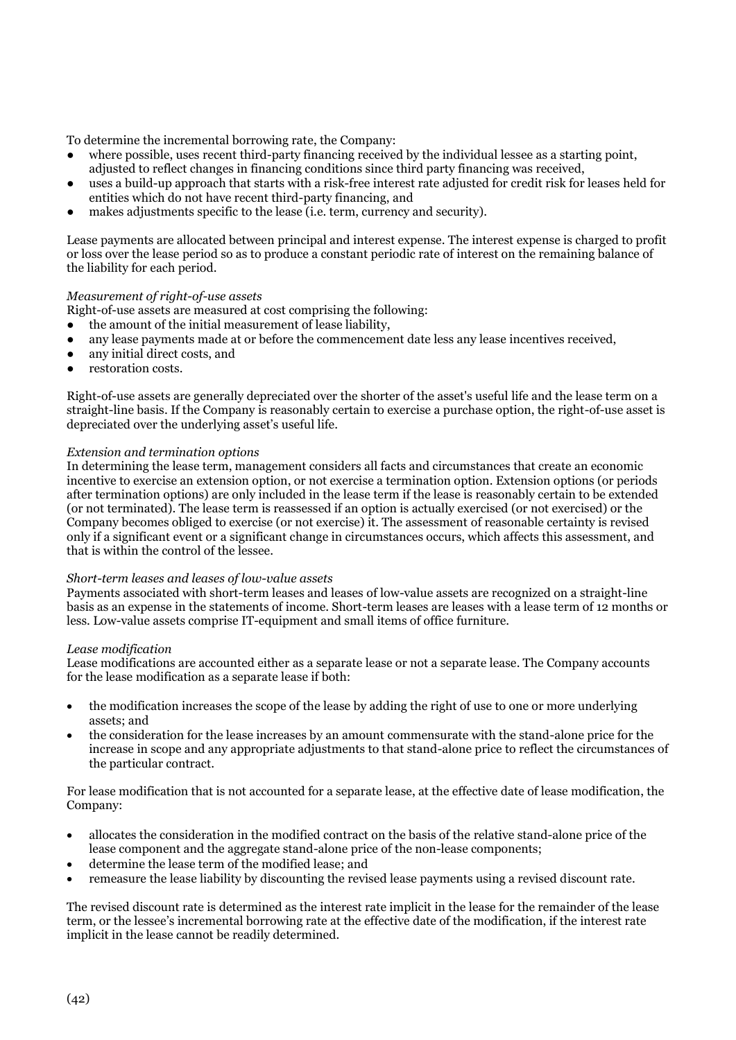To determine the incremental borrowing rate, the Company:

- where possible, uses recent third-party financing received by the individual lessee as a starting point, adjusted to reflect changes in financing conditions since third party financing was received,
- uses a build-up approach that starts with a risk-free interest rate adjusted for credit risk for leases held for entities which do not have recent third-party financing, and
- makes adjustments specific to the lease (i.e. term, currency and security).

Lease payments are allocated between principal and interest expense. The interest expense is charged to profit or loss over the lease period so as to produce a constant periodic rate of interest on the remaining balance of the liability for each period.

*Measurement of right-of-use assets*
Right-of-use assets are measured at cost comprising the following:

- the amount of the initial measurement of lease liability,
- any lease payments made at or before the commencement date less any lease incentives received,
- any initial direct costs, and
- restoration costs.

Right-of-use assets are generally depreciated over the shorter of the asset's useful life and the lease term on a straight-line basis. If the Company is reasonably certain to exercise a purchase option, the right-of-use asset is depreciated over the underlying asset's useful life.

*Extension and termination options*
In determining the lease term, management considers all facts and circumstances that create an economic incentive to exercise an extension option, or not exercise a termination option. Extension options (or periods after termination options) are only included in the lease term if the lease is reasonably certain to be extended (or not terminated). The lease term is reassessed if an option is actually exercised (or not exercised) or the Company becomes obliged to exercise (or not exercise) it. The assessment of reasonable certainty is revised only if a significant event or a significant change in circumstances occurs, which affects this assessment, and that is within the control of the lessee.

*Short-term leases and leases of low-value assets*
Payments associated with short-term leases and leases of low-value assets are recognized on a straight-line basis as an expense in the statements of income. Short-term leases are leases with a lease term of 12 months or less. Low-value assets comprise IT-equipment and small items of office furniture.

*Lease modification*
Lease modifications are accounted either as a separate lease or not a separate lease. The Company accounts for the lease modification as a separate lease if both:

- the modification increases the scope of the lease by adding the right of use to one or more underlying assets; and
- the consideration for the lease increases by an amount commensurate with the stand-alone price for the increase in scope and any appropriate adjustments to that stand-alone price to reflect the circumstances of the particular contract.

For lease modification that is not accounted for a separate lease, at the effective date of lease modification, the Company:

- allocates the consideration in the modified contract on the basis of the relative stand-alone price of the lease component and the aggregate stand-alone price of the non-lease components;
- determine the lease term of the modified lease; and
- remeasure the lease liability by discounting the revised lease payments using a revised discount rate.

The revised discount rate is determined as the interest rate implicit in the lease for the remainder of the lease term, or the lessee's incremental borrowing rate at the effective date of the modification, if the interest rate implicit in the lease cannot be readily determined.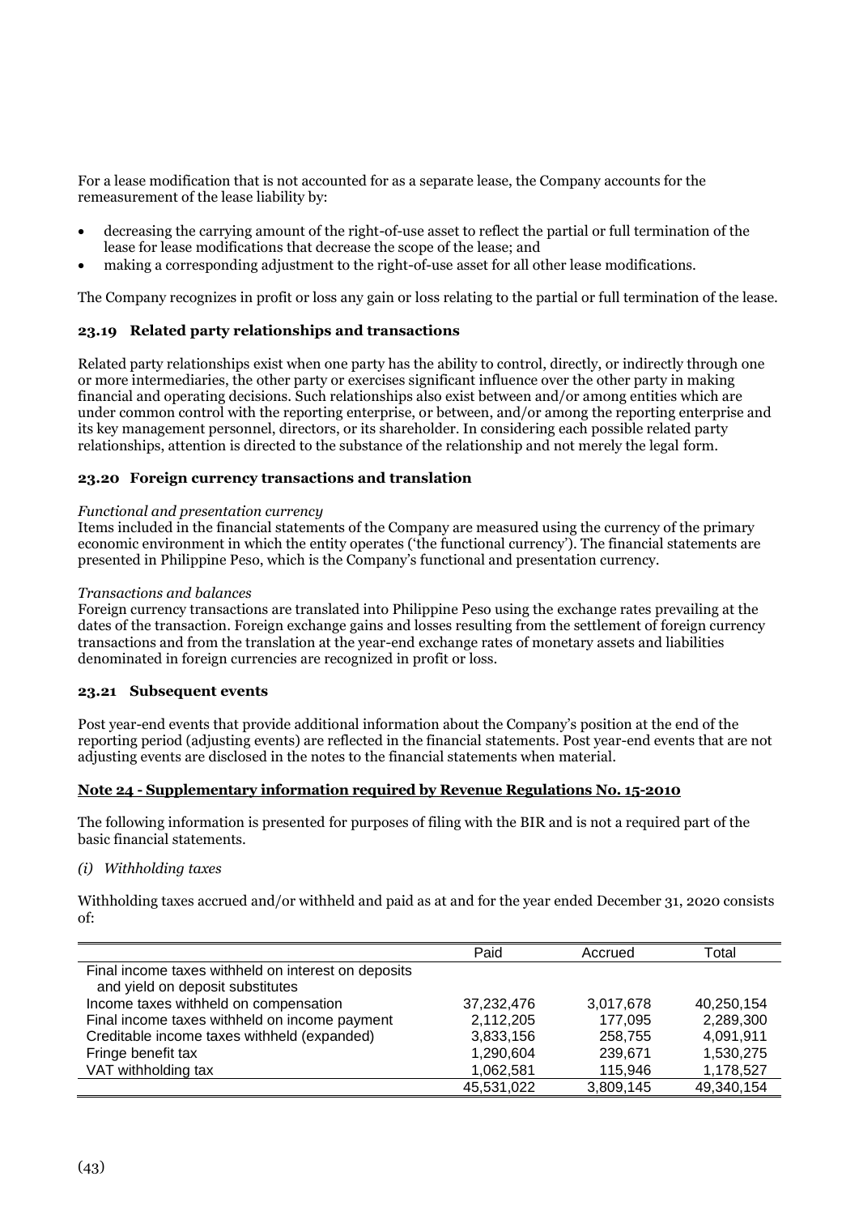For a lease modification that is not accounted for as a separate lease, the Company accounts for the remeasurement of the lease liability by:

- decreasing the carrying amount of the right-of-use asset to reflect the partial or full termination of the lease for lease modifications that decrease the scope of the lease; and
- making a corresponding adjustment to the right-of-use asset for all other lease modifications.

The Company recognizes in profit or loss any gain or loss relating to the partial or full termination of the lease.

### 23.19 Related party relationships and transactions

Related party relationships exist when one party has the ability to control, directly, or indirectly through one or more intermediaries, the other party or exercises significant influence over the other party in making financial and operating decisions. Such relationships also exist between and/or among entities which are under common control with the reporting enterprise, or between, and/or among the reporting enterprise and its key management personnel, directors, or its shareholder. In considering each possible related party relationships, attention is directed to the substance of the relationship and not merely the legal form.

### 23.20 Foreign currency transactions and translation

*Functional and presentation currency*
Items included in the financial statements of the Company are measured using the currency of the primary economic environment in which the entity operates ('the functional currency'). The financial statements are presented in Philippine Peso, which is the Company's functional and presentation currency.

*Transactions and balances*
Foreign currency transactions are translated into Philippine Peso using the exchange rates prevailing at the dates of the transaction. Foreign exchange gains and losses resulting from the settlement of foreign currency transactions and from the translation at the year-end exchange rates of monetary assets and liabilities denominated in foreign currencies are recognized in profit or loss.

### 23.21 Subsequent events

Post year-end events that provide additional information about the Company's position at the end of the reporting period (adjusting events) are reflected in the financial statements. Post year-end events that are not adjusting events are disclosed in the notes to the financial statements when material.

## Note 24 - Supplementary information required by Revenue Regulations No. 15-2010

The following information is presented for purposes of filing with the BIR and is not a required part of the basic financial statements.

*(i) Withholding taxes*

Withholding taxes accrued and/or withheld and paid as at and for the year ended December 31, 2020 consists of:

| | Paid | Accrued | Total |
|---|---|---|---|
| Final income taxes withheld on interest on deposits and yield on deposit substitutes | | | |
| Income taxes withheld on compensation | 37,232,476 | 3,017,678 | 40,250,154 |
| Final income taxes withheld on income payment | 2,112,205 | 177,095 | 2,289,300 |
| Creditable income taxes withheld (expanded) | 3,833,156 | 258,755 | 4,091,911 |
| Fringe benefit tax | 1,290,604 | 239,671 | 1,530,275 |
| VAT withholding tax | 1,062,581 | 115,946 | 1,178,527 |
| | 45,531,022 | 3,809,145 | 49,340,154 |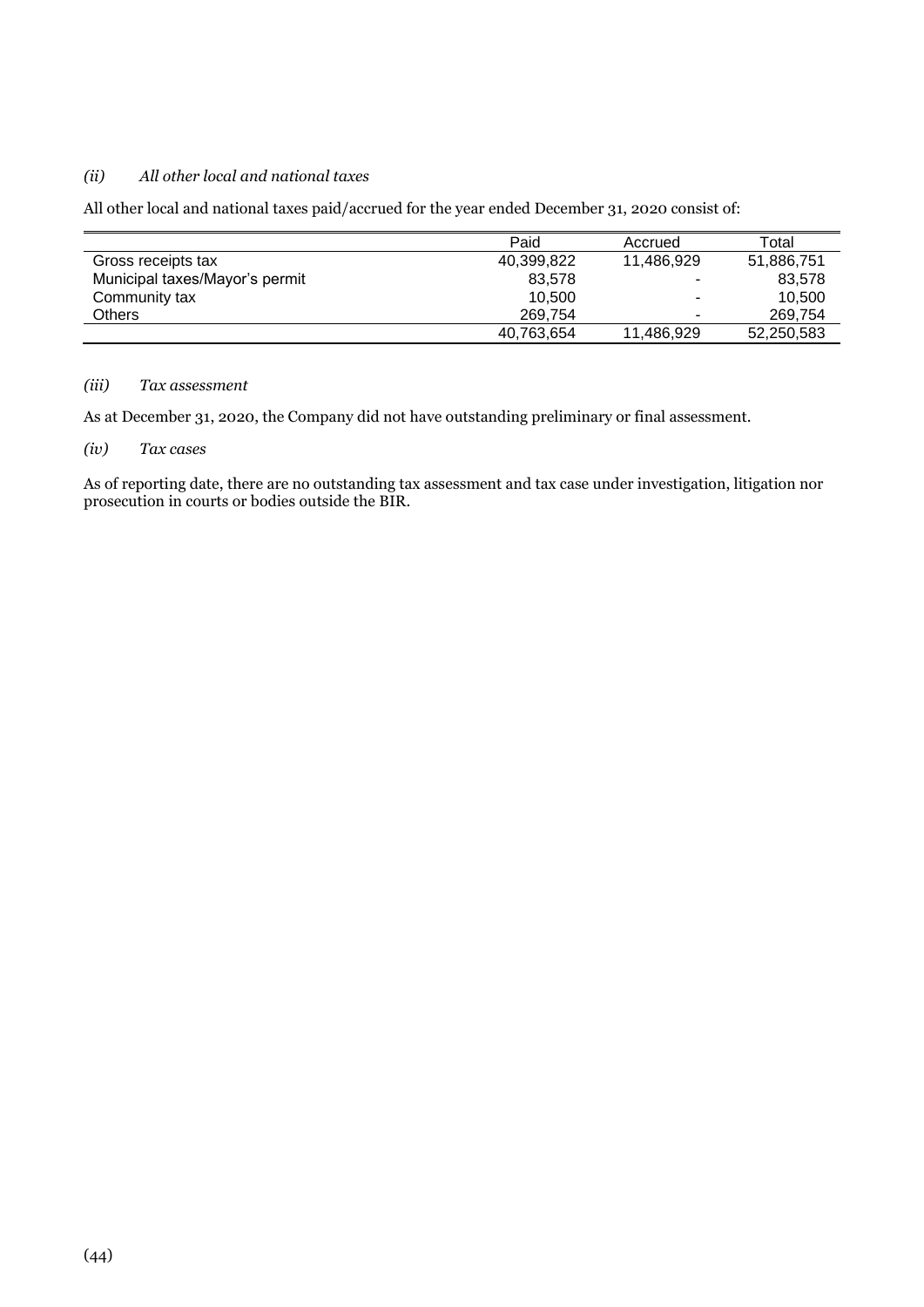*(ii) All other local and national taxes*

All other local and national taxes paid/accrued for the year ended December 31, 2020 consist of:

| | Paid | Accrued | Total |
|---|---|---|---|
| Gross receipts tax | 40,399,822 | 11,486,929 | 51,886,751 |
| Municipal taxes/Mayor's permit | 83,578 | - | 83,578 |
| Community tax | 10,500 | - | 10,500 |
| Others | 269,754 | - | 269,754 |
| | 40,763,654 | 11,486,929 | 52,250,583 |

*(iii) Tax assessment*

As at December 31, 2020, the Company did not have outstanding preliminary or final assessment.

*(iv) Tax cases*

As of reporting date, there are no outstanding tax assessment and tax case under investigation, litigation nor prosecution in courts or bodies outside the BIR.